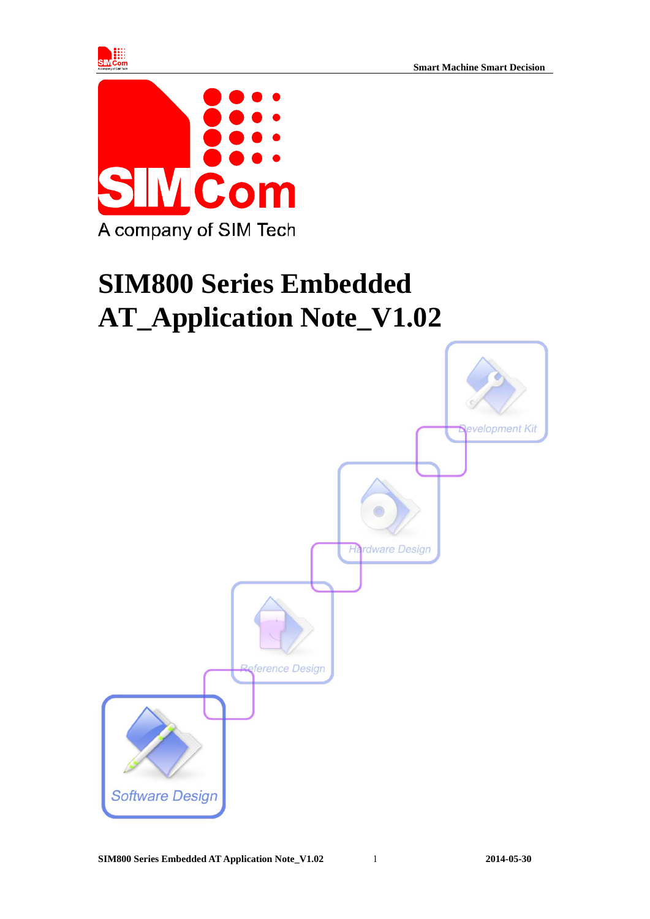# SIM800 Series Embedded AT_Application Note_V1.02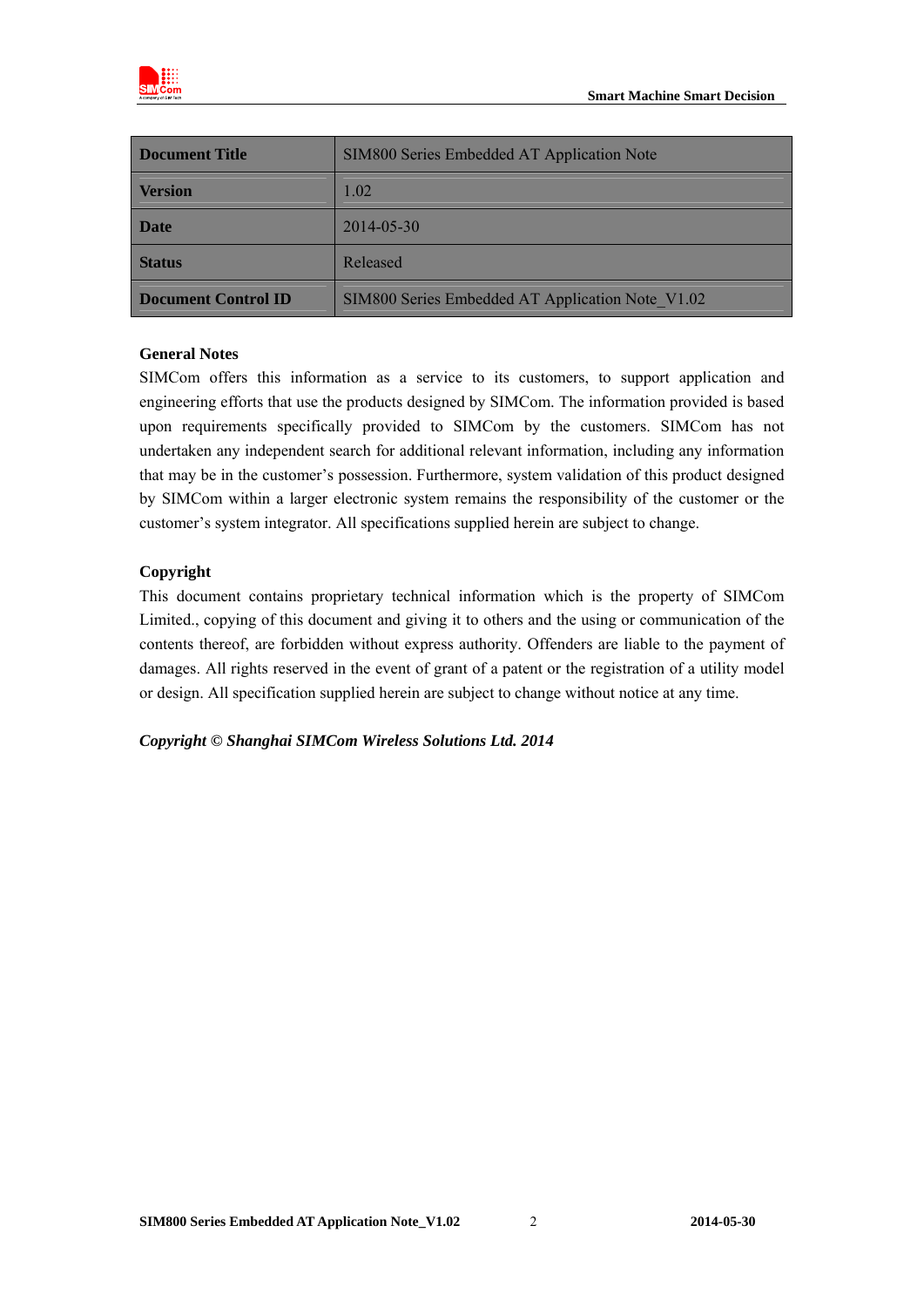| Document Title | SIM800 Series Embedded AT Application Note |
|---|---|
| Version | 1.02 |
| Date | 2014-05-30 |
| Status | Released |
| Document Control ID | SIM800 Series Embedded AT Application Note_V1.02 |

**General Notes**

SIMCom offers this information as a service to its customers, to support application and engineering efforts that use the products designed by SIMCom. The information provided is based upon requirements specifically provided to SIMCom by the customers. SIMCom has not undertaken any independent search for additional relevant information, including any information that may be in the customer's possession. Furthermore, system validation of this product designed by SIMCom within a larger electronic system remains the responsibility of the customer or the customer's system integrator. All specifications supplied herein are subject to change.

**Copyright**

This document contains proprietary technical information which is the property of SIMCom Limited., copying of this document and giving it to others and the using or communication of the contents thereof, are forbidden without express authority. Offenders are liable to the payment of damages. All rights reserved in the event of grant of a patent or the registration of a utility model or design. All specification supplied herein are subject to change without notice at any time.

***Copyright © Shanghai SIMCom Wireless Solutions Ltd. 2014***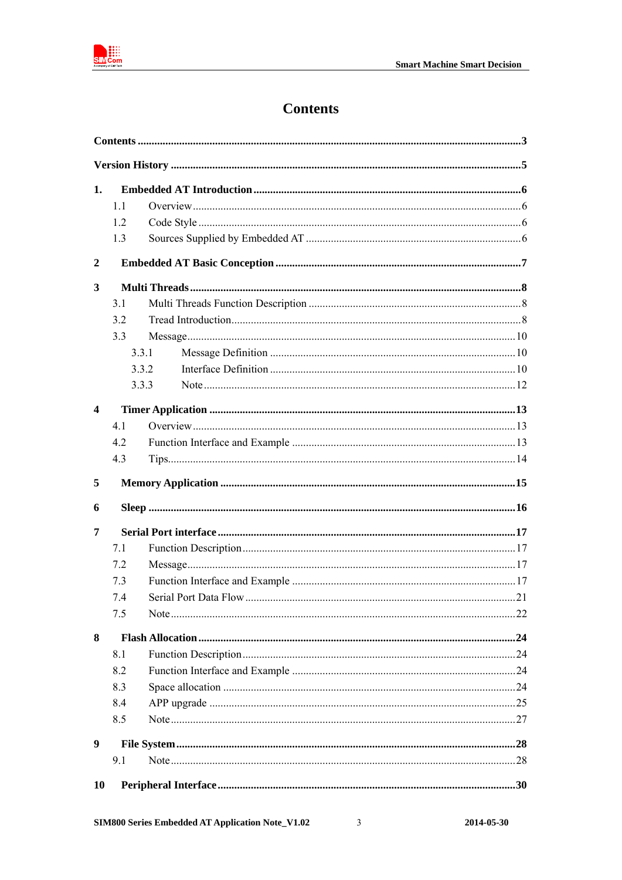# Contents

**Contents** .......................................................................................................................................3

**Version History** ...........................................................................................................................5

**1. Embedded AT Introduction** .....................................................................................................6

- 1.1 Overview ........................................................................................................................6
- 1.2 Code Style ......................................................................................................................6
- 1.3 Sources Supplied by Embedded AT ...............................................................................6

**2 Embedded AT Basic Conception** ..................................................................................................7

**3 Multi Threads** ...............................................................................................................................8

- 3.1 Multi Threads Function Description ...............................................................................8
- 3.2 Tread Introduction ...........................................................................................................8
- 3.3 Message .........................................................................................................................10
  - 3.3.1 Message Definition ...............................................................................................10
  - 3.3.2 Interface Definition ...............................................................................................10
  - 3.3.3 Note ......................................................................................................................12

**4 Timer Application** .......................................................................................................................13

- 4.1 Overview .......................................................................................................................13
- 4.2 Function Interface and Example ....................................................................................13
- 4.3 Tips ................................................................................................................................14

**5 Memory Application** ....................................................................................................................15

**6 Sleep** ...........................................................................................................................................16

**7 Serial Port interface** ....................................................................................................................17

- 7.1 Function Description .....................................................................................................17
- 7.2 Message .........................................................................................................................17
- 7.3 Function Interface and Example ....................................................................................17
- 7.4 Serial Port Data Flow .....................................................................................................21
- 7.5 Note ...............................................................................................................................22

**8 Flash Allocation** ..........................................................................................................................24

- 8.1 Function Description .....................................................................................................24
- 8.2 Function Interface and Example ....................................................................................24
- 8.3 Space allocation .............................................................................................................24
- 8.4 APP upgrade ..................................................................................................................25
- 8.5 Note ...............................................................................................................................27

**9 File System** ..................................................................................................................................28

- 9.1 Note ...............................................................................................................................28

**10 Peripheral Interface** ...................................................................................................................30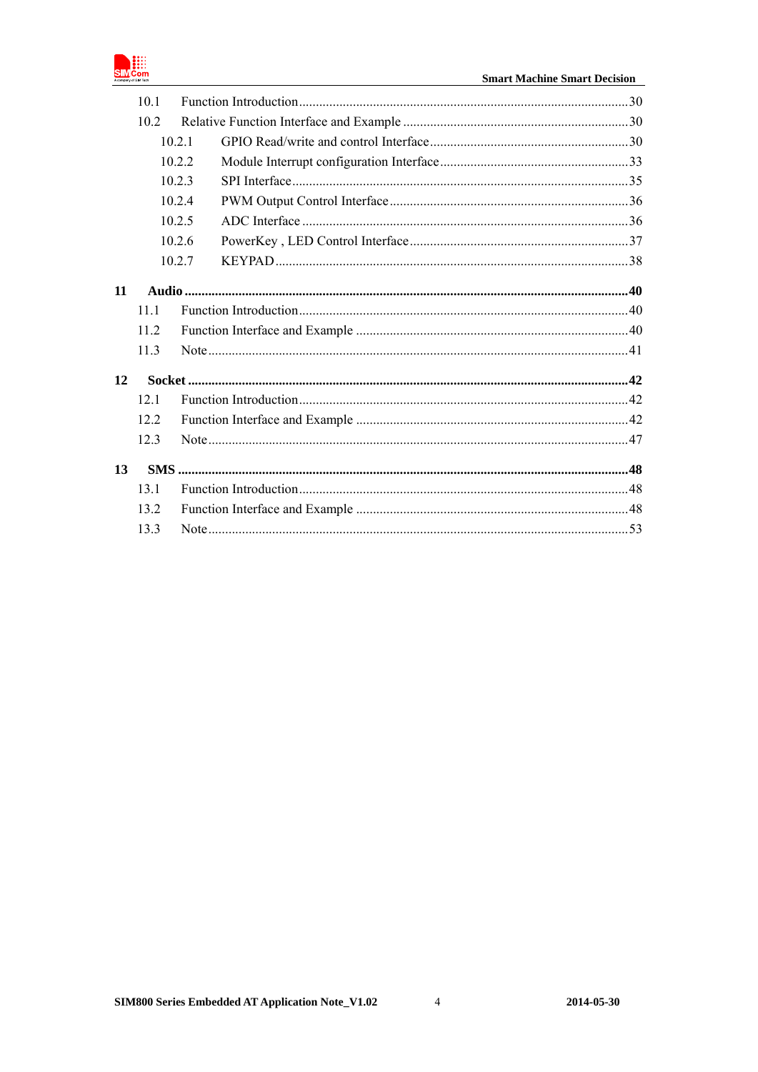10.1 Function Introduction ........ 30

10.2 Relative Function Interface and Example ........ 30

10.2.1 GPIO Read/write and control Interface ........ 30

10.2.2 Module Interrupt configuration Interface ........ 33

10.2.3 SPI Interface ........ 35

10.2.4 PWM Output Control Interface ........ 36

10.2.5 ADC Interface ........ 36

10.2.6 PowerKey , LED Control Interface ........ 37

10.2.7 KEYPAD ........ 38

**11 Audio ........ 40**

11.1 Function Introduction ........ 40

11.2 Function Interface and Example ........ 40

11.3 Note ........ 41

**12 Socket ........ 42**

12.1 Function Introduction ........ 42

12.2 Function Interface and Example ........ 42

12.3 Note ........ 47

**13 SMS ........ 48**

13.1 Function Introduction ........ 48

13.2 Function Interface and Example ........ 48

13.3 Note ........ 53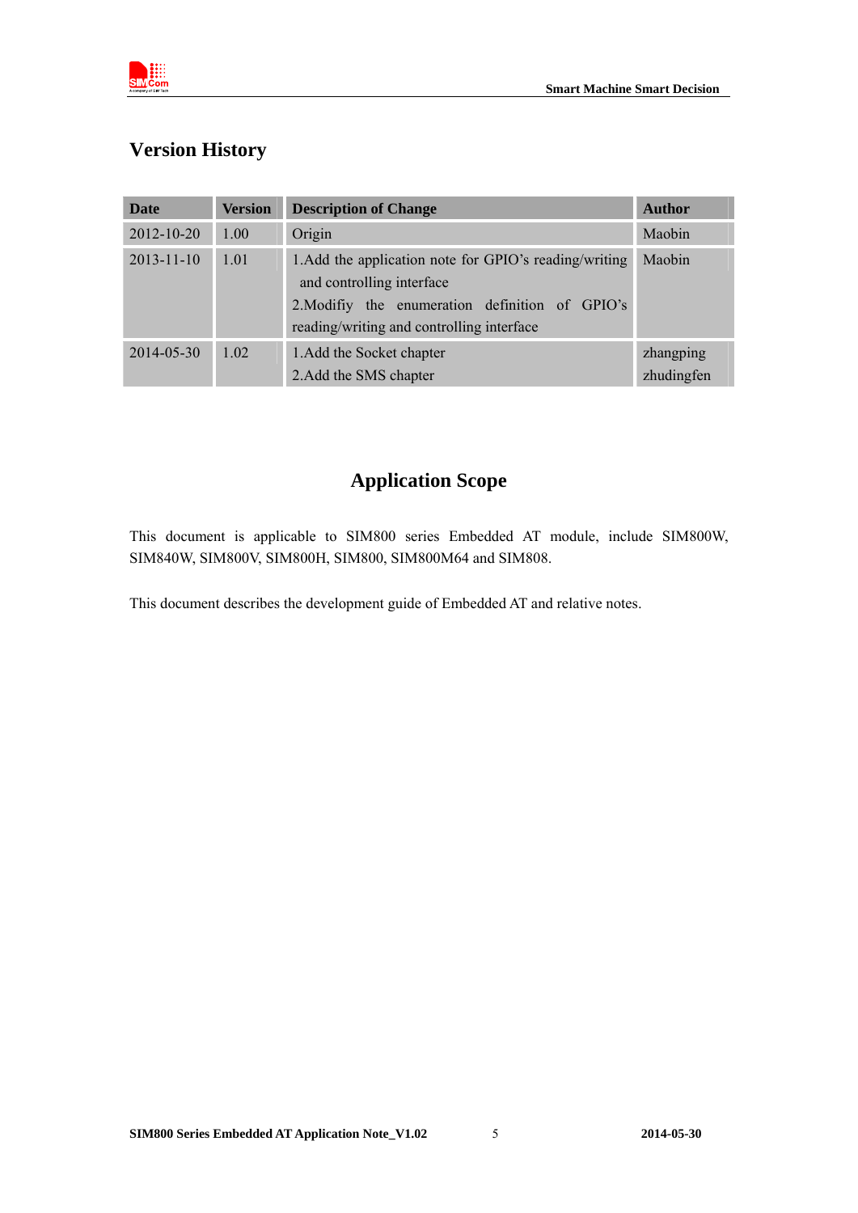# Version History

| Date | Version | Description of Change | Author |
|---|---|---|---|
| 2012-10-20 | 1.00 | Origin | Maobin |
| 2013-11-10 | 1.01 | 1.Add the application note for GPIO's reading/writing and controlling interface<br>2.Modifiy the enumeration definition of GPIO's reading/writing and controlling interface | Maobin |
| 2014-05-30 | 1.02 | 1.Add the Socket chapter<br>2.Add the SMS chapter | zhangping<br>zhudingfen |

# Application Scope

This document is applicable to SIM800 series Embedded AT module, include SIM800W, SIM840W, SIM800V, SIM800H, SIM800, SIM800M64 and SIM808.

This document describes the development guide of Embedded AT and relative notes.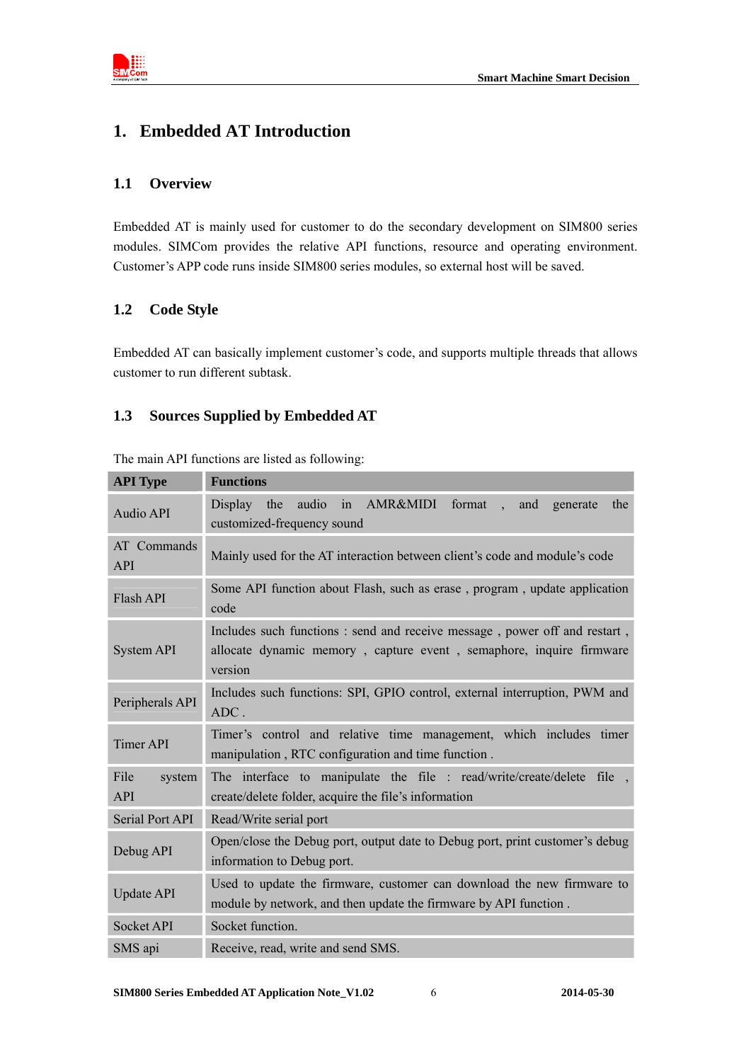# 1. Embedded AT Introduction

## 1.1 Overview

Embedded AT is mainly used for customer to do the secondary development on SIM800 series modules. SIMCom provides the relative API functions, resource and operating environment. Customer's APP code runs inside SIM800 series modules, so external host will be saved.

## 1.2 Code Style

Embedded AT can basically implement customer's code, and supports multiple threads that allows customer to run different subtask.

## 1.3 Sources Supplied by Embedded AT

The main API functions are listed as following:

| API Type | Functions |
|---|---|
| Audio API | Display the audio in AMR&MIDI format , and generate the customized-frequency sound |
| AT Commands API | Mainly used for the AT interaction between client's code and module's code |
| Flash API | Some API function about Flash, such as erase , program , update application code |
| System API | Includes such functions : send and receive message , power off and restart , allocate dynamic memory , capture event , semaphore, inquire firmware version |
| Peripherals API | Includes such functions: SPI, GPIO control, external interruption, PWM and ADC . |
| Timer API | Timer's control and relative time management, which includes timer manipulation , RTC configuration and time function . |
| File system API | The interface to manipulate the file : read/write/create/delete file , create/delete folder, acquire the file's information |
| Serial Port API | Read/Write serial port |
| Debug API | Open/close the Debug port, output date to Debug port, print customer's debug information to Debug port. |
| Update API | Used to update the firmware, customer can download the new firmware to module by network, and then update the firmware by API function . |
| Socket API | Socket function. |
| SMS api | Receive, read, write and send SMS. |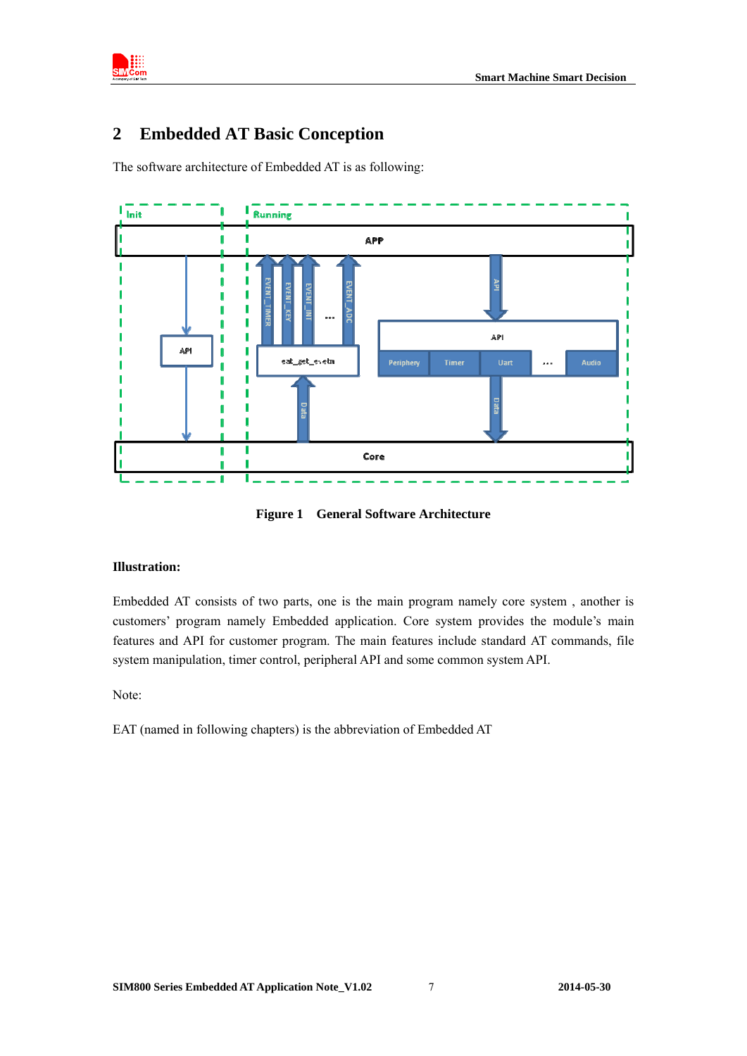# 2 Embedded AT Basic Conception

The software architecture of Embedded AT is as following:

**Figure 1 General Software Architecture**

**Illustration:**

Embedded AT consists of two parts, one is the main program namely core system , another is customers' program namely Embedded application. Core system provides the module's main features and API for customer program. The main features include standard AT commands, file system manipulation, timer control, peripheral API and some common system API.

Note:

EAT (named in following chapters) is the abbreviation of Embedded AT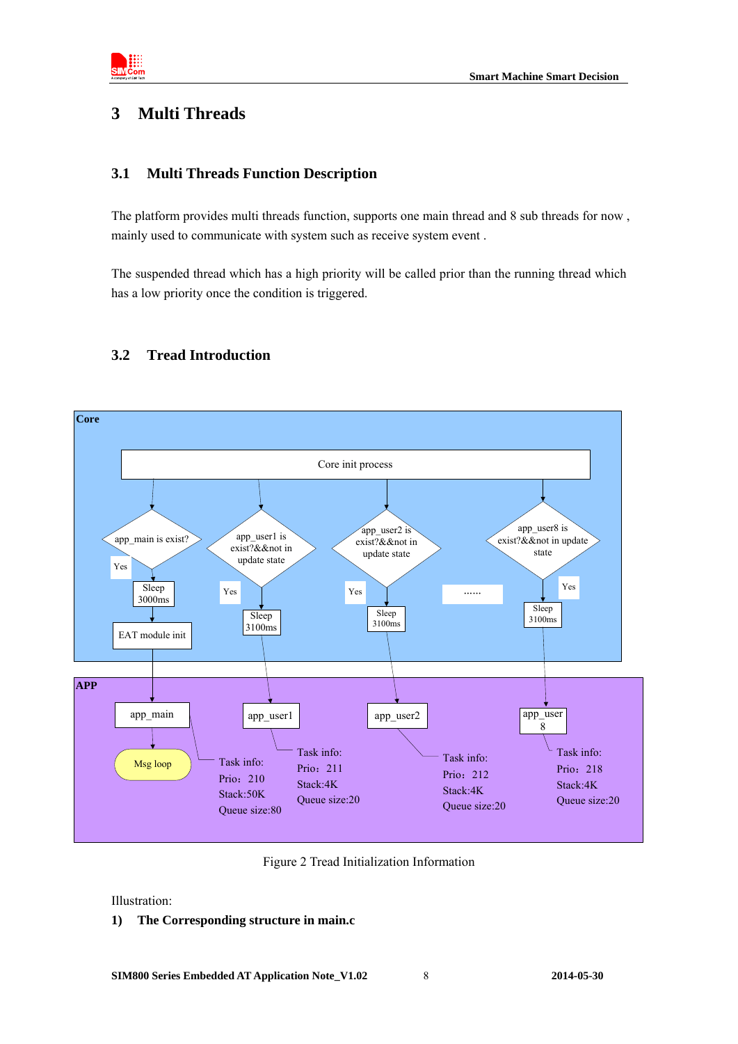# 3 Multi Threads

## 3.1 Multi Threads Function Description

The platform provides multi threads function, supports one main thread and 8 sub threads for now , mainly used to communicate with system such as receive system event .

The suspended thread which has a high priority will be called prior than the running thread which has a low priority once the condition is triggered.

## 3.2 Tread Introduction

**Core**

Core init process

- app_main is exist? → Yes → Sleep 3000ms → EAT module init
- app_user1 is exist?&&not in update state → Yes → Sleep 3100ms
- app_user2 is exist?&&not in update state → Yes → Sleep 3100ms
- ......
- app_user8 is exist?&&not in update state → Yes → Sleep 3100ms

**APP**

- app_main → Msg loop
  Task info:
  Prio：210
  Stack:50K
  Queue size:80
- app_user1
  Task info:
  Prio：211
  Stack:4K
  Queue size:20
- app_user2
  Task info:
  Prio：212
  Stack:4K
  Queue size:20
- app_user 8
  Task info:
  Prio：218
  Stack:4K
  Queue size:20

Figure 2 Tread Initialization Information

Illustration:

1) **The Corresponding structure in main.c**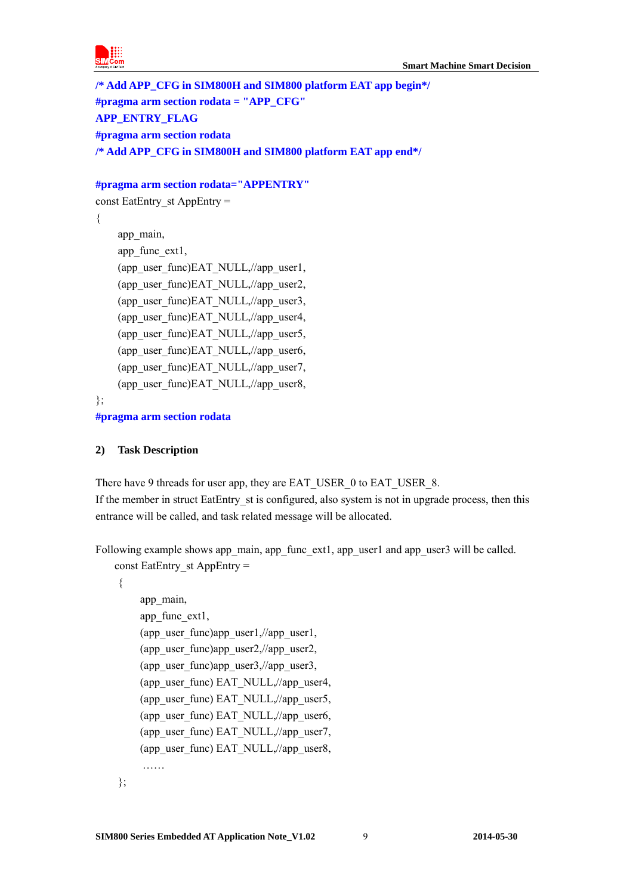```
/* Add APP_CFG in SIM800H and SIM800 platform EAT app begin*/
#pragma arm section rodata = "APP_CFG"
APP_ENTRY_FLAG
#pragma arm section rodata
/* Add APP_CFG in SIM800H and SIM800 platform EAT app end*/

#pragma arm section rodata="APPENTRY"
const EatEntry_st AppEntry =
{
    app_main,
    app_func_ext1,
    (app_user_func)EAT_NULL,//app_user1,
    (app_user_func)EAT_NULL,//app_user2,
    (app_user_func)EAT_NULL,//app_user3,
    (app_user_func)EAT_NULL,//app_user4,
    (app_user_func)EAT_NULL,//app_user5,
    (app_user_func)EAT_NULL,//app_user6,
    (app_user_func)EAT_NULL,//app_user7,
    (app_user_func)EAT_NULL,//app_user8,
};
#pragma arm section rodata
```

**2) Task Description**

There have 9 threads for user app, they are EAT_USER_0 to EAT_USER_8.
If the member in struct EatEntry_st is configured, also system is not in upgrade process, then this entrance will be called, and task related message will be allocated.

Following example shows app_main, app_func_ext1, app_user1 and app_user3 will be called.

```
const EatEntry_st AppEntry =
{
    app_main,
    app_func_ext1,
    (app_user_func)app_user1,//app_user1,
    (app_user_func)app_user2,//app_user2,
    (app_user_func)app_user3,//app_user3,
    (app_user_func) EAT_NULL,//app_user4,
    (app_user_func) EAT_NULL,//app_user5,
    (app_user_func) EAT_NULL,//app_user6,
    (app_user_func) EAT_NULL,//app_user7,
    (app_user_func) EAT_NULL,//app_user8,
    ……
};
```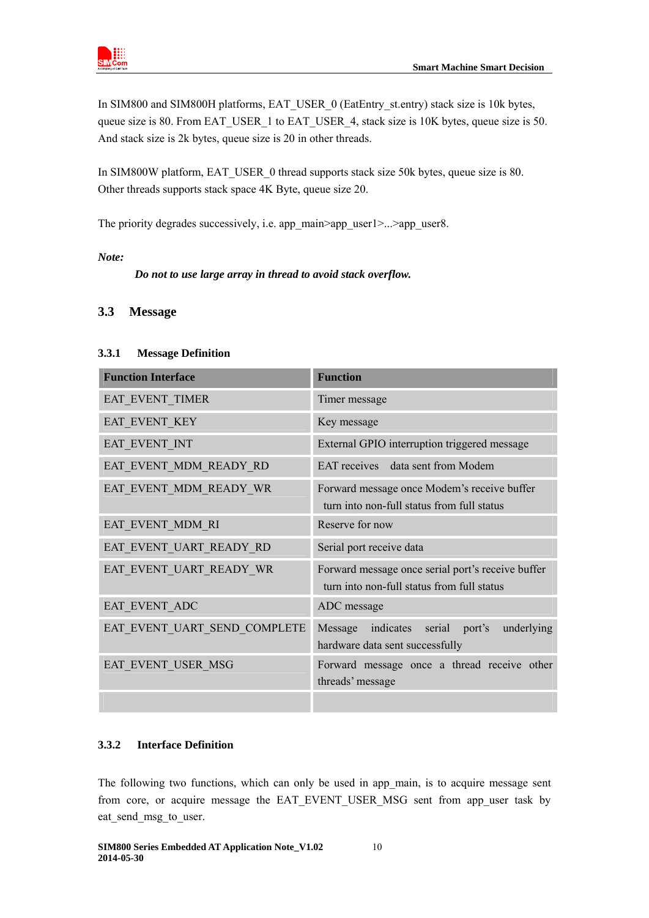In SIM800 and SIM800H platforms, EAT_USER_0 (EatEntry_st.entry) stack size is 10k bytes, queue size is 80. From EAT_USER_1 to EAT_USER_4, stack size is 10K bytes, queue size is 50. And stack size is 2k bytes, queue size is 20 in other threads.

In SIM800W platform, EAT_USER_0 thread supports stack size 50k bytes, queue size is 80. Other threads supports stack space 4K Byte, queue size 20.

The priority degrades successively, i.e. app_main>app_user1>...>app_user8.

***Note:***

***Do not to use large array in thread to avoid stack overflow.***

## 3.3 Message

### 3.3.1 Message Definition

| Function Interface | Function |
|---|---|
| EAT_EVENT_TIMER | Timer message |
| EAT_EVENT_KEY | Key message |
| EAT_EVENT_INT | External GPIO interruption triggered message |
| EAT_EVENT_MDM_READY_RD | EAT receives data sent from Modem |
| EAT_EVENT_MDM_READY_WR | Forward message once Modem's receive buffer turn into non-full status from full status |
| EAT_EVENT_MDM_RI | Reserve for now |
| EAT_EVENT_UART_READY_RD | Serial port receive data |
| EAT_EVENT_UART_READY_WR | Forward message once serial port's receive buffer turn into non-full status from full status |
| EAT_EVENT_ADC | ADC message |
| EAT_EVENT_UART_SEND_COMPLETE | Message indicates serial port's underlying hardware data sent successfully |
| EAT_EVENT_USER_MSG | Forward message once a thread receive other threads' message |
| | |

### 3.3.2 Interface Definition

The following two functions, which can only be used in app_main, is to acquire message sent from core, or acquire message the EAT_EVENT_USER_MSG sent from app_user task by eat_send_msg_to_user.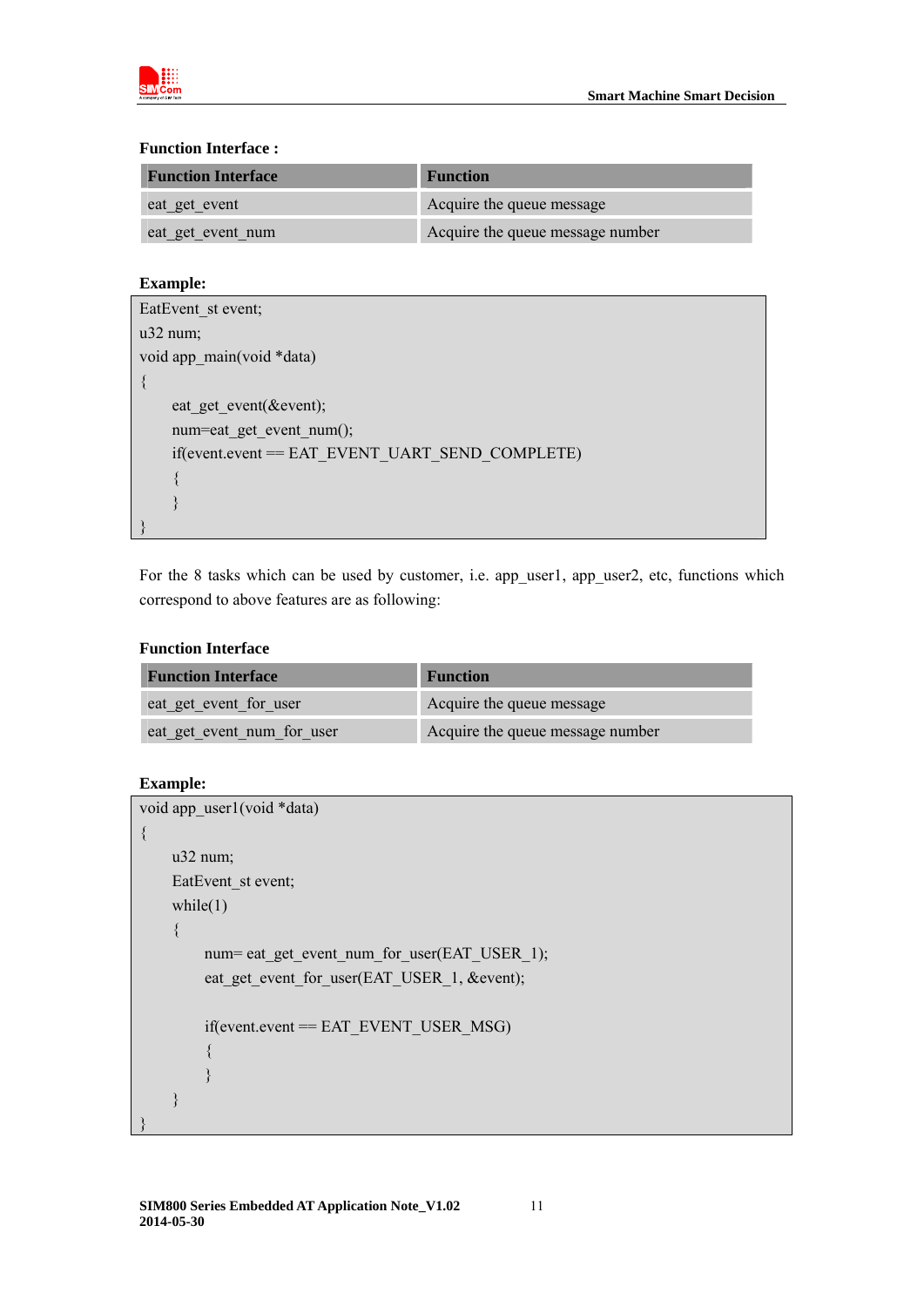**Function Interface :**

| Function Interface | Function |
| --- | --- |
| eat_get_event | Acquire the queue message |
| eat_get_event_num | Acquire the queue message number |

**Example:**

```
EatEvent_st event;
u32 num;
void app_main(void *data)
{
    eat_get_event(&event);
    num=eat_get_event_num();
    if(event.event == EAT_EVENT_UART_SEND_COMPLETE)
    {
    }
}
```

For the 8 tasks which can be used by customer, i.e. app_user1, app_user2, etc, functions which correspond to above features are as following:

**Function Interface**

| Function Interface | Function |
| --- | --- |
| eat_get_event_for_user | Acquire the queue message |
| eat_get_event_num_for_user | Acquire the queue message number |

**Example:**

```
void app_user1(void *data)
{
    u32 num;
    EatEvent_st event;
    while(1)
    {
        num= eat_get_event_num_for_user(EAT_USER_1);
        eat_get_event_for_user(EAT_USER_1, &event);

        if(event.event == EAT_EVENT_USER_MSG)
        {
        }
    }
}
```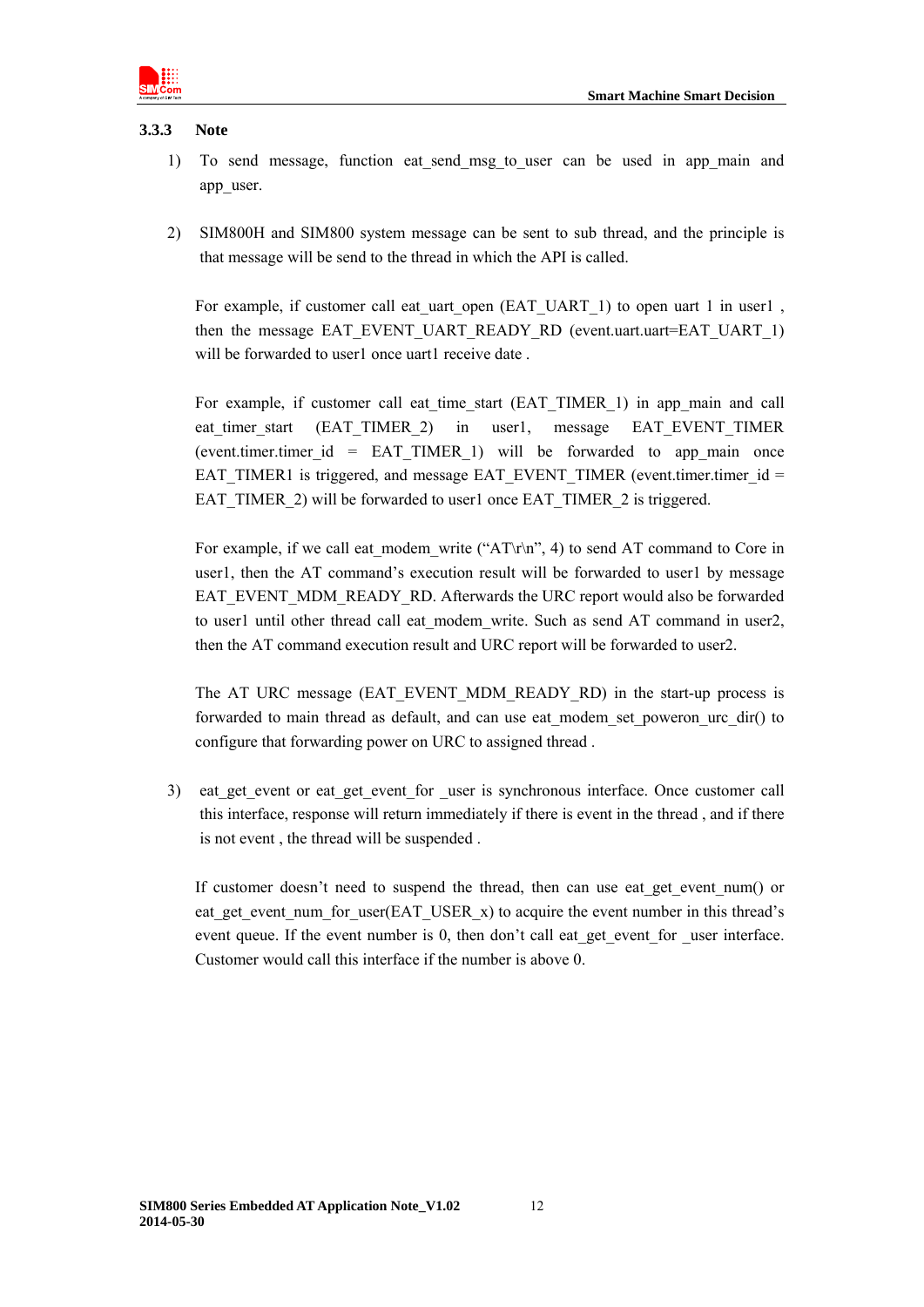### 3.3.3 Note

1) To send message, function eat_send_msg_to_user can be used in app_main and app_user.

2) SIM800H and SIM800 system message can be sent to sub thread, and the principle is that message will be send to the thread in which the API is called.

   For example, if customer call eat_uart_open (EAT_UART_1) to open uart 1 in user1 , then the message EAT_EVENT_UART_READY_RD (event.uart.uart=EAT_UART_1) will be forwarded to user1 once uart1 receive date .

   For example, if customer call eat_time_start (EAT_TIMER_1) in app_main and call eat_timer_start (EAT_TIMER_2) in user1, message EAT_EVENT_TIMER (event.timer.timer_id = EAT_TIMER_1) will be forwarded to app_main once EAT_TIMER1 is triggered, and message EAT_EVENT_TIMER (event.timer.timer_id = EAT_TIMER_2) will be forwarded to user1 once EAT_TIMER_2 is triggered.

   For example, if we call eat_modem_write ("AT\r\n", 4) to send AT command to Core in user1, then the AT command's execution result will be forwarded to user1 by message EAT_EVENT_MDM_READY_RD. Afterwards the URC report would also be forwarded to user1 until other thread call eat_modem_write. Such as send AT command in user2, then the AT command execution result and URC report will be forwarded to user2.

   The AT URC message (EAT_EVENT_MDM_READY_RD) in the start-up process is forwarded to main thread as default, and can use eat_modem_set_poweron_urc_dir() to configure that forwarding power on URC to assigned thread .

3) eat_get_event or eat_get_event_for _user is synchronous interface. Once customer call this interface, response will return immediately if there is event in the thread , and if there is not event , the thread will be suspended .

   If customer doesn't need to suspend the thread, then can use eat_get_event_num() or eat_get_event_num_for_user(EAT_USER_x) to acquire the event number in this thread's event queue. If the event number is 0, then don't call eat_get_event_for _user interface. Customer would call this interface if the number is above 0.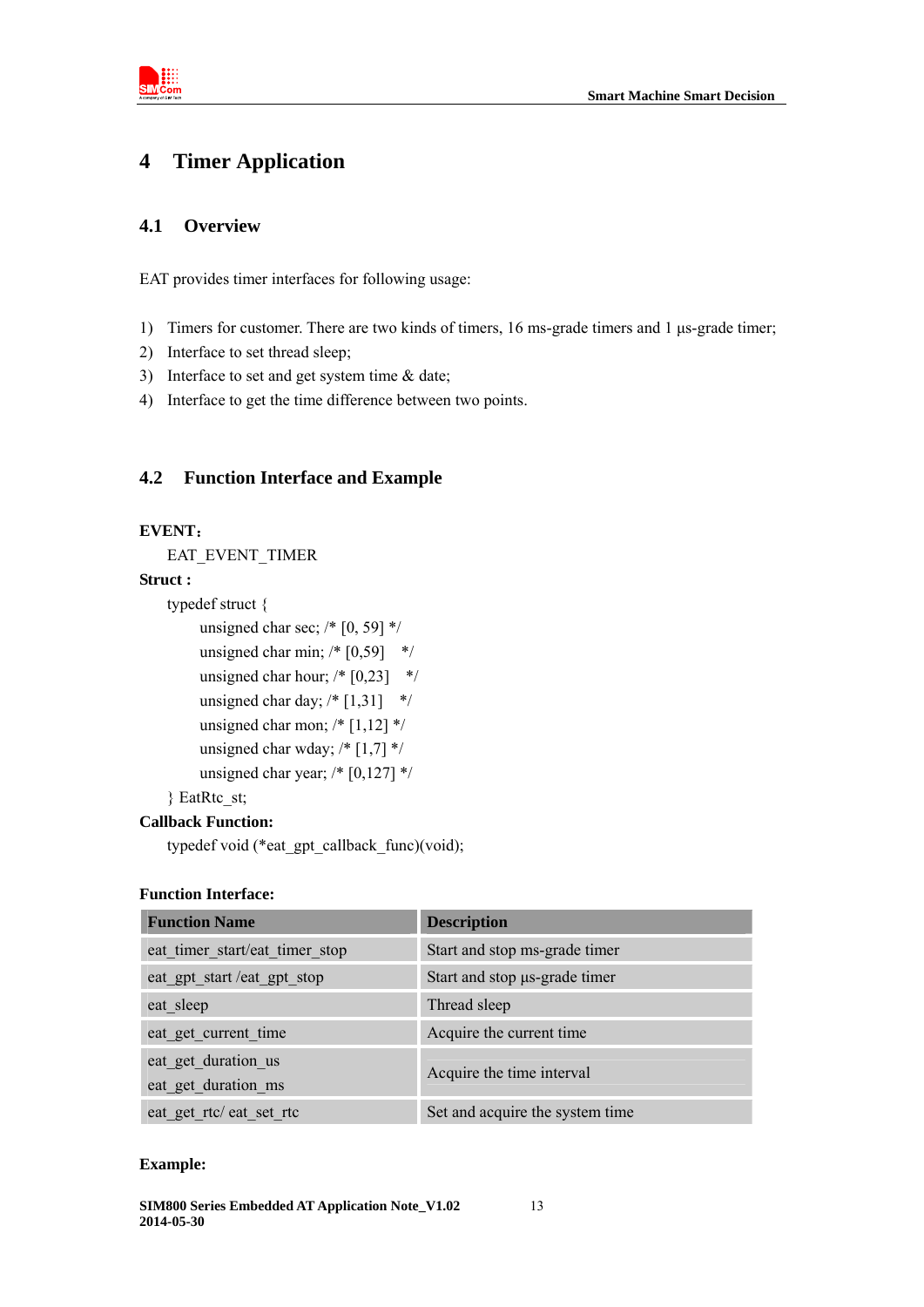# 4 Timer Application

## 4.1 Overview

EAT provides timer interfaces for following usage:

1) Timers for customer. There are two kinds of timers, 16 ms-grade timers and 1 μs-grade timer;
2) Interface to set thread sleep;
3) Interface to set and get system time & date;
4) Interface to get the time difference between two points.

## 4.2 Function Interface and Example

**EVENT：**

EAT_EVENT_TIMER

**Struct :**

```
typedef struct {
    unsigned char sec; /* [0, 59] */
    unsigned char min; /* [0,59]   */
    unsigned char hour; /* [0,23]   */
    unsigned char day; /* [1,31]   */
    unsigned char mon; /* [1,12] */
    unsigned char wday; /* [1,7] */
    unsigned char year; /* [0,127] */
} EatRtc_st;
```

**Callback Function:**

```
typedef void (*eat_gpt_callback_func)(void);
```

**Function Interface:**

| Function Name | Description |
| --- | --- |
| eat_timer_start/eat_timer_stop | Start and stop ms-grade timer |
| eat_gpt_start /eat_gpt_stop | Start and stop μs-grade timer |
| eat_sleep | Thread sleep |
| eat_get_current_time | Acquire the current time |
| eat_get_duration_us<br>eat_get_duration_ms | Acquire the time interval |
| eat_get_rtc/ eat_set_rtc | Set and acquire the system time |

**Example:**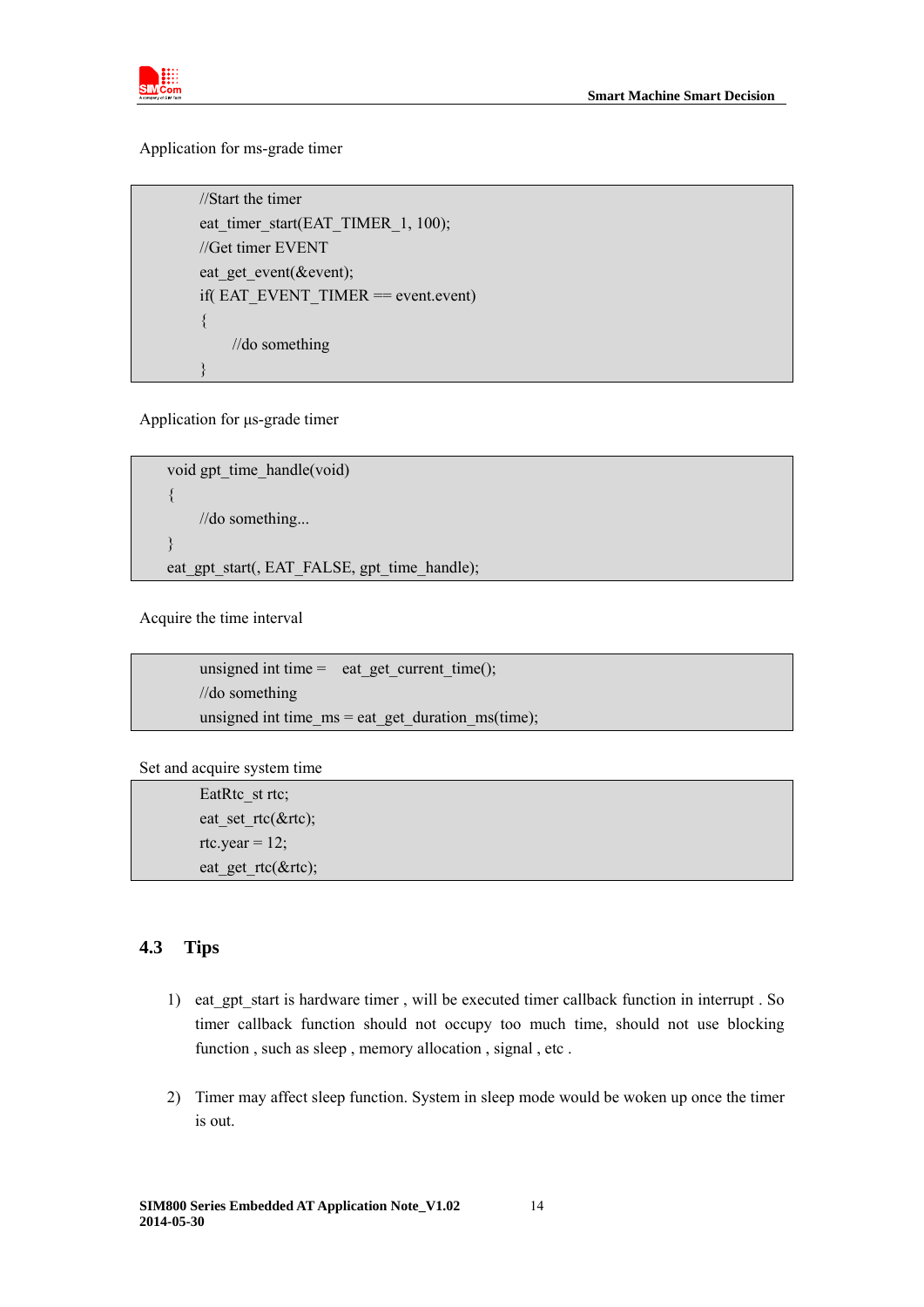Application for ms-grade timer

```
//Start the timer
eat_timer_start(EAT_TIMER_1, 100);
//Get timer EVENT
eat_get_event(&event);
if( EAT_EVENT_TIMER == event.event)
{
    //do something
}
```

Application for µs-grade timer

```
void gpt_time_handle(void)
{
    //do something...
}
eat_gpt_start(, EAT_FALSE, gpt_time_handle);
```

Acquire the time interval

```
unsigned int time =   eat_get_current_time();
//do something
unsigned int time_ms = eat_get_duration_ms(time);
```

Set and acquire system time

```
EatRtc_st rtc;
eat_set_rtc(&rtc);
rtc.year = 12;
eat_get_rtc(&rtc);
```

## 4.3 Tips

1) eat_gpt_start is hardware timer , will be executed timer callback function in interrupt . So timer callback function should not occupy too much time, should not use blocking function , such as sleep , memory allocation , signal , etc .

2) Timer may affect sleep function. System in sleep mode would be woken up once the timer is out.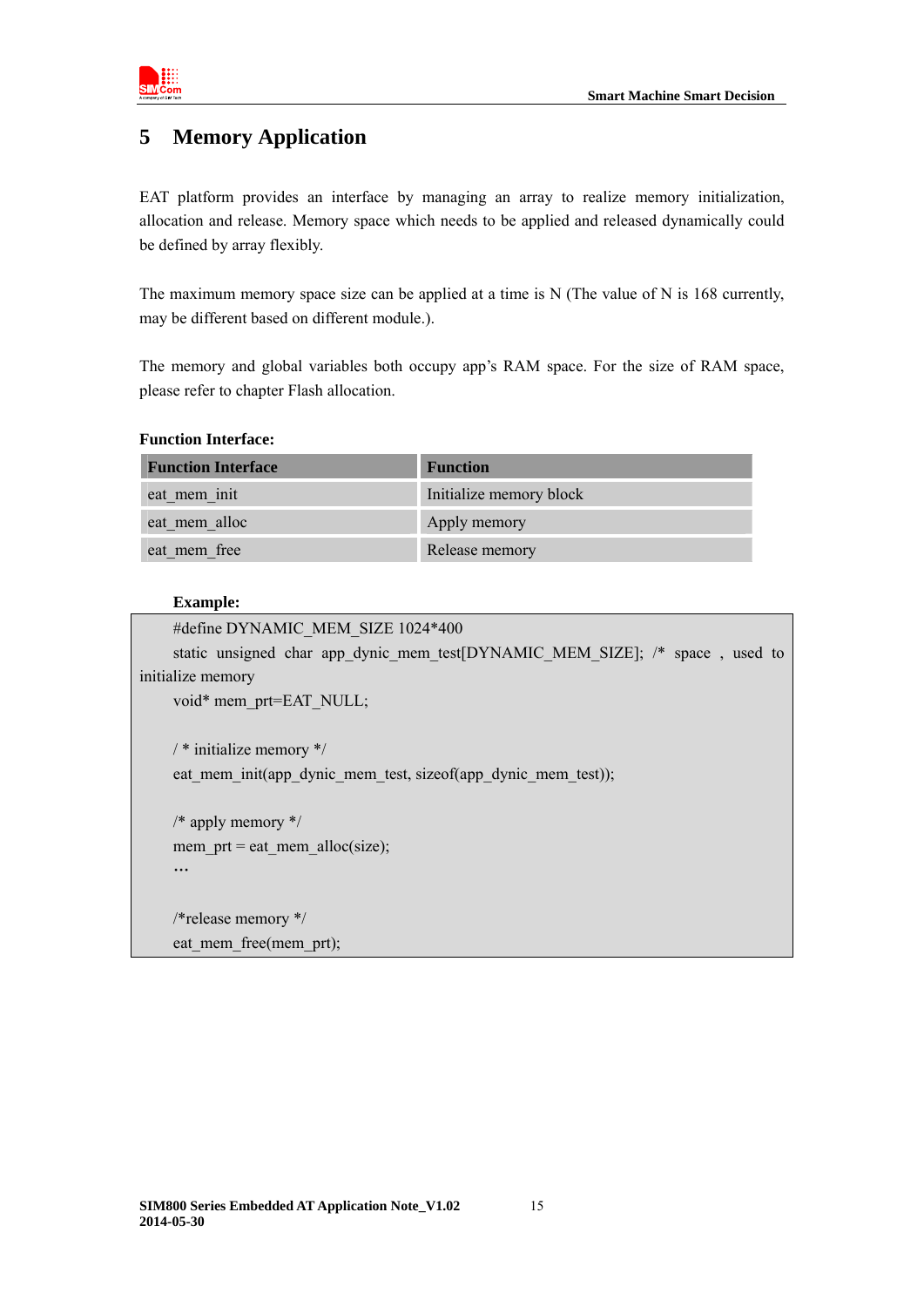# 5 Memory Application

EAT platform provides an interface by managing an array to realize memory initialization, allocation and release. Memory space which needs to be applied and released dynamically could be defined by array flexibly.

The maximum memory space size can be applied at a time is N (The value of N is 168 currently, may be different based on different module.).

The memory and global variables both occupy app's RAM space. For the size of RAM space, please refer to chapter Flash allocation.

**Function Interface:**

| Function Interface | Function |
|---|---|
| eat_mem_init | Initialize memory block |
| eat_mem_alloc | Apply memory |
| eat_mem_free | Release memory |

**Example:**

```
#define DYNAMIC_MEM_SIZE 1024*400
static unsigned char app_dynic_mem_test[DYNAMIC_MEM_SIZE]; /* space , used to initialize memory
void* mem_prt=EAT_NULL;

/ * initialize memory */
eat_mem_init(app_dynic_mem_test, sizeof(app_dynic_mem_test));

/* apply memory */
mem_prt = eat_mem_alloc(size);
…

/*release memory */
eat_mem_free(mem_prt);
```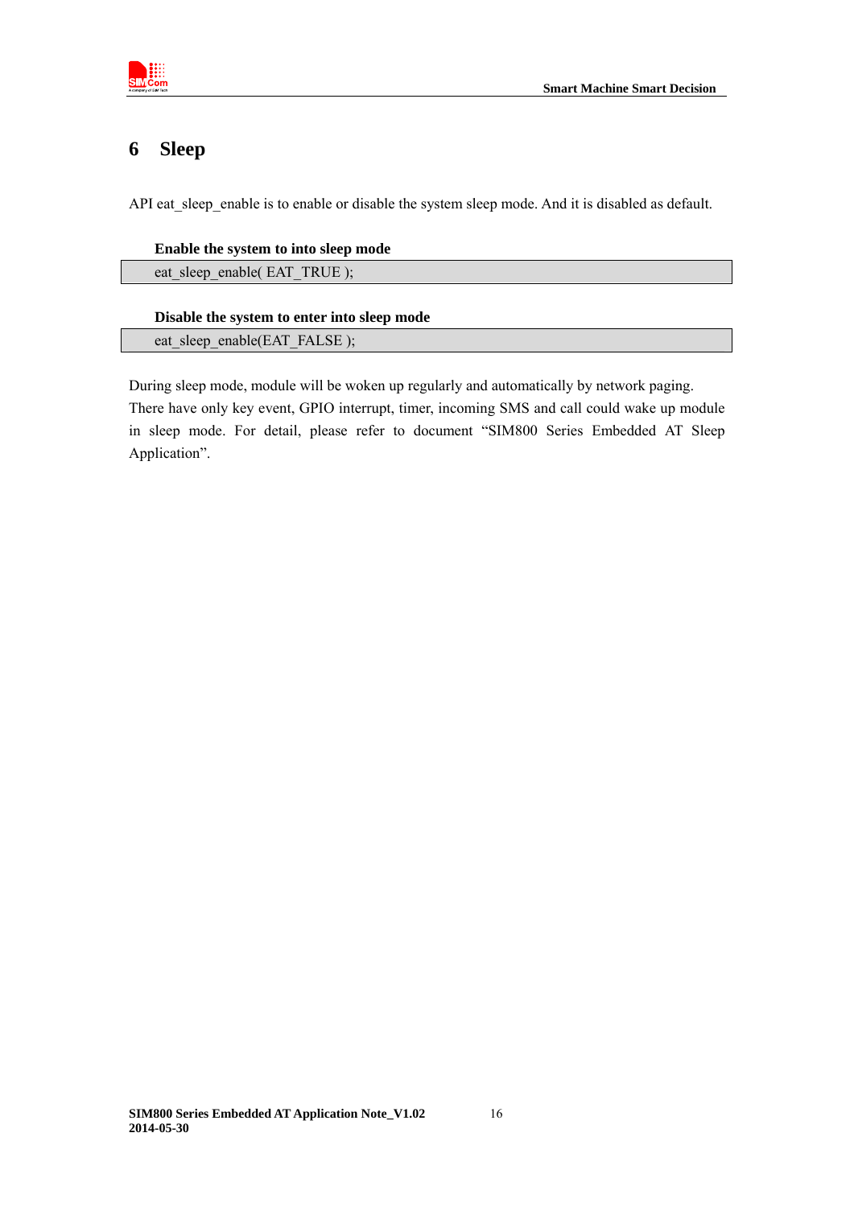# 6 Sleep

API eat_sleep_enable is to enable or disable the system sleep mode. And it is disabled as default.

**Enable the system to into sleep mode**

```
eat_sleep_enable( EAT_TRUE );
```

**Disable the system to enter into sleep mode**

```
eat_sleep_enable(EAT_FALSE );
```

During sleep mode, module will be woken up regularly and automatically by network paging. There have only key event, GPIO interrupt, timer, incoming SMS and call could wake up module in sleep mode. For detail, please refer to document "SIM800 Series Embedded AT Sleep Application".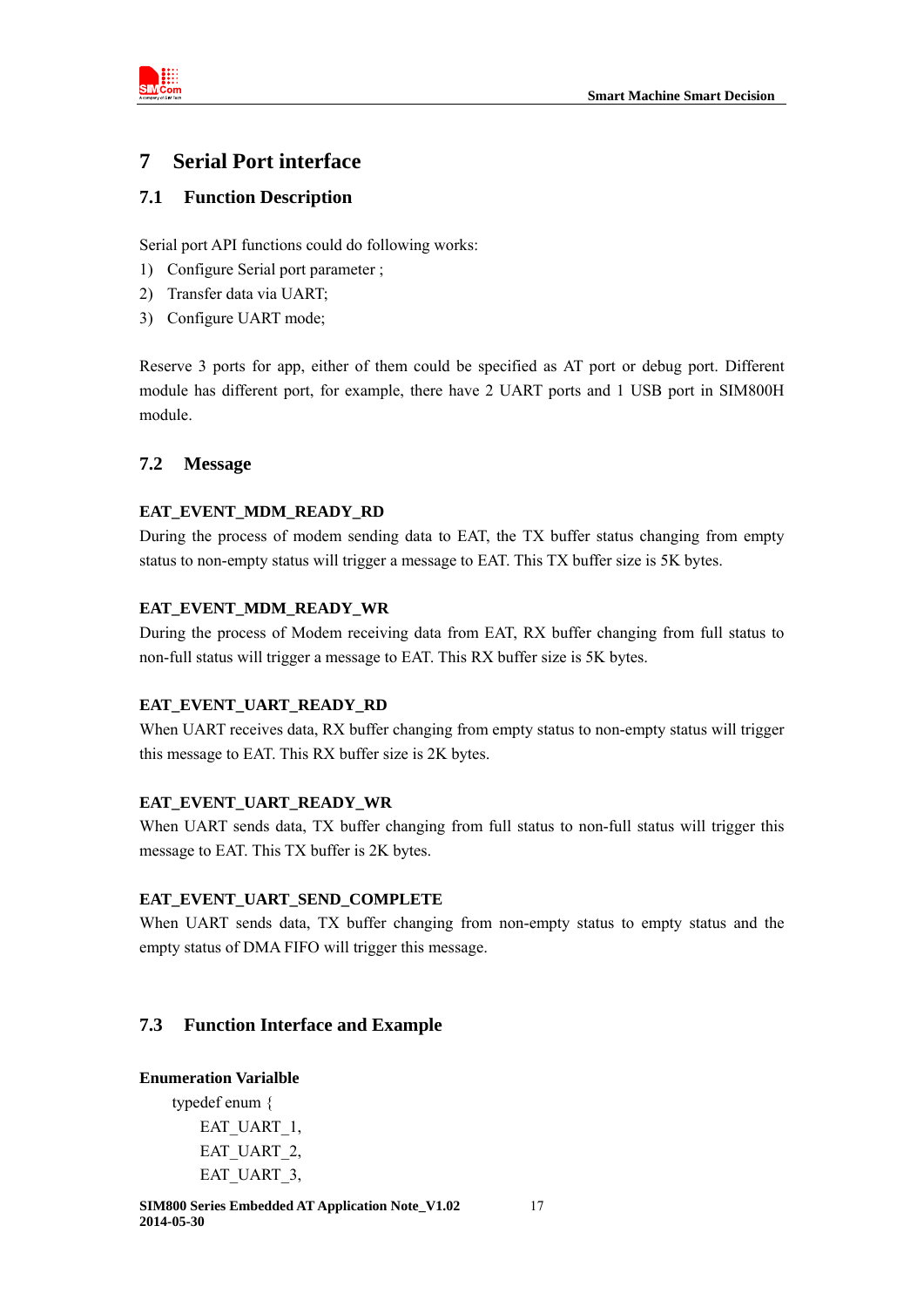# 7 Serial Port interface

## 7.1 Function Description

Serial port API functions could do following works:

1) Configure Serial port parameter ;
2) Transfer data via UART;
3) Configure UART mode;

Reserve 3 ports for app, either of them could be specified as AT port or debug port. Different module has different port, for example, there have 2 UART ports and 1 USB port in SIM800H module.

## 7.2 Message

**EAT_EVENT_MDM_READY_RD**

During the process of modem sending data to EAT, the TX buffer status changing from empty status to non-empty status will trigger a message to EAT. This TX buffer size is 5K bytes.

**EAT_EVENT_MDM_READY_WR**

During the process of Modem receiving data from EAT, RX buffer changing from full status to non-full status will trigger a message to EAT. This RX buffer size is 5K bytes.

**EAT_EVENT_UART_READY_RD**

When UART receives data, RX buffer changing from empty status to non-empty status will trigger this message to EAT. This RX buffer size is 2K bytes.

**EAT_EVENT_UART_READY_WR**

When UART sends data, TX buffer changing from full status to non-full status will trigger this message to EAT. This TX buffer is 2K bytes.

**EAT_EVENT_UART_SEND_COMPLETE**

When UART sends data, TX buffer changing from non-empty status to empty status and the empty status of DMA FIFO will trigger this message.

## 7.3 Function Interface and Example

**Enumeration Varialble**

```
typedef enum {
    EAT_UART_1,
    EAT_UART_2,
    EAT_UART_3,
```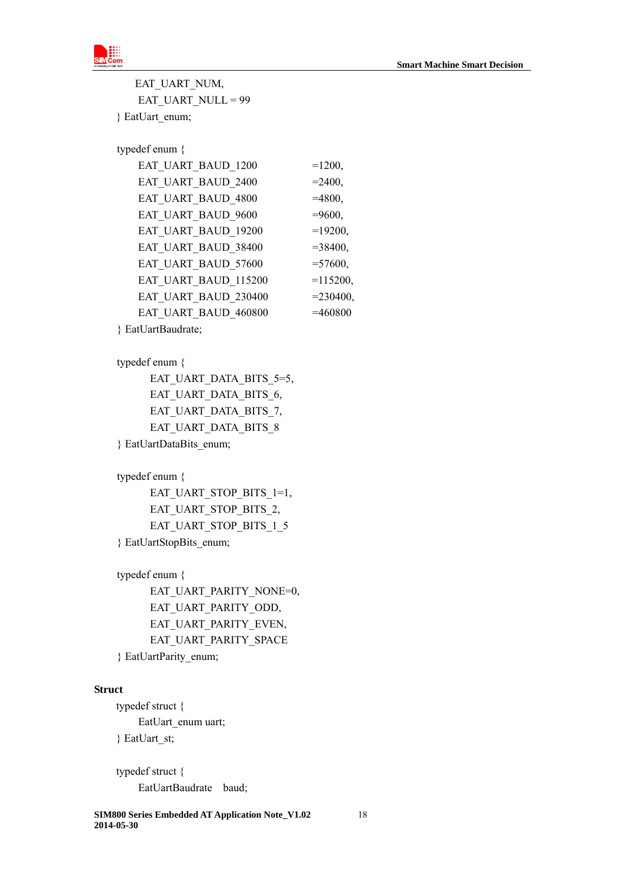```
    EAT_UART_NUM,
    EAT_UART_NULL = 99
} EatUart_enum;

typedef enum {
    EAT_UART_BAUD_1200          =1200,
    EAT_UART_BAUD_2400          =2400,
    EAT_UART_BAUD_4800          =4800,
    EAT_UART_BAUD_9600          =9600,
    EAT_UART_BAUD_19200         =19200,
    EAT_UART_BAUD_38400         =38400,
    EAT_UART_BAUD_57600         =57600,
    EAT_UART_BAUD_115200        =115200,
    EAT_UART_BAUD_230400        =230400,
    EAT_UART_BAUD_460800        =460800
} EatUartBaudrate;

typedef enum {
        EAT_UART_DATA_BITS_5=5,
        EAT_UART_DATA_BITS_6,
        EAT_UART_DATA_BITS_7,
        EAT_UART_DATA_BITS_8
} EatUartDataBits_enum;

typedef enum {
        EAT_UART_STOP_BITS_1=1,
        EAT_UART_STOP_BITS_2,
        EAT_UART_STOP_BITS_1_5
} EatUartStopBits_enum;

typedef enum {
        EAT_UART_PARITY_NONE=0,
        EAT_UART_PARITY_ODD,
        EAT_UART_PARITY_EVEN,
        EAT_UART_PARITY_SPACE
} EatUartParity_enum;
```

**Struct**

```
typedef struct {
    EatUart_enum uart;
} EatUart_st;

typedef struct {
    EatUartBaudrate    baud;
```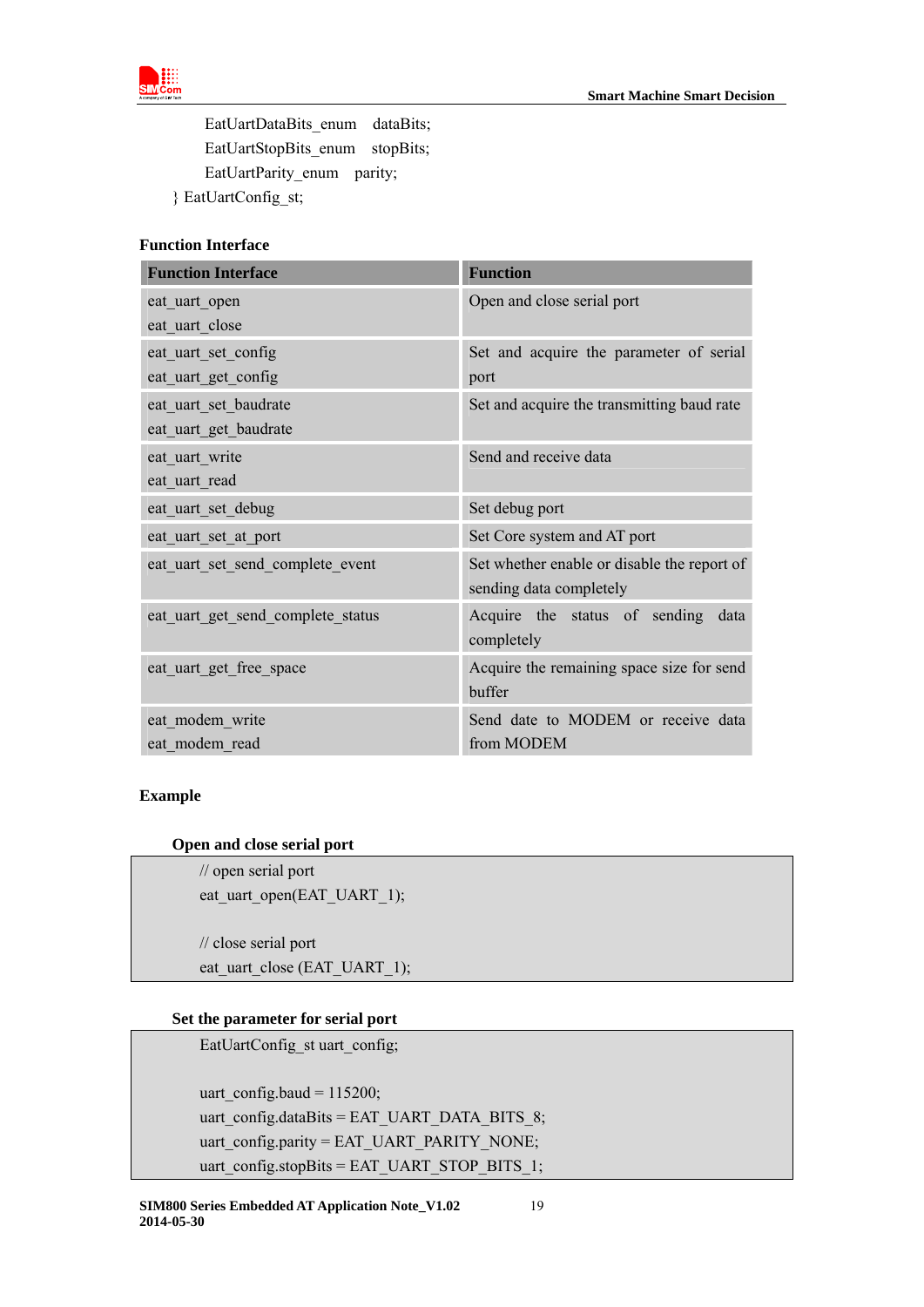```
        EatUartDataBits_enum    dataBits;
        EatUartStopBits_enum    stopBits;
        EatUartParity_enum      parity;
} EatUartConfig_st;
```

**Function Interface**

| Function Interface | Function |
|---|---|
| eat_uart_open<br>eat_uart_close | Open and close serial port |
| eat_uart_set_config<br>eat_uart_get_config | Set and acquire the parameter of serial port |
| eat_uart_set_baudrate<br>eat_uart_get_baudrate | Set and acquire the transmitting baud rate |
| eat_uart_write<br>eat_uart_read | Send and receive data |
| eat_uart_set_debug | Set debug port |
| eat_uart_set_at_port | Set Core system and AT port |
| eat_uart_set_send_complete_event | Set whether enable or disable the report of sending data completely |
| eat_uart_get_send_complete_status | Acquire the status of sending data completely |
| eat_uart_get_free_space | Acquire the remaining space size for send buffer |
| eat_modem_write<br>eat_modem_read | Send date to MODEM or receive data from MODEM |

**Example**

**Open and close serial port**

```
// open serial port
eat_uart_open(EAT_UART_1);

// close serial port
eat_uart_close (EAT_UART_1);
```

**Set the parameter for serial port**

```
EatUartConfig_st uart_config;

uart_config.baud = 115200;
uart_config.dataBits = EAT_UART_DATA_BITS_8;
uart_config.parity = EAT_UART_PARITY_NONE;
uart_config.stopBits = EAT_UART_STOP_BITS_1;
```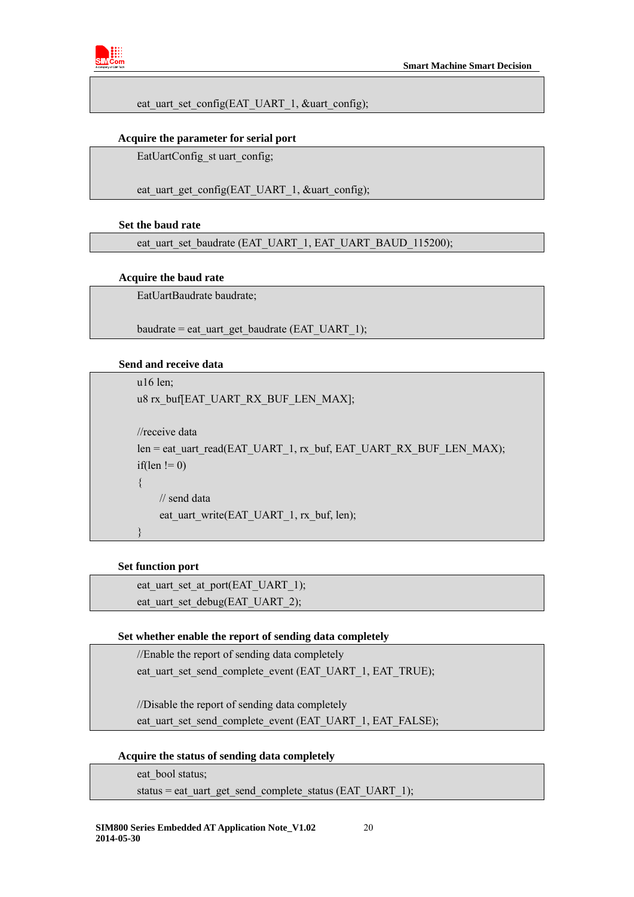```
eat_uart_set_config(EAT_UART_1, &uart_config);
```

**Acquire the parameter for serial port**

```
EatUartConfig_st uart_config;

eat_uart_get_config(EAT_UART_1, &uart_config);
```

**Set the baud rate**

```
eat_uart_set_baudrate (EAT_UART_1, EAT_UART_BAUD_115200);
```

**Acquire the baud rate**

```
EatUartBaudrate baudrate;

baudrate = eat_uart_get_baudrate (EAT_UART_1);
```

**Send and receive data**

```
u16 len;
u8 rx_buf[EAT_UART_RX_BUF_LEN_MAX];

//receive data
len = eat_uart_read(EAT_UART_1, rx_buf, EAT_UART_RX_BUF_LEN_MAX);
if(len != 0)
{
    // send data
    eat_uart_write(EAT_UART_1, rx_buf, len);
}
```

**Set function port**

```
eat_uart_set_at_port(EAT_UART_1);
eat_uart_set_debug(EAT_UART_2);
```

**Set whether enable the report of sending data completely**

```
//Enable the report of sending data completely
eat_uart_set_send_complete_event (EAT_UART_1, EAT_TRUE);

//Disable the report of sending data completely
eat_uart_set_send_complete_event (EAT_UART_1, EAT_FALSE);
```

**Acquire the status of sending data completely**

```
eat_bool status;
status = eat_uart_get_send_complete_status (EAT_UART_1);
```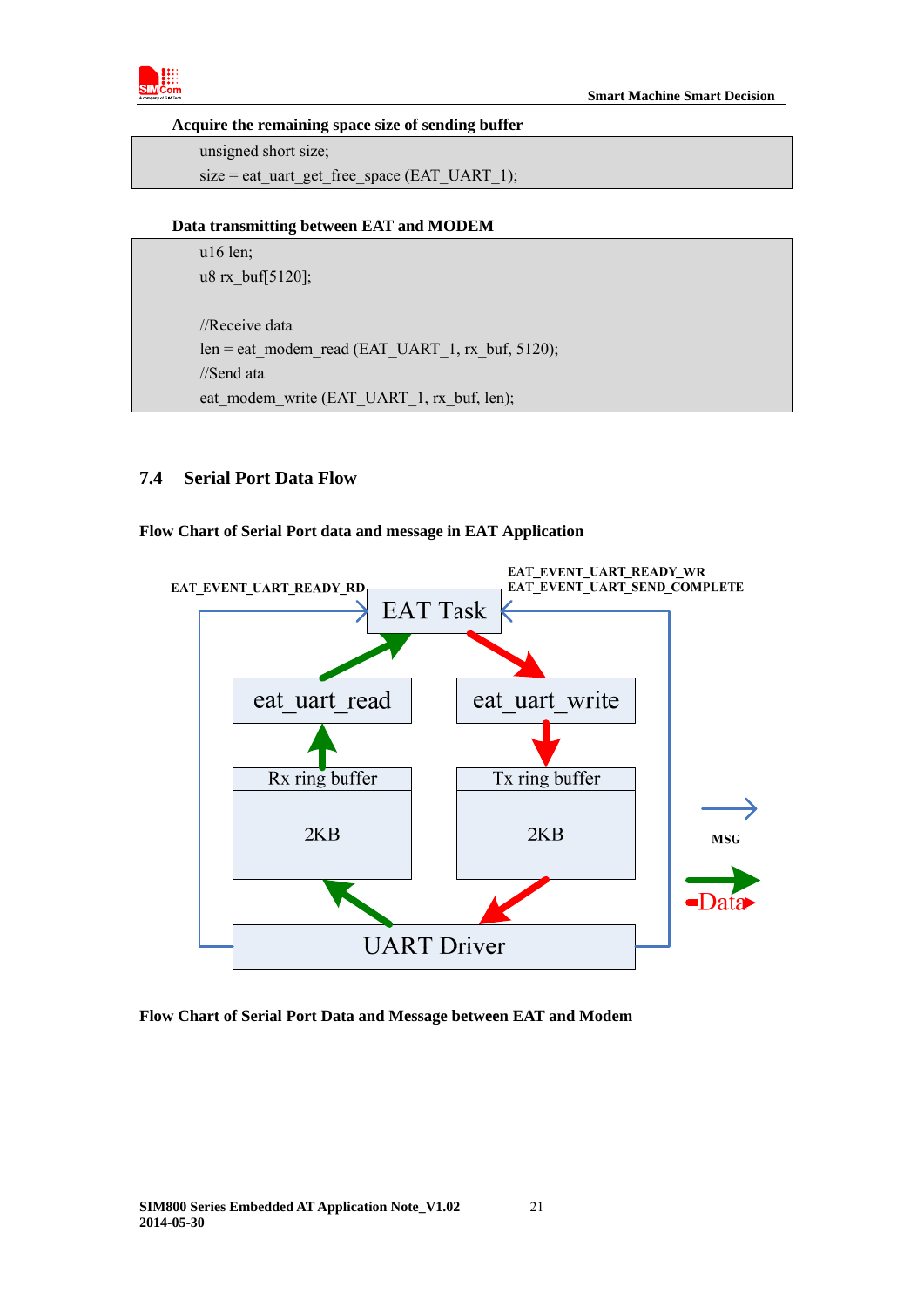**Acquire the remaining space size of sending buffer**

```
unsigned short size;
size = eat_uart_get_free_space (EAT_UART_1);
```

**Data transmitting between EAT and MODEM**

```
u16 len;
u8 rx_buf[5120];

//Receive data
len = eat_modem_read (EAT_UART_1, rx_buf, 5120);
//Send ata
eat_modem_write (EAT_UART_1, rx_buf, len);
```

## 7.4 Serial Port Data Flow

**Flow Chart of Serial Port data and message in EAT Application**

EAT_EVENT_UART_READY_RD

EAT_EVENT_UART_READY_WR
EAT_EVENT_UART_SEND_COMPLETE

EAT Task

eat_uart_read

eat_uart_write

Rx ring buffer

2KB

Tx ring buffer

2KB

UART Driver

MSG

Data

**Flow Chart of Serial Port Data and Message between EAT and Modem**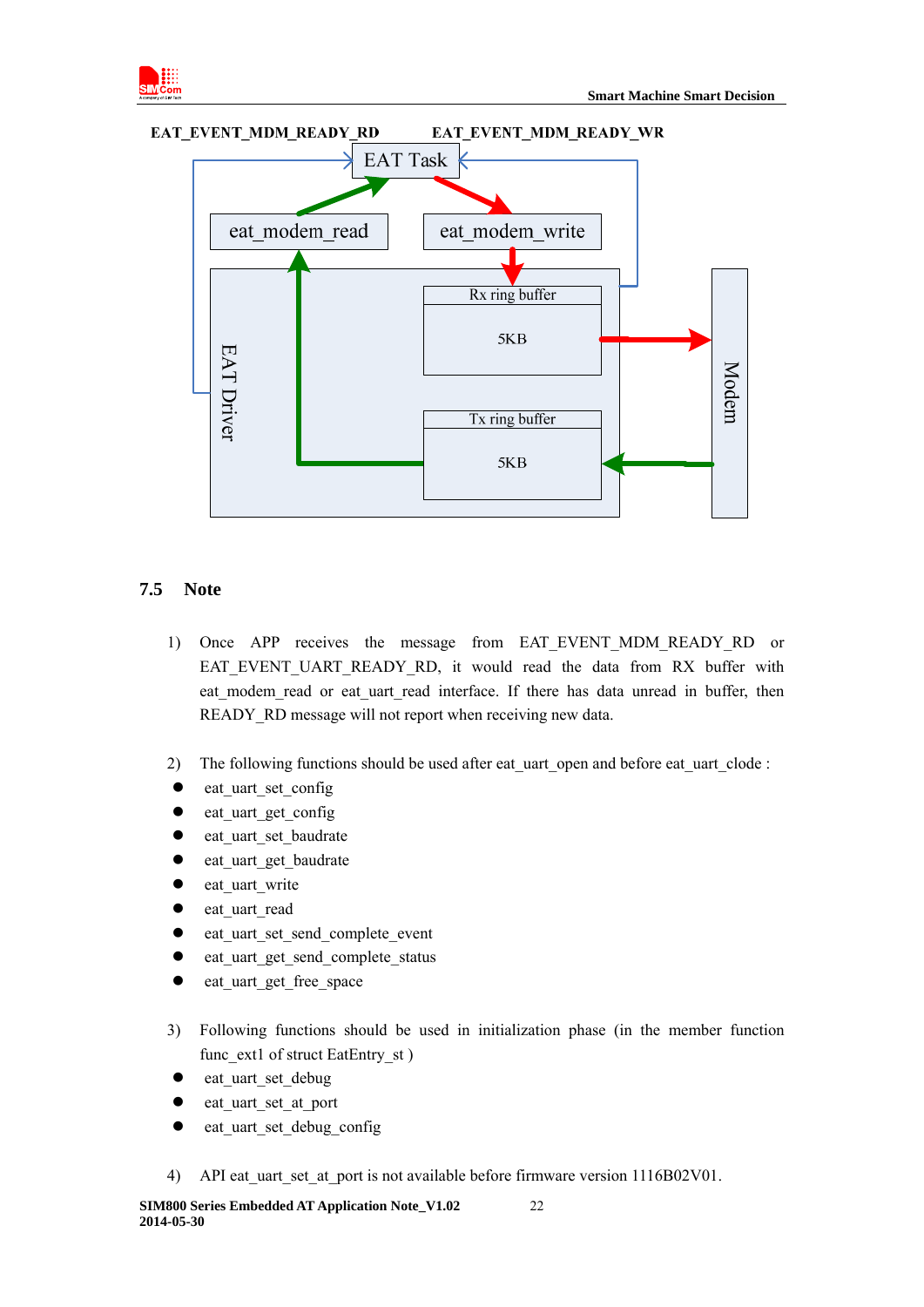EAT_EVENT_MDM_READY_RD EAT_EVENT_MDM_READY_WR

EAT Task

eat_modem_read eat_modem_write

EAT Driver

Rx ring buffer

5KB

Tx ring buffer

5KB

Modem

### 7.5 Note

1) Once APP receives the message from EAT_EVENT_MDM_READY_RD or EAT_EVENT_UART_READY_RD, it would read the data from RX buffer with eat_modem_read or eat_uart_read interface. If there has data unread in buffer, then READY_RD message will not report when receiving new data.

2) The following functions should be used after eat_uart_open and before eat_uart_clode :

- eat_uart_set_config
- eat_uart_get_config
- eat_uart_set_baudrate
- eat_uart_get_baudrate
- eat_uart_write
- eat_uart_read
- eat_uart_set_send_complete_event
- eat_uart_get_send_complete_status
- eat_uart_get_free_space

3) Following functions should be used in initialization phase (in the member function func_ext1 of struct EatEntry_st )

- eat_uart_set_debug
- eat_uart_set_at_port
- eat_uart_set_debug_config

4) API eat_uart_set_at_port is not available before firmware version 1116B02V01.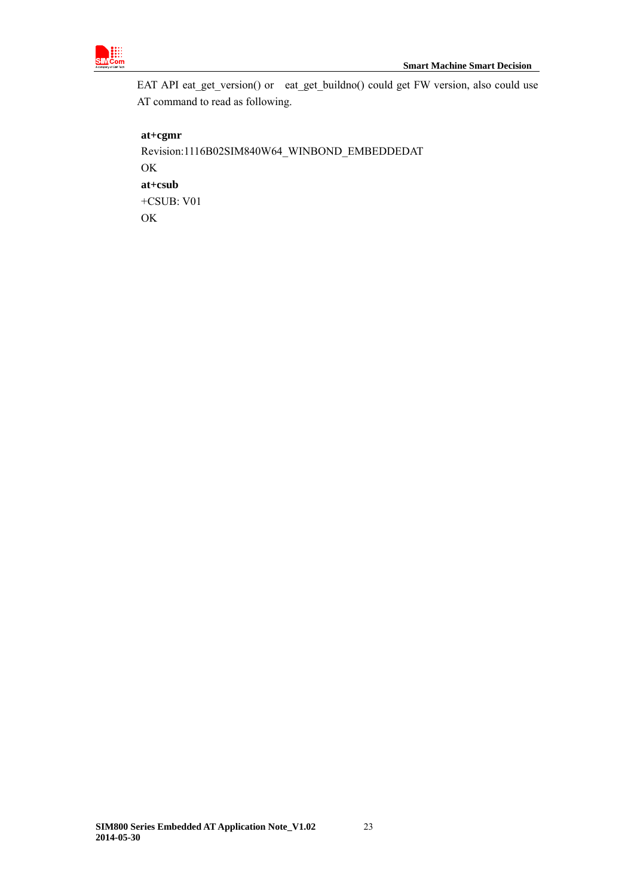EAT API eat_get_version() or eat_get_buildno() could get FW version, also could use AT command to read as following.

**at+cgmr**
Revision:1116B02SIM840W64_WINBOND_EMBEDDEDAT
OK
**at+csub**
+CSUB: V01
OK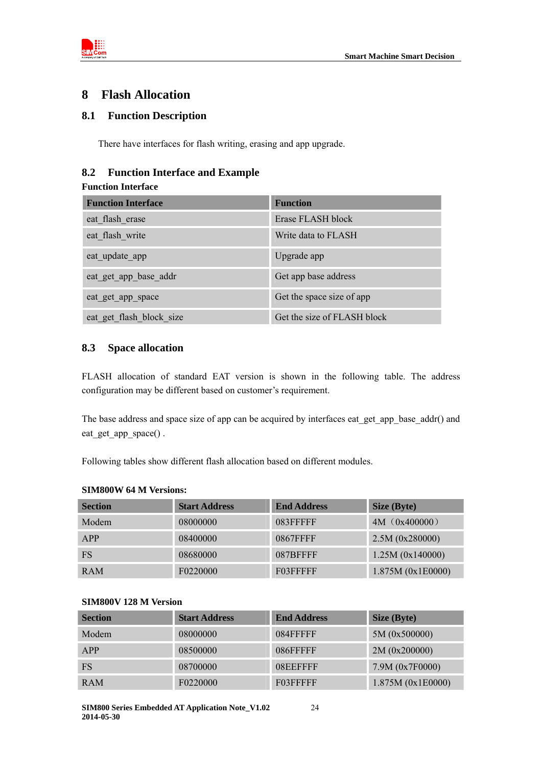# 8 Flash Allocation

## 8.1 Function Description

There have interfaces for flash writing, erasing and app upgrade.

## 8.2 Function Interface and Example

**Function Interface**

| Function Interface | Function |
|---|---|
| eat_flash_erase | Erase FLASH block |
| eat_flash_write | Write data to FLASH |
| eat_update_app | Upgrade app |
| eat_get_app_base_addr | Get app base address |
| eat_get_app_space | Get the space size of app |
| eat_get_flash_block_size | Get the size of FLASH block |

## 8.3 Space allocation

FLASH allocation of standard EAT version is shown in the following table. The address configuration may be different based on customer's requirement.

The base address and space size of app can be acquired by interfaces eat_get_app_base_addr() and eat_get_app_space() .

Following tables show different flash allocation based on different modules.

**SIM800W 64 M Versions:**

| Section | Start Address | End Address | Size (Byte) |
|---|---|---|---|
| Modem | 08000000 | 083FFFFF | 4M（0x400000） |
| APP | 08400000 | 0867FFFF | 2.5M (0x280000) |
| FS | 08680000 | 087BFFFF | 1.25M (0x140000) |
| RAM | F0220000 | F03FFFFF | 1.875M (0x1E0000) |

**SIM800V 128 M Version**

| Section | Start Address | End Address | Size (Byte) |
|---|---|---|---|
| Modem | 08000000 | 084FFFFF | 5M (0x500000) |
| APP | 08500000 | 086FFFFF | 2M (0x200000) |
| FS | 08700000 | 08EEFFFF | 7.9M (0x7F0000) |
| RAM | F0220000 | F03FFFFF | 1.875M (0x1E0000) |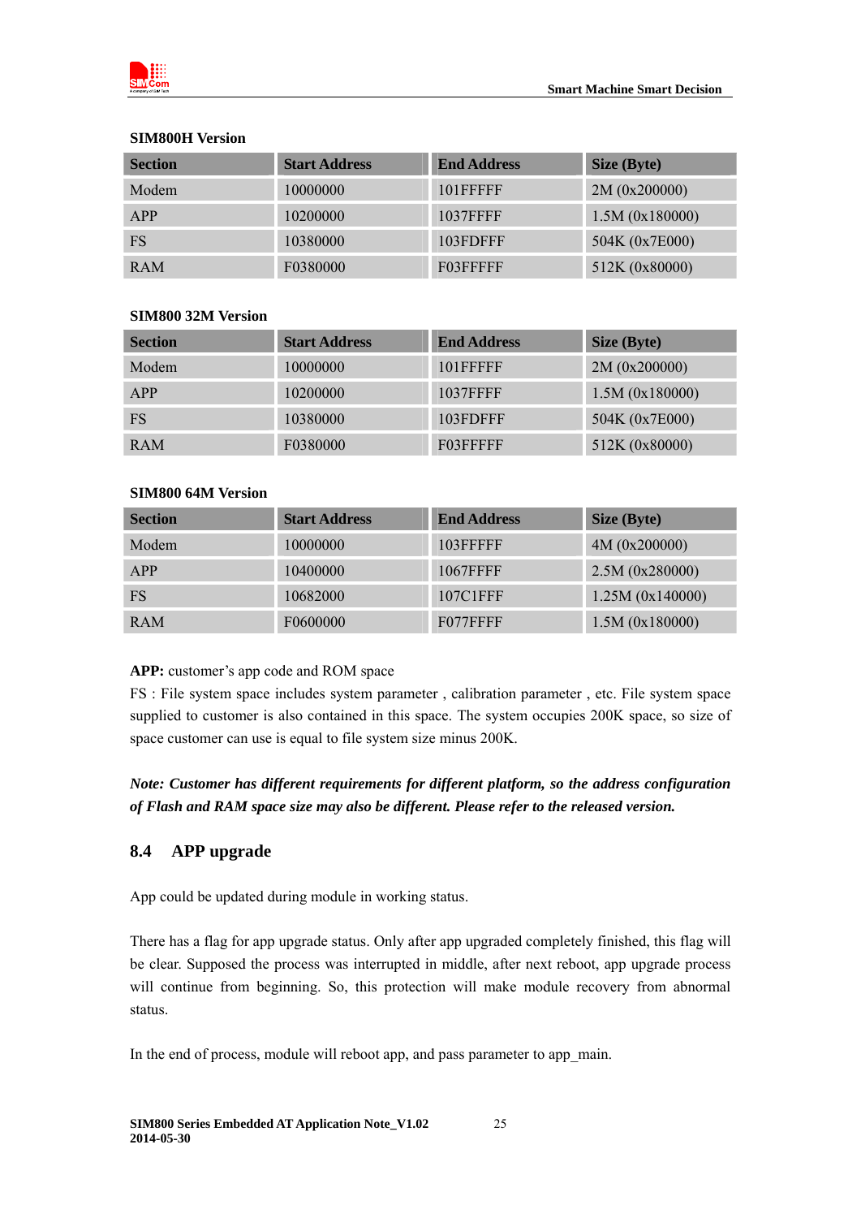**SIM800H Version**

| Section | Start Address | End Address | Size (Byte) |
|---|---|---|---|
| Modem | 10000000 | 101FFFFF | 2M (0x200000) |
| APP | 10200000 | 1037FFFF | 1.5M (0x180000) |
| FS | 10380000 | 103FDFFF | 504K (0x7E000) |
| RAM | F0380000 | F03FFFFF | 512K (0x80000) |

**SIM800 32M Version**

| Section | Start Address | End Address | Size (Byte) |
|---|---|---|---|
| Modem | 10000000 | 101FFFFF | 2M (0x200000) |
| APP | 10200000 | 1037FFFF | 1.5M (0x180000) |
| FS | 10380000 | 103FDFFF | 504K (0x7E000) |
| RAM | F0380000 | F03FFFFF | 512K (0x80000) |

**SIM800 64M Version**

| Section | Start Address | End Address | Size (Byte) |
|---|---|---|---|
| Modem | 10000000 | 103FFFFF | 4M (0x200000) |
| APP | 10400000 | 1067FFFF | 2.5M (0x280000) |
| FS | 10682000 | 107C1FFF | 1.25M (0x140000) |
| RAM | F0600000 | F077FFFF | 1.5M (0x180000) |

**APP:** customer's app code and ROM space

FS : File system space includes system parameter , calibration parameter , etc. File system space supplied to customer is also contained in this space. The system occupies 200K space, so size of space customer can use is equal to file system size minus 200K.

***Note: Customer has different requirements for different platform, so the address configuration of Flash and RAM space size may also be different. Please refer to the released version.***

## 8.4 APP upgrade

App could be updated during module in working status.

There has a flag for app upgrade status. Only after app upgraded completely finished, this flag will be clear. Supposed the process was interrupted in middle, after next reboot, app upgrade process will continue from beginning. So, this protection will make module recovery from abnormal status.

In the end of process, module will reboot app, and pass parameter to app_main.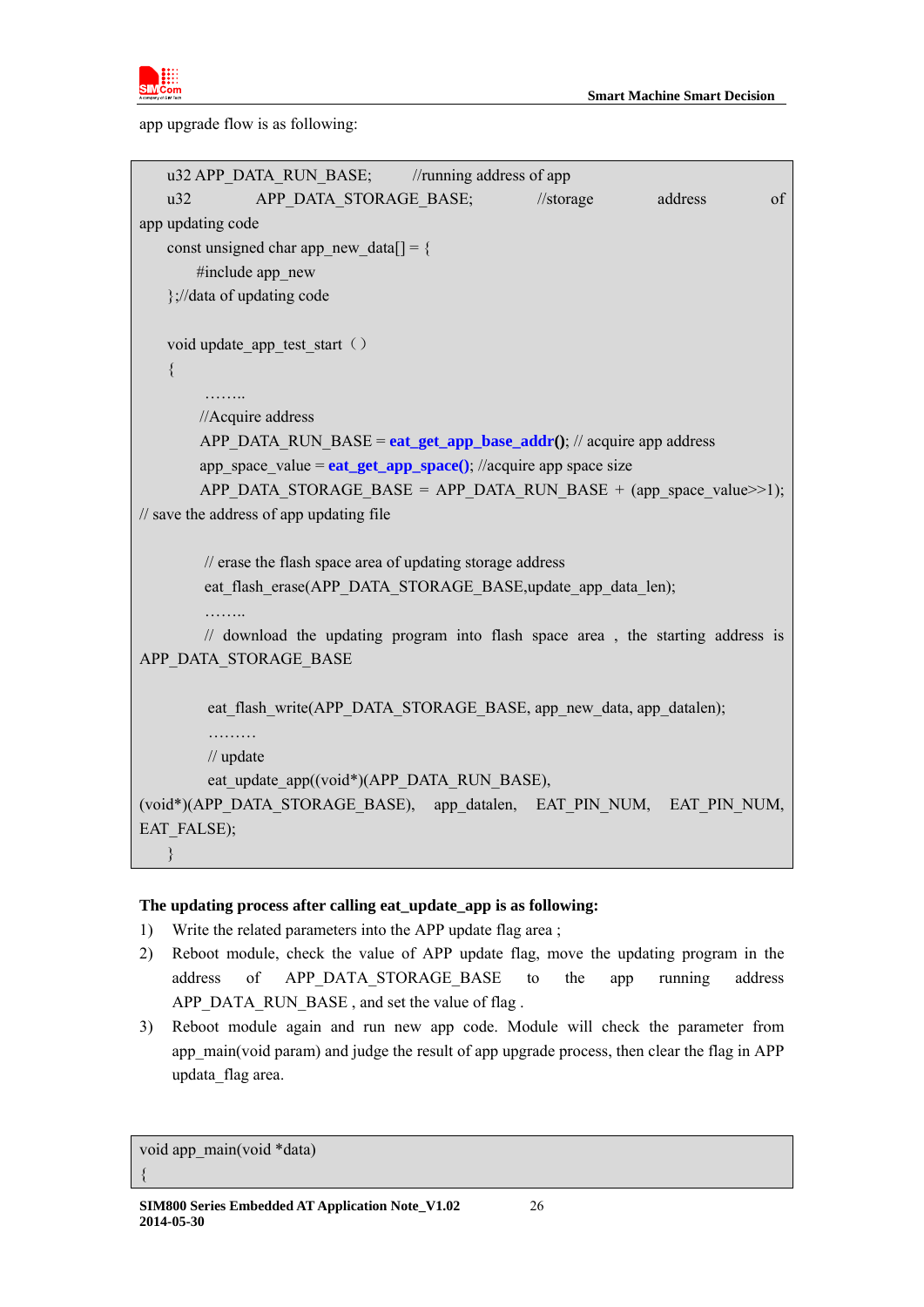app upgrade flow is as following:

```
u32 APP_DATA_RUN_BASE;        //running address of app
u32 APP_DATA_STORAGE_BASE;     //storage address of app updating code
const unsigned char app_new_data[] = {
    #include app_new
};//data of updating code

void update_app_test_start ()
{
    ……..
    //Acquire address
    APP_DATA_RUN_BASE = eat_get_app_base_addr(); // acquire app address
    app_space_value = eat_get_app_space(); //acquire app space size
    APP_DATA_STORAGE_BASE = APP_DATA_RUN_BASE + (app_space_value>>1); // save the address of app updating file

    // erase the flash space area of updating storage address
    eat_flash_erase(APP_DATA_STORAGE_BASE,update_app_data_len);
    ……..
    // download the updating program into flash space area , the starting address is APP_DATA_STORAGE_BASE

    eat_flash_write(APP_DATA_STORAGE_BASE, app_new_data, app_datalen);
    ………
    // update
    eat_update_app((void*)(APP_DATA_RUN_BASE), (void*)(APP_DATA_STORAGE_BASE), app_datalen, EAT_PIN_NUM, EAT_PIN_NUM, EAT_FALSE);
}
```

**The updating process after calling eat_update_app is as following:**

1) Write the related parameters into the APP update flag area ;
2) Reboot module, check the value of APP update flag, move the updating program in the address of APP_DATA_STORAGE_BASE to the app running address APP_DATA_RUN_BASE , and set the value of flag .
3) Reboot module again and run new app code. Module will check the parameter from app_main(void param) and judge the result of app upgrade process, then clear the flag in APP updata_flag area.

```
void app_main(void *data)
{
```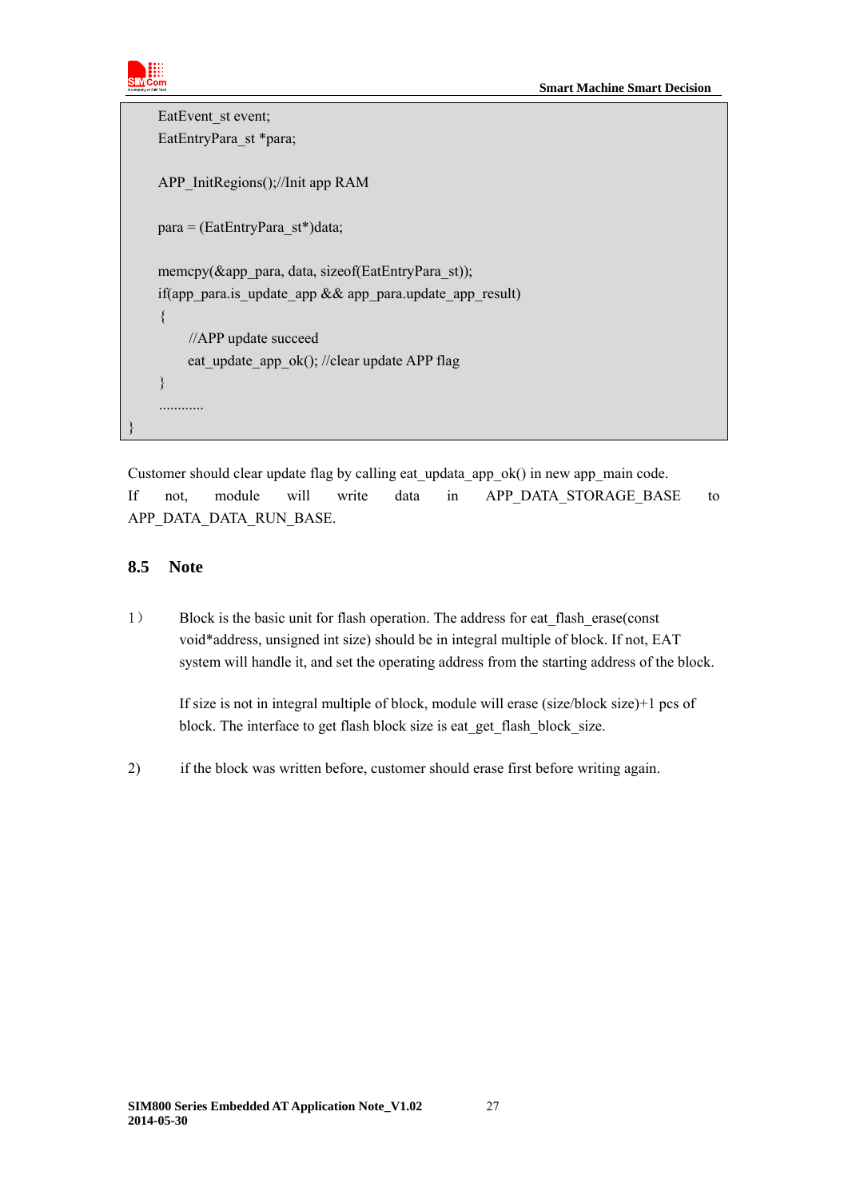```
    EatEvent_st event;
    EatEntryPara_st *para;

    APP_InitRegions();//Init app RAM

    para = (EatEntryPara_st*)data;

    memcpy(&app_para, data, sizeof(EatEntryPara_st));
    if(app_para.is_update_app && app_para.update_app_result)
    {
        //APP update succeed
        eat_update_app_ok(); //clear update APP flag
    }
    ............
}
```

Customer should clear update flag by calling eat_updata_app_ok() in new app_main code. If not, module will write data in APP_DATA_STORAGE_BASE to APP_DATA_DATA_RUN_BASE.

## 8.5 Note

1） Block is the basic unit for flash operation. The address for eat_flash_erase(const void*address, unsigned int size) should be in integral multiple of block. If not, EAT system will handle it, and set the operating address from the starting address of the block.

If size is not in integral multiple of block, module will erase (size/block size)+1 pcs of block. The interface to get flash block size is eat_get_flash_block_size.

2) if the block was written before, customer should erase first before writing again.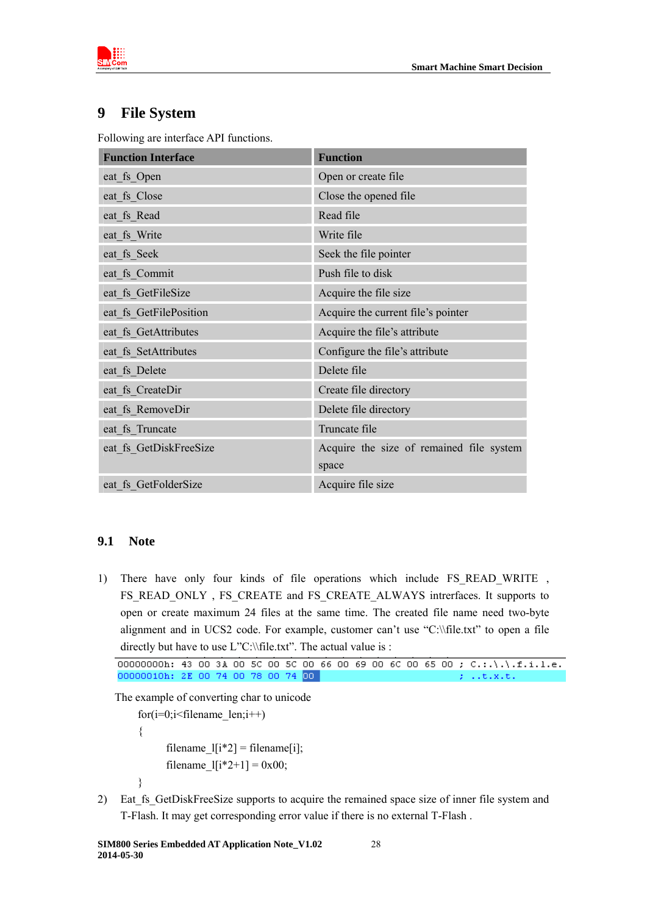# 9 File System

Following are interface API functions.

| Function Interface | Function |
|---|---|
| eat_fs_Open | Open or create file |
| eat_fs_Close | Close the opened file |
| eat_fs_Read | Read file |
| eat_fs_Write | Write file |
| eat_fs_Seek | Seek the file pointer |
| eat_fs_Commit | Push file to disk |
| eat_fs_GetFileSize | Acquire the file size |
| eat_fs_GetFilePosition | Acquire the current file's pointer |
| eat_fs_GetAttributes | Acquire the file's attribute |
| eat_fs_SetAttributes | Configure the file's attribute |
| eat_fs_Delete | Delete file |
| eat_fs_CreateDir | Create file directory |
| eat_fs_RemoveDir | Delete file directory |
| eat_fs_Truncate | Truncate file |
| eat_fs_GetDiskFreeSize | Acquire the size of remained file system space |
| eat_fs_GetFolderSize | Acquire file size |

## 9.1 Note

1) There have only four kinds of file operations which include FS_READ_WRITE , FS_READ_ONLY , FS_CREATE and FS_CREATE_ALWAYS intrefaces. It supports to open or create maximum 24 files at the same time. The created file name need two-byte alignment and in UCS2 code. For example, customer can't use "C:\\file.txt" to open a file directly but have to use L"C:\\file.txt". The actual value is :

```
00000000h: 43 00 3A 00 5C 00 5C 00 66 00 69 00 6C 00 65 00 ; C.:.\.\.f.i.l.e.
00000010h: 2E 00 74 00 78 00 74 00                         ; ..t.x.t.
```

The example of converting char to unicode

```
for(i=0;i<filename_len;i++)
{
        filename_l[i*2] = filename[i];
        filename_l[i*2+1] = 0x00;
}
```

2) Eat_fs_GetDiskFreeSize supports to acquire the remained space size of inner file system and T-Flash. It may get corresponding error value if there is no external T-Flash .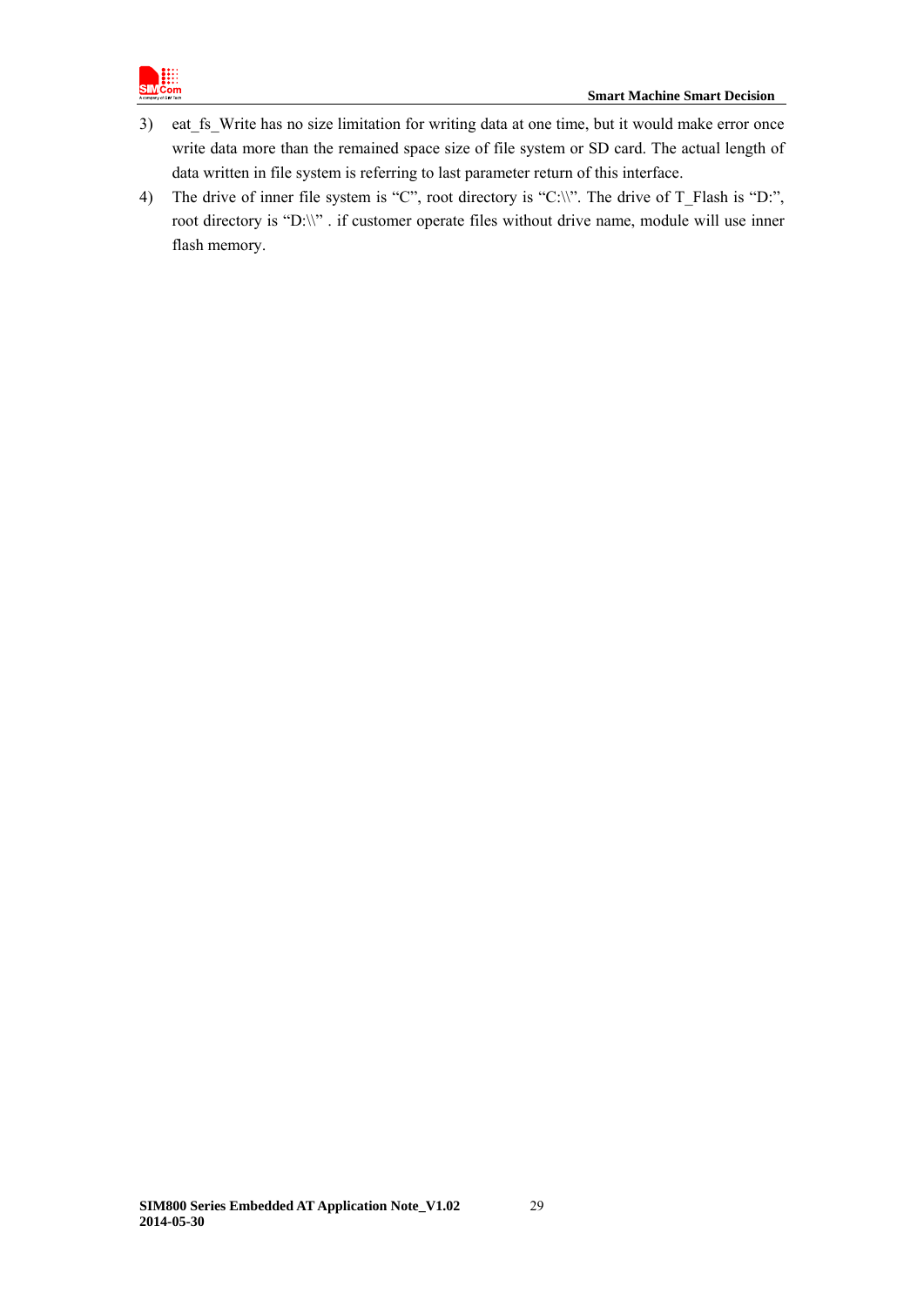3) eat_fs_Write has no size limitation for writing data at one time, but it would make error once write data more than the remained space size of file system or SD card. The actual length of data written in file system is referring to last parameter return of this interface.
4) The drive of inner file system is "C", root directory is "C:\\". The drive of T_Flash is "D:", root directory is "D:\\" . if customer operate files without drive name, module will use inner flash memory.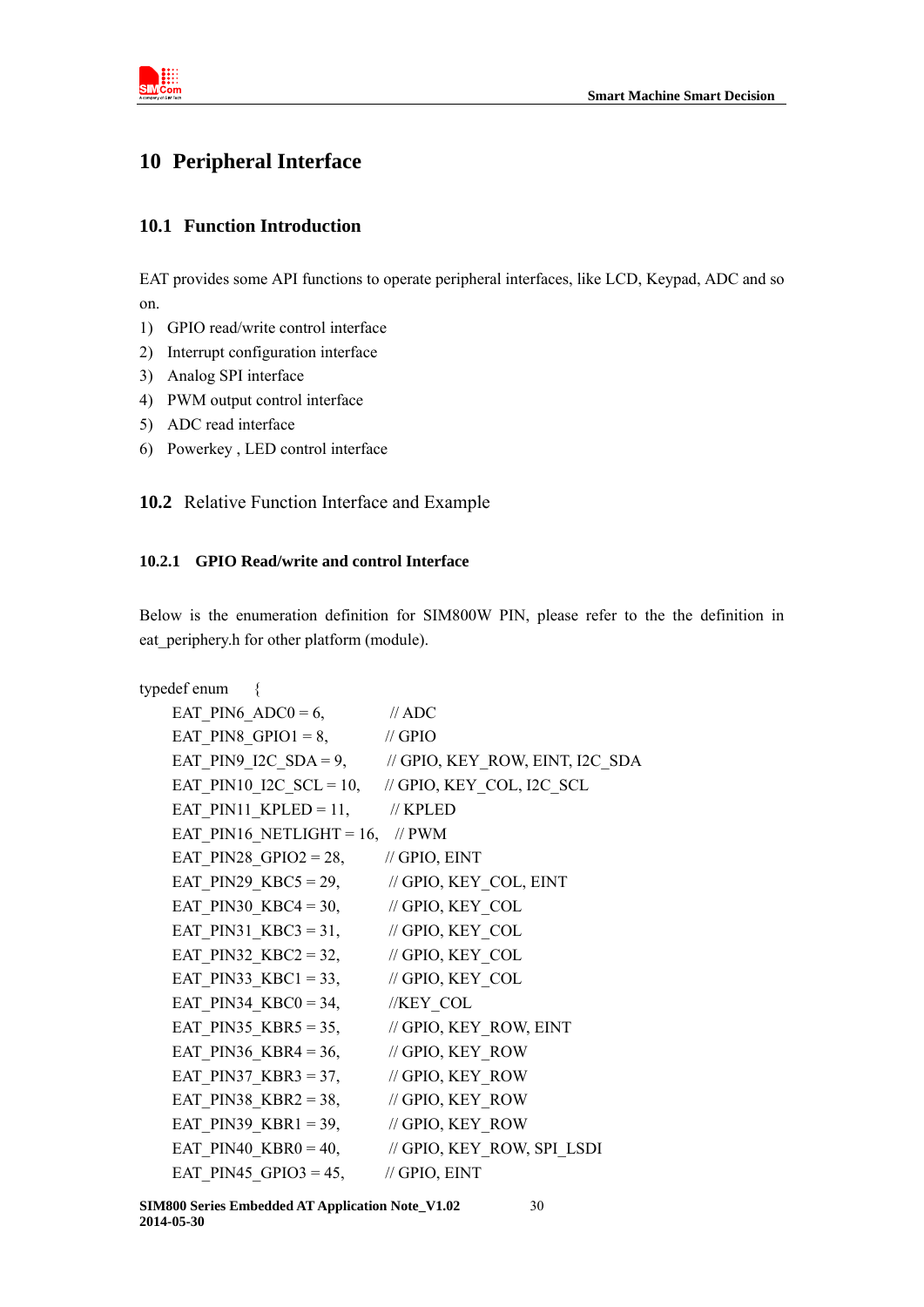# 10 Peripheral Interface

## 10.1 Function Introduction

EAT provides some API functions to operate peripheral interfaces, like LCD, Keypad, ADC and so on.

1) GPIO read/write control interface
2) Interrupt configuration interface
3) Analog SPI interface
4) PWM output control interface
5) ADC read interface
6) Powerkey , LED control interface

## 10.2 Relative Function Interface and Example

### 10.2.1 GPIO Read/write and control Interface

Below is the enumeration definition for SIM800W PIN, please refer to the the definition in eat_periphery.h for other platform (module).

```
typedef enum    {
    EAT_PIN6_ADC0 = 6,          // ADC
    EAT_PIN8_GPIO1 = 8,         // GPIO
    EAT_PIN9_I2C_SDA = 9,       // GPIO, KEY_ROW, EINT, I2C_SDA
    EAT_PIN10_I2C_SCL = 10,     // GPIO, KEY_COL, I2C_SCL
    EAT_PIN11_KPLED = 11,       // KPLED
    EAT_PIN16_NETLIGHT = 16,    // PWM
    EAT_PIN28_GPIO2 = 28,       // GPIO, EINT
    EAT_PIN29_KBC5 = 29,        // GPIO, KEY_COL, EINT
    EAT_PIN30_KBC4 = 30,        // GPIO, KEY_COL
    EAT_PIN31_KBC3 = 31,        // GPIO, KEY_COL
    EAT_PIN32_KBC2 = 32,        // GPIO, KEY_COL
    EAT_PIN33_KBC1 = 33,        // GPIO, KEY_COL
    EAT_PIN34_KBC0 = 34,        //KEY_COL
    EAT_PIN35_KBR5 = 35,        // GPIO, KEY_ROW, EINT
    EAT_PIN36_KBR4 = 36,        // GPIO, KEY_ROW
    EAT_PIN37_KBR3 = 37,        // GPIO, KEY_ROW
    EAT_PIN38_KBR2 = 38,        // GPIO, KEY_ROW
    EAT_PIN39_KBR1 = 39,        // GPIO, KEY_ROW
    EAT_PIN40_KBR0 = 40,        // GPIO, KEY_ROW, SPI_LSDI
    EAT_PIN45_GPIO3 = 45,       // GPIO, EINT
```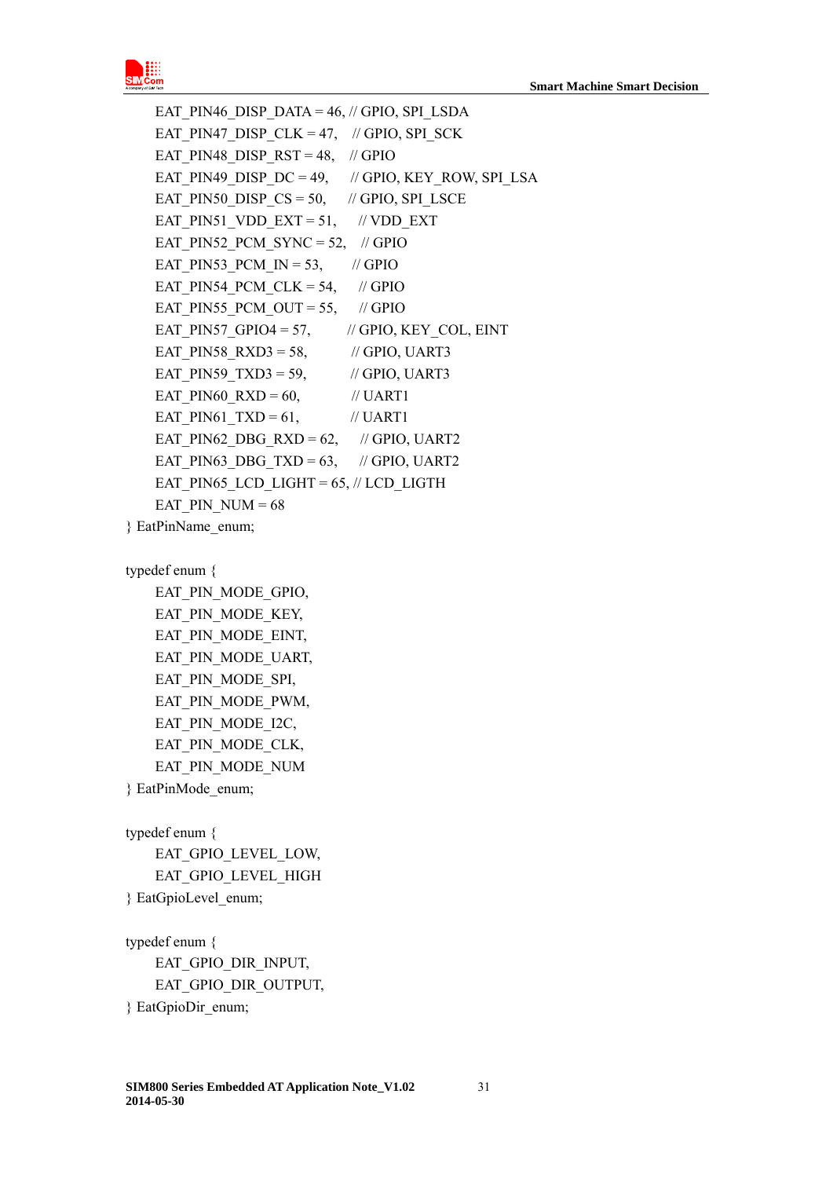```
    EAT_PIN46_DISP_DATA = 46, // GPIO, SPI_LSDA
    EAT_PIN47_DISP_CLK = 47,   // GPIO, SPI_SCK
    EAT_PIN48_DISP_RST = 48,   // GPIO
    EAT_PIN49_DISP_DC = 49,    // GPIO, KEY_ROW, SPI_LSA
    EAT_PIN50_DISP_CS = 50,    // GPIO, SPI_LSCE
    EAT_PIN51_VDD_EXT = 51,    // VDD_EXT
    EAT_PIN52_PCM_SYNC = 52,   // GPIO
    EAT_PIN53_PCM_IN = 53,     // GPIO
    EAT_PIN54_PCM_CLK = 54,    // GPIO
    EAT_PIN55_PCM_OUT = 55,    // GPIO
    EAT_PIN57_GPIO4 = 57,      // GPIO, KEY_COL, EINT
    EAT_PIN58_RXD3 = 58,       // GPIO, UART3
    EAT_PIN59_TXD3 = 59,       // GPIO, UART3
    EAT_PIN60_RXD = 60,        // UART1
    EAT_PIN61_TXD = 61,        // UART1
    EAT_PIN62_DBG_RXD = 62,    // GPIO, UART2
    EAT_PIN63_DBG_TXD = 63,    // GPIO, UART2
    EAT_PIN65_LCD_LIGHT = 65, // LCD_LIGTH
    EAT_PIN_NUM = 68
} EatPinName_enum;

typedef enum {
    EAT_PIN_MODE_GPIO,
    EAT_PIN_MODE_KEY,
    EAT_PIN_MODE_EINT,
    EAT_PIN_MODE_UART,
    EAT_PIN_MODE_SPI,
    EAT_PIN_MODE_PWM,
    EAT_PIN_MODE_I2C,
    EAT_PIN_MODE_CLK,
    EAT_PIN_MODE_NUM
} EatPinMode_enum;

typedef enum {
    EAT_GPIO_LEVEL_LOW,
    EAT_GPIO_LEVEL_HIGH
} EatGpioLevel_enum;

typedef enum {
    EAT_GPIO_DIR_INPUT,
    EAT_GPIO_DIR_OUTPUT,
} EatGpioDir_enum;
```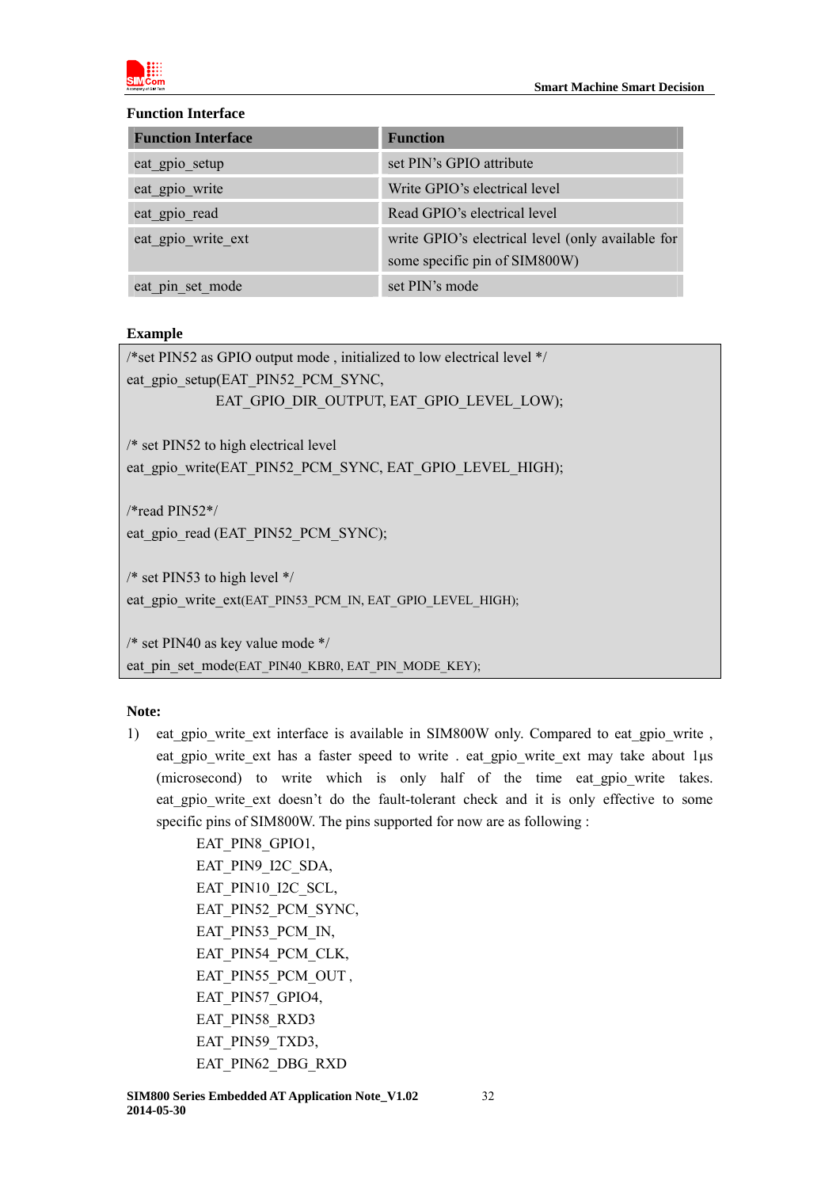**Function Interface**

| Function Interface | Function |
|---|---|
| eat_gpio_setup | set PIN's GPIO attribute |
| eat_gpio_write | Write GPIO's electrical level |
| eat_gpio_read | Read GPIO's electrical level |
| eat_gpio_write_ext | write GPIO's electrical level (only available for some specific pin of SIM800W) |
| eat_pin_set_mode | set PIN's mode |

**Example**

```
/*set PIN52 as GPIO output mode , initialized to low electrical level */
eat_gpio_setup(EAT_PIN52_PCM_SYNC,
               EAT_GPIO_DIR_OUTPUT, EAT_GPIO_LEVEL_LOW);

/* set PIN52 to high electrical level
eat_gpio_write(EAT_PIN52_PCM_SYNC, EAT_GPIO_LEVEL_HIGH);

/*read PIN52*/
eat_gpio_read (EAT_PIN52_PCM_SYNC);

/* set PIN53 to high level */
eat_gpio_write_ext(EAT_PIN53_PCM_IN, EAT_GPIO_LEVEL_HIGH);

/* set PIN40 as key value mode */
eat_pin_set_mode(EAT_PIN40_KBR0, EAT_PIN_MODE_KEY);
```

**Note:**

1) eat_gpio_write_ext interface is available in SIM800W only. Compared to eat_gpio_write , eat_gpio_write_ext has a faster speed to write . eat_gpio_write_ext may take about 1µs (microsecond) to write which is only half of the time eat_gpio_write takes. eat_gpio_write_ext doesn't do the fault-tolerant check and it is only effective to some specific pins of SIM800W. The pins supported for now are as following :

   EAT_PIN8_GPIO1,
   EAT_PIN9_I2C_SDA,
   EAT_PIN10_I2C_SCL,
   EAT_PIN52_PCM_SYNC,
   EAT_PIN53_PCM_IN,
   EAT_PIN54_PCM_CLK,
   EAT_PIN55_PCM_OUT ,
   EAT_PIN57_GPIO4,
   EAT_PIN58_RXD3
   EAT_PIN59_TXD3,
   EAT_PIN62_DBG_RXD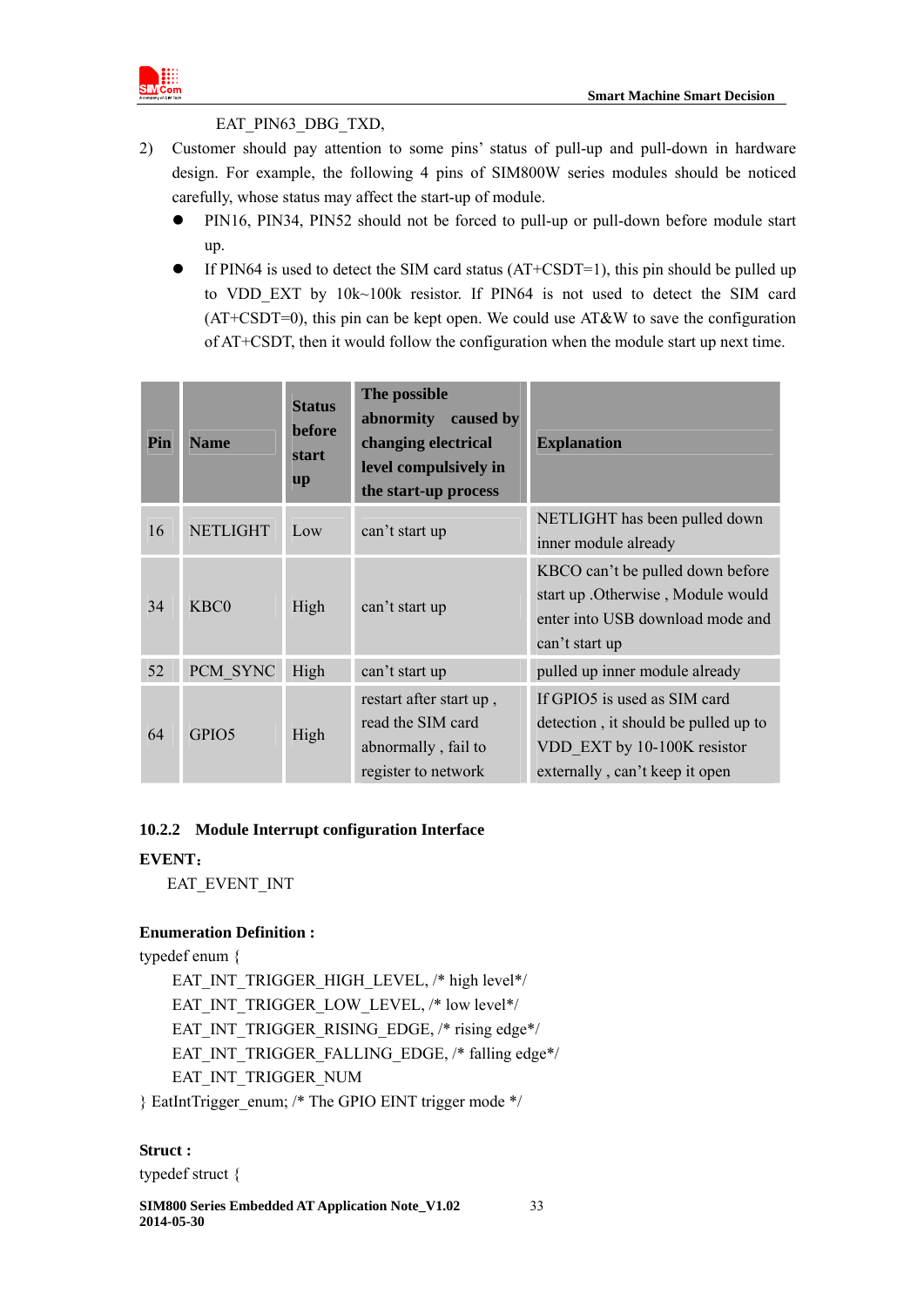EAT_PIN63_DBG_TXD,

2) Customer should pay attention to some pins' status of pull-up and pull-down in hardware design. For example, the following 4 pins of SIM800W series modules should be noticed carefully, whose status may affect the start-up of module.
   - PIN16, PIN34, PIN52 should not be forced to pull-up or pull-down before module start up.
   - If PIN64 is used to detect the SIM card status (AT+CSDT=1), this pin should be pulled up to VDD_EXT by 10k~100k resistor. If PIN64 is not used to detect the SIM card (AT+CSDT=0), this pin can be kept open. We could use AT&W to save the configuration of AT+CSDT, then it would follow the configuration when the module start up next time.

| Pin | Name | Status before start up | The possible abnormity caused by changing electrical level compulsively in the start-up process | Explanation |
|---|---|---|---|---|
| 16 | NETLIGHT | Low | can't start up | NETLIGHT has been pulled down inner module already |
| 34 | KBC0 | High | can't start up | KBCO can't be pulled down before start up .Otherwise , Module would enter into USB download mode and can't start up |
| 52 | PCM_SYNC | High | can't start up | pulled up inner module already |
| 64 | GPIO5 | High | restart after start up , read the SIM card abnormally , fail to register to network | If GPIO5 is used as SIM card detection , it should be pulled up to VDD_EXT by 10-100K resistor externally , can't keep it open |

### 10.2.2 Module Interrupt configuration Interface

**EVENT：**

EAT_EVENT_INT

**Enumeration Definition :**

```
typedef enum {
    EAT_INT_TRIGGER_HIGH_LEVEL, /* high level*/
    EAT_INT_TRIGGER_LOW_LEVEL, /* low level*/
    EAT_INT_TRIGGER_RISING_EDGE, /* rising edge*/
    EAT_INT_TRIGGER_FALLING_EDGE, /* falling edge*/
    EAT_INT_TRIGGER_NUM
} EatIntTrigger_enum; /* The GPIO EINT trigger mode */
```

**Struct :**

```
typedef struct {
```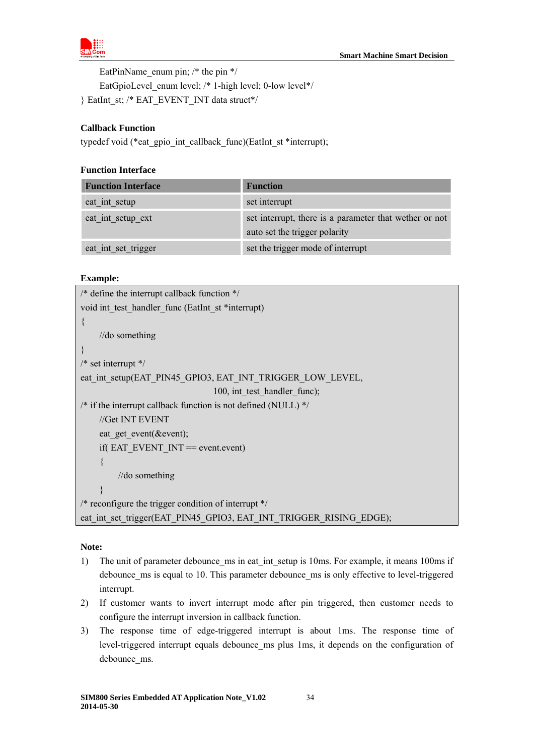```
    EatPinName_enum pin; /* the pin */
    EatGpioLevel_enum level; /* 1-high level; 0-low level*/
} EatInt_st; /* EAT_EVENT_INT data struct*/
```

**Callback Function**

typedef void (*eat_gpio_int_callback_func)(EatInt_st *interrupt);

**Function Interface**

| Function Interface | Function |
|---|---|
| eat_int_setup | set interrupt |
| eat_int_setup_ext | set interrupt, there is a parameter that wether or not auto set the trigger polarity |
| eat_int_set_trigger | set the trigger mode of interrupt |

**Example:**

```
/* define the interrupt callback function */
void int_test_handler_func (EatInt_st *interrupt)
{
    //do something
}
/* set interrupt */
eat_int_setup(EAT_PIN45_GPIO3, EAT_INT_TRIGGER_LOW_LEVEL,
                                    100, int_test_handler_func);
/* if the interrupt callback function is not defined (NULL) */
    //Get INT EVENT
    eat_get_event(&event);
    if( EAT_EVENT_INT == event.event)
    {
        //do something
    }
/* reconfigure the trigger condition of interrupt */
eat_int_set_trigger(EAT_PIN45_GPIO3, EAT_INT_TRIGGER_RISING_EDGE);
```

**Note:**

1) The unit of parameter debounce_ms in eat_int_setup is 10ms. For example, it means 100ms if debounce_ms is equal to 10. This parameter debounce_ms is only effective to level-triggered interrupt.
2) If customer wants to invert interrupt mode after pin triggered, then customer needs to configure the interrupt inversion in callback function.
3) The response time of edge-triggered interrupt is about 1ms. The response time of level-triggered interrupt equals debounce_ms plus 1ms, it depends on the configuration of debounce_ms.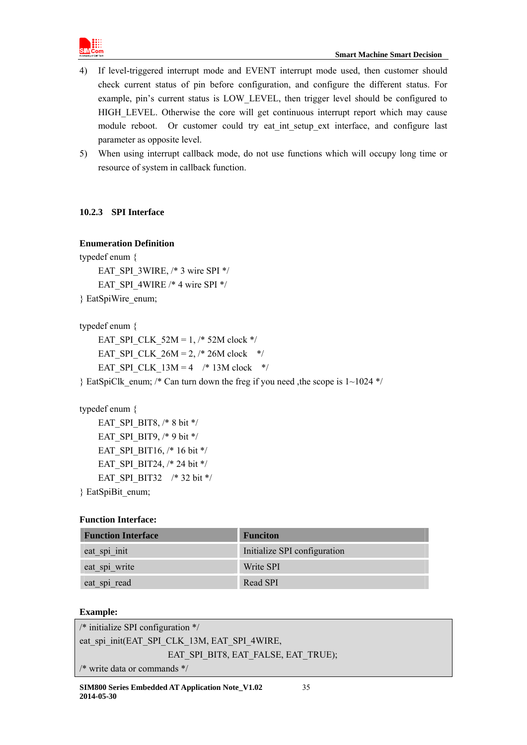4) If level-triggered interrupt mode and EVENT interrupt mode used, then customer should check current status of pin before configuration, and configure the different status. For example, pin's current status is LOW_LEVEL, then trigger level should be configured to HIGH_LEVEL. Otherwise the core will get continuous interrupt report which may cause module reboot. Or customer could try eat_int_setup_ext interface, and configure last parameter as opposite level.
5) When using interrupt callback mode, do not use functions which will occupy long time or resource of system in callback function.

### 10.2.3 SPI Interface

**Enumeration Definition**

```
typedef enum {
    EAT_SPI_3WIRE, /* 3 wire SPI */
    EAT_SPI_4WIRE /* 4 wire SPI */
} EatSpiWire_enum;

typedef enum {
    EAT_SPI_CLK_52M = 1, /* 52M clock */
    EAT_SPI_CLK_26M = 2, /* 26M clock    */
    EAT_SPI_CLK_13M = 4    /* 13M clock    */
} EatSpiClk_enum; /* Can turn down the freg if you need ,the scope is 1~1024 */

typedef enum {
    EAT_SPI_BIT8, /* 8 bit */
    EAT_SPI_BIT9, /* 9 bit */
    EAT_SPI_BIT16, /* 16 bit */
    EAT_SPI_BIT24, /* 24 bit */
    EAT_SPI_BIT32    /* 32 bit */
} EatSpiBit_enum;
```

**Function Interface:**

| Function Interface | Funciton |
|---|---|
| eat_spi_init | Initialize SPI configuration |
| eat_spi_write | Write SPI |
| eat_spi_read | Read SPI |

**Example:**

```
/* initialize SPI configuration */
eat_spi_init(EAT_SPI_CLK_13M, EAT_SPI_4WIRE,
                EAT_SPI_BIT8, EAT_FALSE, EAT_TRUE);
/* write data or commands */
```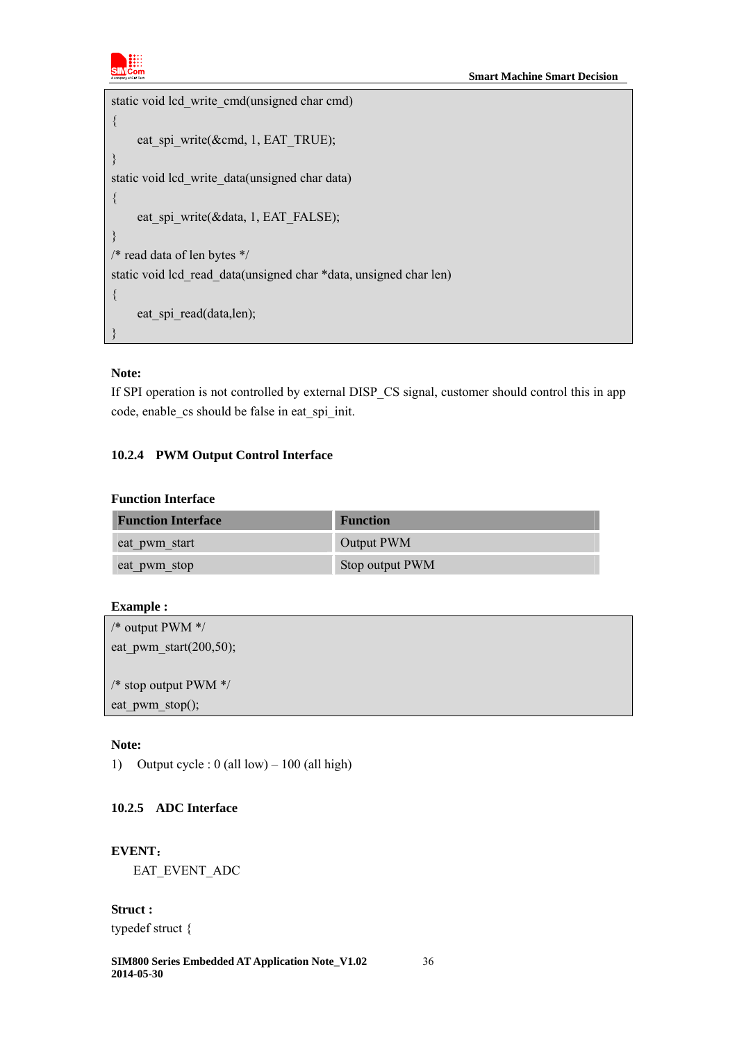```
static void lcd_write_cmd(unsigned char cmd)
{
    eat_spi_write(&cmd, 1, EAT_TRUE);
}
static void lcd_write_data(unsigned char data)
{
    eat_spi_write(&data, 1, EAT_FALSE);
}
/* read data of len bytes */
static void lcd_read_data(unsigned char *data, unsigned char len)
{
    eat_spi_read(data,len);
}
```

**Note:**

If SPI operation is not controlled by external DISP_CS signal, customer should control this in app code, enable_cs should be false in eat_spi_init.

### 10.2.4 PWM Output Control Interface

**Function Interface**

| Function Interface | Function |
| --- | --- |
| eat_pwm_start | Output PWM |
| eat_pwm_stop | Stop output PWM |

**Example :**

```
/* output PWM */
eat_pwm_start(200,50);

/* stop output PWM */
eat_pwm_stop();
```

**Note:**

1) Output cycle : 0 (all low) – 100 (all high)

### 10.2.5 ADC Interface

**EVENT:**

EAT_EVENT_ADC

**Struct :**

typedef struct {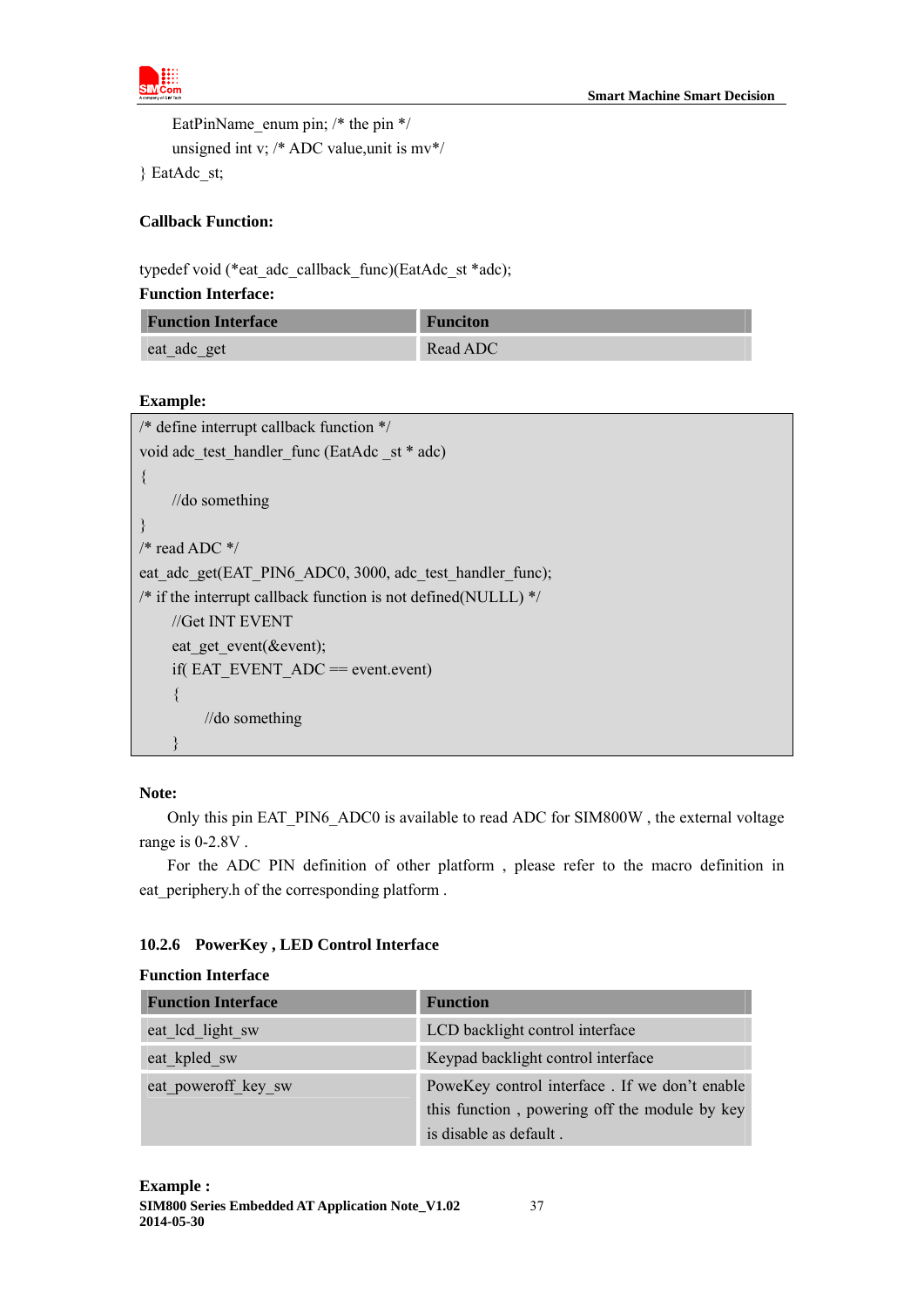```
    EatPinName_enum pin; /* the pin */
    unsigned int v; /* ADC value,unit is mv*/
} EatAdc_st;
```

**Callback Function:**

typedef void (*eat_adc_callback_func)(EatAdc_st *adc);

**Function Interface:**

| Function Interface | Funciton |
|---|---|
| eat_adc_get | Read ADC |

**Example:**

```
/* define interrupt callback function */
void adc_test_handler_func (EatAdc _st * adc)
{
    //do something
}
/* read ADC */
eat_adc_get(EAT_PIN6_ADC0, 3000, adc_test_handler_func);
/* if the interrupt callback function is not defined(NULLL) */
    //Get INT EVENT
    eat_get_event(&event);
    if( EAT_EVENT_ADC == event.event)
    {
        //do something
    }
```

**Note:**

Only this pin EAT_PIN6_ADC0 is available to read ADC for SIM800W , the external voltage range is 0-2.8V .

For the ADC PIN definition of other platform , please refer to the macro definition in eat_periphery.h of the corresponding platform .

### 10.2.6 PowerKey , LED Control Interface

**Function Interface**

| Function Interface | Function |
|---|---|
| eat_lcd_light_sw | LCD backlight control interface |
| eat_kpled_sw | Keypad backlight control interface |
| eat_poweroff_key_sw | PoweKey control interface . If we don't enable this function , powering off the module by key is disable as default . |

**Example :**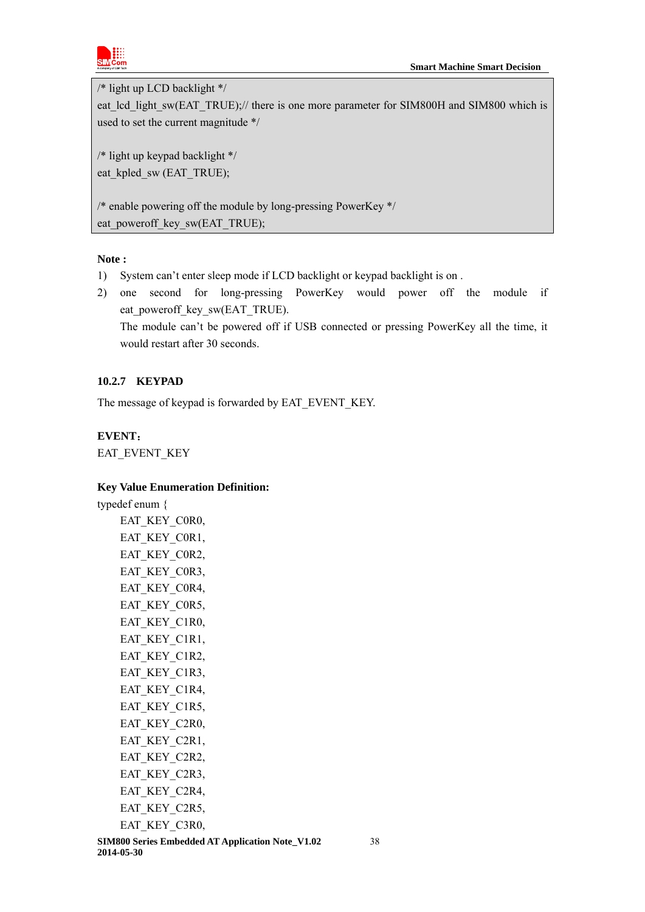```
/* light up LCD backlight */
eat_lcd_light_sw(EAT_TRUE);// there is one more parameter for SIM800H and SIM800 which is used to set the current magnitude */

/* light up keypad backlight */
eat_kpled_sw (EAT_TRUE);

/* enable powering off the module by long-pressing PowerKey */
eat_poweroff_key_sw(EAT_TRUE);
```

**Note :**

1) System can't enter sleep mode if LCD backlight or keypad backlight is on .
2) one second for long-pressing PowerKey would power off the module if eat_poweroff_key_sw(EAT_TRUE).
   The module can't be powered off if USB connected or pressing PowerKey all the time, it would restart after 30 seconds.

#### 10.2.7 KEYPAD

The message of keypad is forwarded by EAT_EVENT_KEY.

**EVENT：**

EAT_EVENT_KEY

**Key Value Enumeration Definition:**

```
typedef enum {
    EAT_KEY_C0R0,
    EAT_KEY_C0R1,
    EAT_KEY_C0R2,
    EAT_KEY_C0R3,
    EAT_KEY_C0R4,
    EAT_KEY_C0R5,
    EAT_KEY_C1R0,
    EAT_KEY_C1R1,
    EAT_KEY_C1R2,
    EAT_KEY_C1R3,
    EAT_KEY_C1R4,
    EAT_KEY_C1R5,
    EAT_KEY_C2R0,
    EAT_KEY_C2R1,
    EAT_KEY_C2R2,
    EAT_KEY_C2R3,
    EAT_KEY_C2R4,
    EAT_KEY_C2R5,
    EAT_KEY_C3R0,
```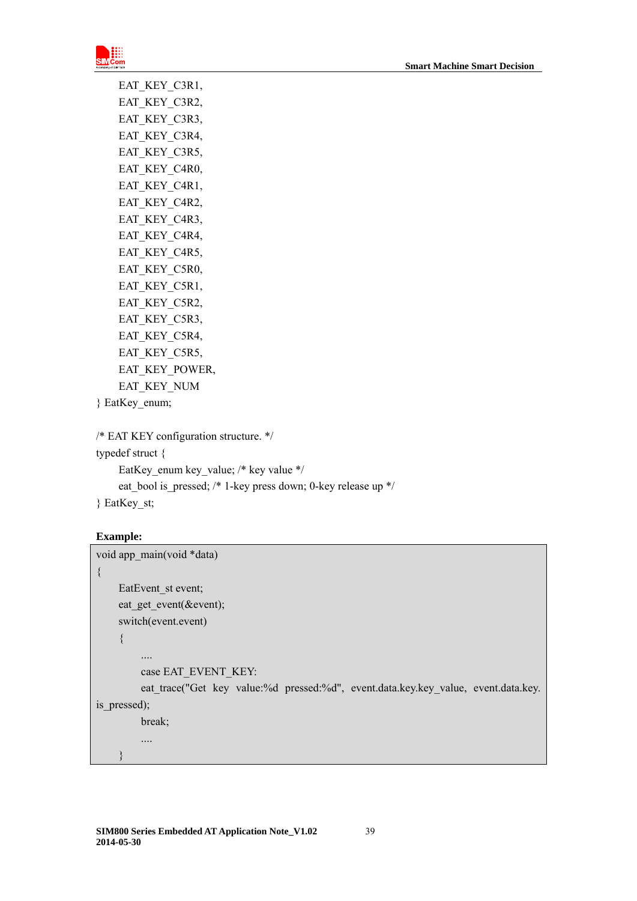```
    EAT_KEY_C3R1,
    EAT_KEY_C3R2,
    EAT_KEY_C3R3,
    EAT_KEY_C3R4,
    EAT_KEY_C3R5,
    EAT_KEY_C4R0,
    EAT_KEY_C4R1,
    EAT_KEY_C4R2,
    EAT_KEY_C4R3,
    EAT_KEY_C4R4,
    EAT_KEY_C4R5,
    EAT_KEY_C5R0,
    EAT_KEY_C5R1,
    EAT_KEY_C5R2,
    EAT_KEY_C5R3,
    EAT_KEY_C5R4,
    EAT_KEY_C5R5,
    EAT_KEY_POWER,
    EAT_KEY_NUM
} EatKey_enum;

/* EAT KEY configuration structure. */
typedef struct {
    EatKey_enum key_value; /* key value */
    eat_bool is_pressed; /* 1-key press down; 0-key release up */
} EatKey_st;
```

**Example:**

```
void app_main(void *data)
{
    EatEvent_st event;
    eat_get_event(&event);
    switch(event.event)
    {
        ....
        case EAT_EVENT_KEY:
        eat_trace("Get key value:%d pressed:%d", event.data.key.key_value, event.data.key.
is_pressed);
        break;
        ....
    }
```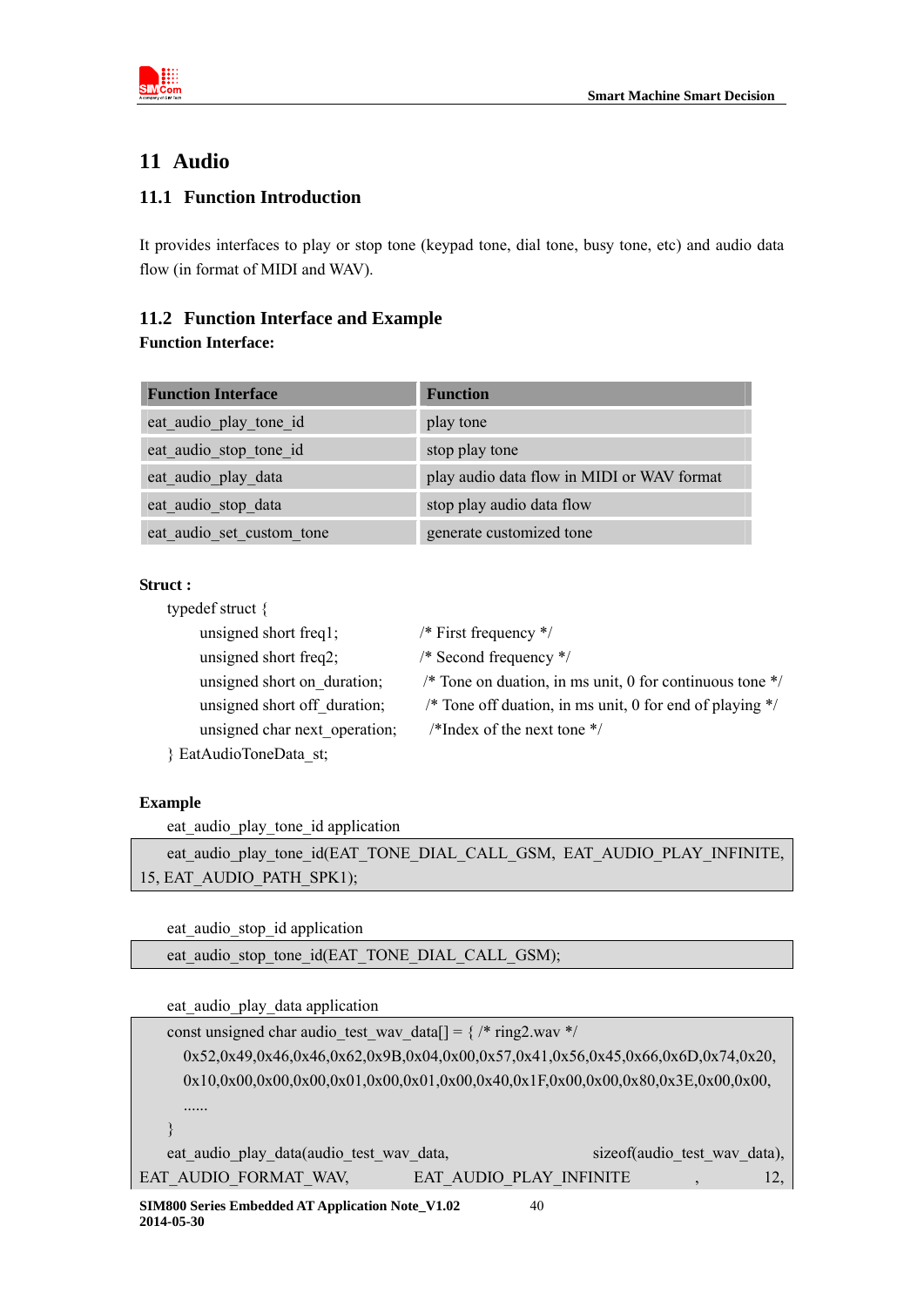# 11 Audio

## 11.1 Function Introduction

It provides interfaces to play or stop tone (keypad tone, dial tone, busy tone, etc) and audio data flow (in format of MIDI and WAV).

## 11.2 Function Interface and Example

**Function Interface:**

| Function Interface | Function |
|---|---|
| eat_audio_play_tone_id | play tone |
| eat_audio_stop_tone_id | stop play tone |
| eat_audio_play_data | play audio data flow in MIDI or WAV format |
| eat_audio_stop_data | stop play audio data flow |
| eat_audio_set_custom_tone | generate customized tone |

**Struct :**

```
typedef struct {
    unsigned short freq1;          /* First frequency */
    unsigned short freq2;          /* Second frequency */
    unsigned short on_duration;    /* Tone on duation, in ms unit, 0 for continuous tone */
    unsigned short off_duration;   /* Tone off duation, in ms unit, 0 for end of playing */
    unsigned char next_operation;  /*Index of the next tone */
} EatAudioToneData_st;
```

**Example**

eat_audio_play_tone_id application

```
eat_audio_play_tone_id(EAT_TONE_DIAL_CALL_GSM, EAT_AUDIO_PLAY_INFINITE, 15, EAT_AUDIO_PATH_SPK1);
```

eat_audio_stop_id application

```
eat_audio_stop_tone_id(EAT_TONE_DIAL_CALL_GSM);
```

eat_audio_play_data application

```
const unsigned char audio_test_wav_data[] = { /* ring2.wav */
  0x52,0x49,0x46,0x46,0x62,0x9B,0x04,0x00,0x57,0x41,0x56,0x45,0x66,0x6D,0x74,0x20,
  0x10,0x00,0x00,0x00,0x01,0x00,0x01,0x00,0x40,0x1F,0x00,0x00,0x80,0x3E,0x00,0x00,
  ......
}
eat_audio_play_data(audio_test_wav_data, sizeof(audio_test_wav_data),
EAT_AUDIO_FORMAT_WAV, EAT_AUDIO_PLAY_INFINITE , 12,
```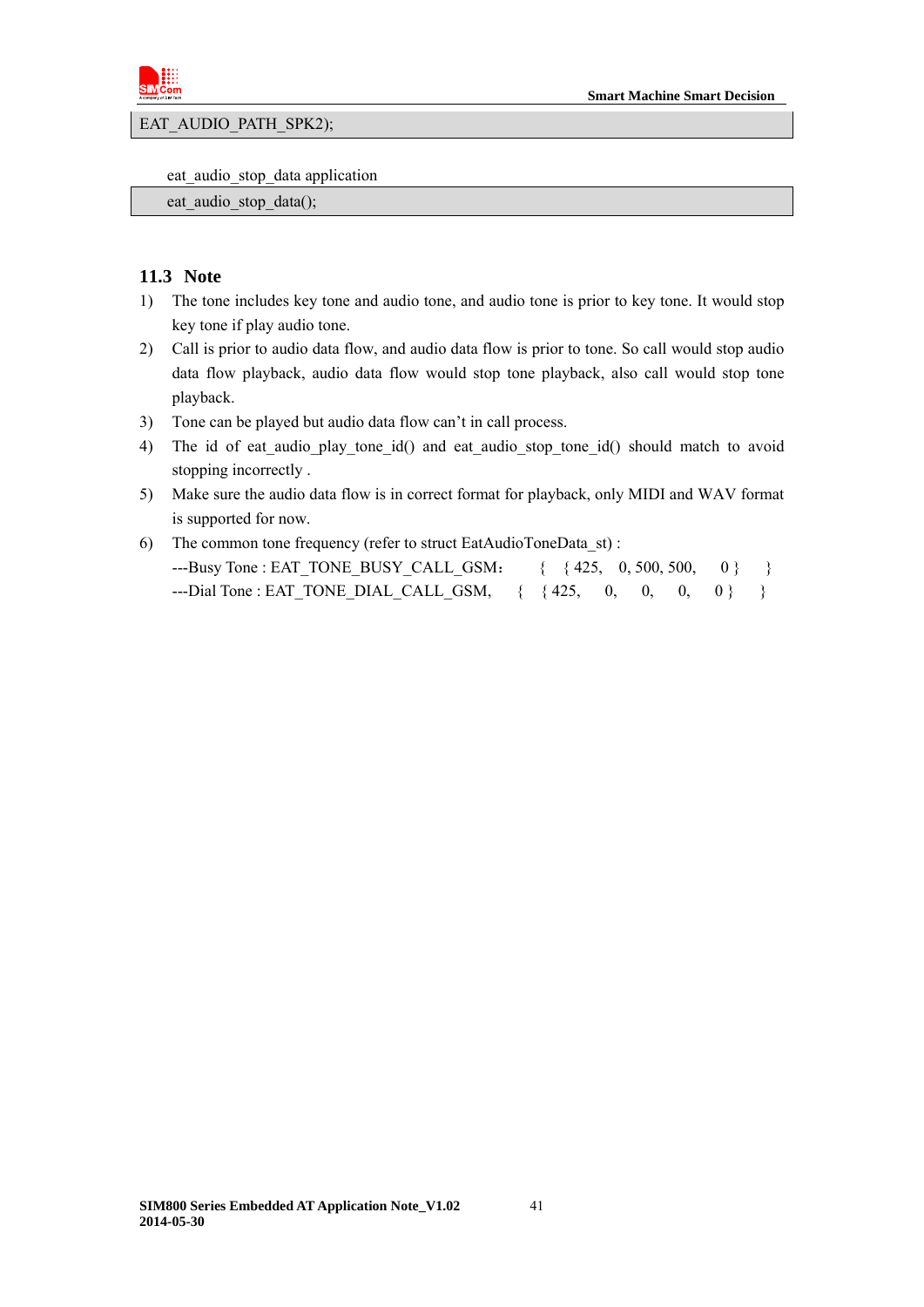```
EAT_AUDIO_PATH_SPK2);
```

eat_audio_stop_data application

```
eat_audio_stop_data();
```

### 11.3 Note

1) The tone includes key tone and audio tone, and audio tone is prior to key tone. It would stop key tone if play audio tone.
2) Call is prior to audio data flow, and audio data flow is prior to tone. So call would stop audio data flow playback, audio data flow would stop tone playback, also call would stop tone playback.
3) Tone can be played but audio data flow can't in call process.
4) The id of eat_audio_play_tone_id() and eat_audio_stop_tone_id() should match to avoid stopping incorrectly .
5) Make sure the audio data flow is in correct format for playback, only MIDI and WAV format is supported for now.
6) The common tone frequency (refer to struct EatAudioToneData_st) :
   ---Busy Tone : EAT_TONE_BUSY_CALL_GSM： { { 425, 0, 500, 500, 0 } }
   ---Dial Tone : EAT_TONE_DIAL_CALL_GSM, { { 425, 0, 0, 0, 0 } }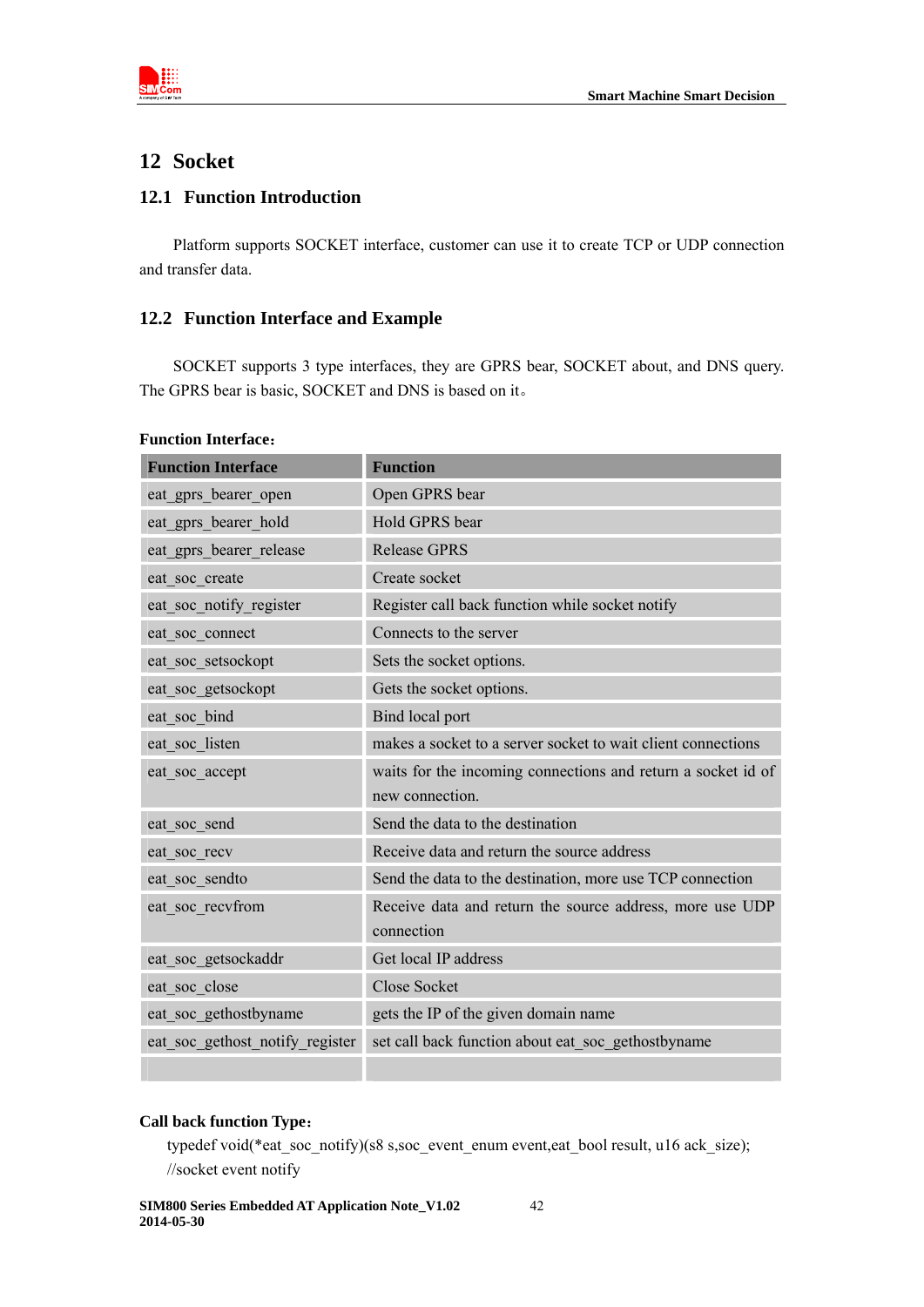# 12 Socket

## 12.1 Function Introduction

Platform supports SOCKET interface, customer can use it to create TCP or UDP connection and transfer data.

## 12.2 Function Interface and Example

SOCKET supports 3 type interfaces, they are GPRS bear, SOCKET about, and DNS query. The GPRS bear is basic, SOCKET and DNS is based on it。

**Function Interface:**

| Function Interface | Function |
|---|---|
| eat_gprs_bearer_open | Open GPRS bear |
| eat_gprs_bearer_hold | Hold GPRS bear |
| eat_gprs_bearer_release | Release GPRS |
| eat_soc_create | Create socket |
| eat_soc_notify_register | Register call back function while socket notify |
| eat_soc_connect | Connects to the server |
| eat_soc_setsockopt | Sets the socket options. |
| eat_soc_getsockopt | Gets the socket options. |
| eat_soc_bind | Bind local port |
| eat_soc_listen | makes a socket to a server socket to wait client connections |
| eat_soc_accept | waits for the incoming connections and return a socket id of new connection. |
| eat_soc_send | Send the data to the destination |
| eat_soc_recv | Receive data and return the source address |
| eat_soc_sendto | Send the data to the destination, more use TCP connection |
| eat_soc_recvfrom | Receive data and return the source address, more use UDP connection |
| eat_soc_getsockaddr | Get local IP address |
| eat_soc_close | Close Socket |
| eat_soc_gethostbyname | gets the IP of the given domain name |
| eat_soc_gethost_notify_register | set call back function about eat_soc_gethostbyname |
| | |

**Call back function Type:**

typedef void(*eat_soc_notify)(s8 s,soc_event_enum event,eat_bool result, u16 ack_size); //socket event notify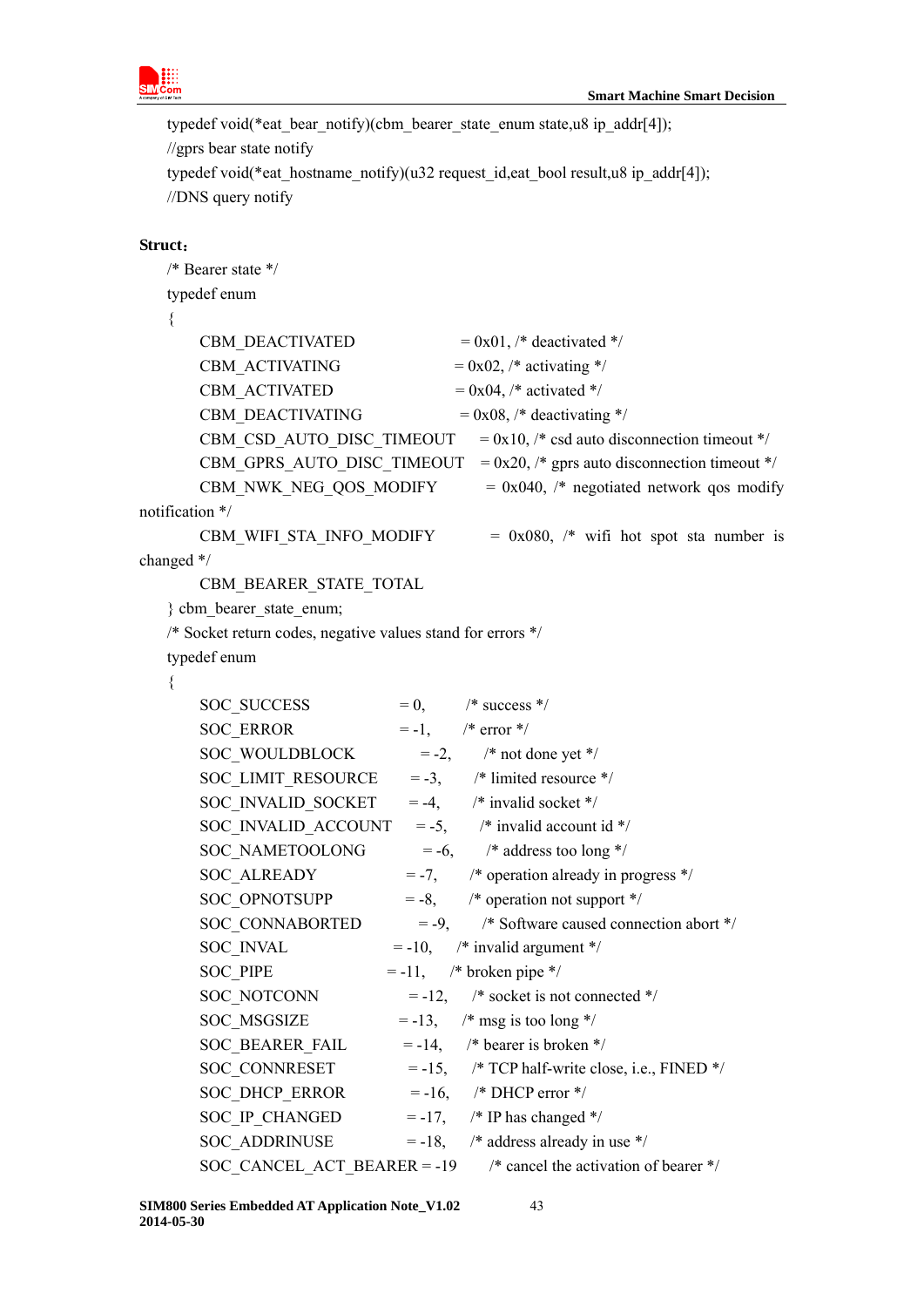```
typedef void(*eat_bear_notify)(cbm_bearer_state_enum state,u8 ip_addr[4]);
//gprs bear state notify
typedef void(*eat_hostname_notify)(u32 request_id,eat_bool result,u8 ip_addr[4]);
//DNS query notify
```

**Struct**：

```
/* Bearer state */
typedef enum
{
    CBM_DEACTIVATED              = 0x01, /* deactivated */
    CBM_ACTIVATING               = 0x02, /* activating */
    CBM_ACTIVATED                = 0x04, /* activated */
    CBM_DEACTIVATING             = 0x08, /* deactivating */
    CBM_CSD_AUTO_DISC_TIMEOUT    = 0x10, /* csd auto disconnection timeout */
    CBM_GPRS_AUTO_DISC_TIMEOUT   = 0x20, /* gprs auto disconnection timeout */
    CBM_NWK_NEG_QOS_MODIFY       = 0x040, /* negotiated network qos modify notification */
    CBM_WIFI_STA_INFO_MODIFY     = 0x080, /* wifi hot spot sta number is changed */
    CBM_BEARER_STATE_TOTAL
} cbm_bearer_state_enum;
/* Socket return codes, negative values stand for errors */
typedef enum
{
    SOC_SUCCESS            = 0,     /* success */
    SOC_ERROR              = -1,    /* error */
    SOC_WOULDBLOCK         = -2,    /* not done yet */
    SOC_LIMIT_RESOURCE     = -3,    /* limited resource */
    SOC_INVALID_SOCKET     = -4,    /* invalid socket */
    SOC_INVALID_ACCOUNT    = -5,    /* invalid account id */
    SOC_NAMETOOLONG        = -6,    /* address too long */
    SOC_ALREADY            = -7,    /* operation already in progress */
    SOC_OPNOTSUPP          = -8,    /* operation not support */
    SOC_CONNABORTED        = -9,    /* Software caused connection abort */
    SOC_INVAL              = -10,   /* invalid argument */
    SOC_PIPE               = -11,   /* broken pipe */
    SOC_NOTCONN            = -12,   /* socket is not connected */
    SOC_MSGSIZE            = -13,   /* msg is too long */
    SOC_BEARER_FAIL        = -14,   /* bearer is broken */
    SOC_CONNRESET          = -15,   /* TCP half-write close, i.e., FINED */
    SOC_DHCP_ERROR         = -16,   /* DHCP error */
    SOC_IP_CHANGED         = -17,   /* IP has changed */
    SOC_ADDRINUSE          = -18,   /* address already in use */
    SOC_CANCEL_ACT_BEARER = -19     /* cancel the activation of bearer */
```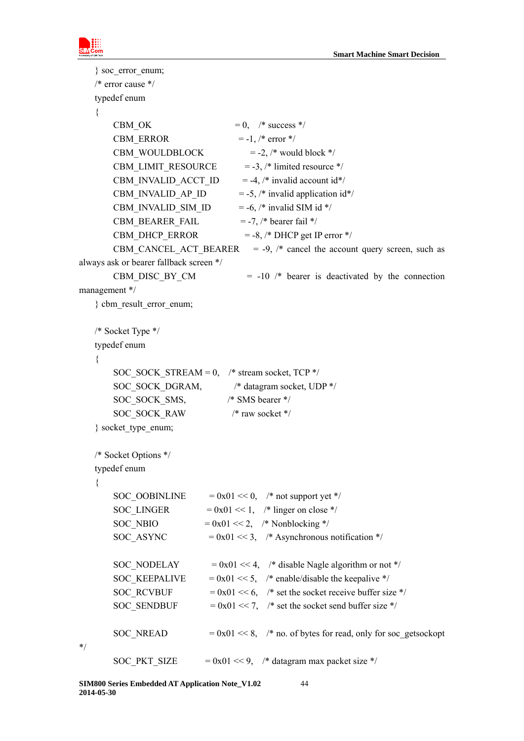```
} soc_error_enum;
/* error cause */
typedef enum
{
    CBM_OK                  = 0,    /* success */
    CBM_ERROR               = -1, /* error */
    CBM_WOULDBLOCK          = -2, /* would block */
    CBM_LIMIT_RESOURCE      = -3, /* limited resource */
    CBM_INVALID_ACCT_ID     = -4, /* invalid account id*/
    CBM_INVALID_AP_ID       = -5, /* invalid application id*/
    CBM_INVALID_SIM_ID      = -6, /* invalid SIM id */
    CBM_BEARER_FAIL         = -7, /* bearer fail */
    CBM_DHCP_ERROR          = -8, /* DHCP get IP error */
    CBM_CANCEL_ACT_BEARER   = -9, /* cancel the account query screen, such as 
always ask or bearer fallback screen */
    CBM_DISC_BY_CM          = -10 /* bearer is deactivated by the connection 
management */
} cbm_result_error_enum;

/* Socket Type */
typedef enum
{
    SOC_SOCK_STREAM = 0,   /* stream socket, TCP */
    SOC_SOCK_DGRAM,        /* datagram socket, UDP */
    SOC_SOCK_SMS,          /* SMS bearer */
    SOC_SOCK_RAW           /* raw socket */
} socket_type_enum;

/* Socket Options */
typedef enum
{
    SOC_OOBINLINE      = 0x01 << 0,   /* not support yet */
    SOC_LINGER         = 0x01 << 1,   /* linger on close */
    SOC_NBIO           = 0x01 << 2,   /* Nonblocking */
    SOC_ASYNC          = 0x01 << 3,   /* Asynchronous notification */

    SOC_NODELAY        = 0x01 << 4,   /* disable Nagle algorithm or not */
    SOC_KEEPALIVE      = 0x01 << 5,   /* enable/disable the keepalive */
    SOC_RCVBUF         = 0x01 << 6,   /* set the socket receive buffer size */
    SOC_SENDBUF        = 0x01 << 7,   /* set the socket send buffer size */

    SOC_NREAD          = 0x01 << 8,   /* no. of bytes for read, only for soc_getsockopt 
*/
    SOC_PKT_SIZE       = 0x01 << 9,   /* datagram max packet size */
```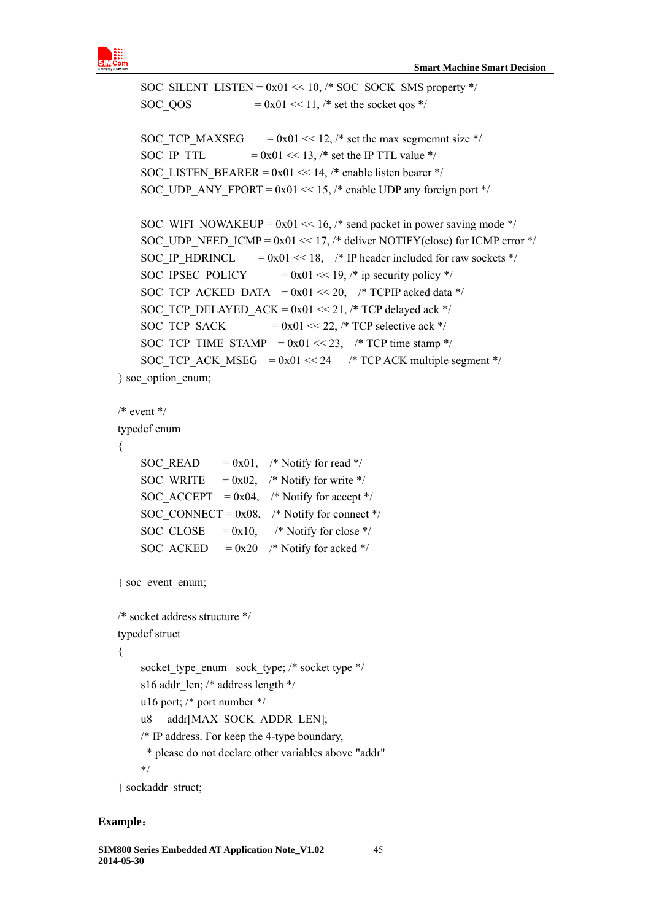```
    SOC_SILENT_LISTEN = 0x01 << 10, /* SOC_SOCK_SMS property */
    SOC_QOS                = 0x01 << 11, /* set the socket qos */

    SOC_TCP_MAXSEG       = 0x01 << 12, /* set the max segmemnt size */
    SOC_IP_TTL            = 0x01 << 13, /* set the IP TTL value */
    SOC_LISTEN_BEARER = 0x01 << 14, /* enable listen bearer */
    SOC_UDP_ANY_FPORT = 0x01 << 15, /* enable UDP any foreign port */

    SOC_WIFI_NOWAKEUP = 0x01 << 16, /* send packet in power saving mode */
    SOC_UDP_NEED_ICMP = 0x01 << 17, /* deliver NOTIFY(close) for ICMP error */
    SOC_IP_HDRINCL       = 0x01 << 18,    /* IP header included for raw sockets */
    SOC_IPSEC_POLICY          = 0x01 << 19, /* ip security policy */
    SOC_TCP_ACKED_DATA    = 0x01 << 20,    /* TCPIP acked data */
    SOC_TCP_DELAYED_ACK = 0x01 << 21, /* TCP delayed ack */
    SOC_TCP_SACK             = 0x01 << 22, /* TCP selective ack */
    SOC_TCP_TIME_STAMP    = 0x01 << 23,    /* TCP time stamp */
    SOC_TCP_ACK_MSEG    = 0x01 << 24     /* TCP ACK multiple segment */
} soc_option_enum;

/* event */
typedef enum
{
    SOC_READ       = 0x01,    /* Notify for read */
    SOC_WRITE      = 0x02,    /* Notify for write */
    SOC_ACCEPT     = 0x04,    /* Notify for accept */
    SOC_CONNECT = 0x08,    /* Notify for connect */
    SOC_CLOSE      = 0x10,     /* Notify for close */
    SOC_ACKED      = 0x20    /* Notify for acked */

} soc_event_enum;

/* socket address structure */
typedef struct
{
    socket_type_enum   sock_type; /* socket type */
    s16 addr_len; /* address length */
    u16 port; /* port number */
    u8     addr[MAX_SOCK_ADDR_LEN];
    /* IP address. For keep the 4-type boundary,
      * please do not declare other variables above "addr"
    */
} sockaddr_struct;
```

**Example:**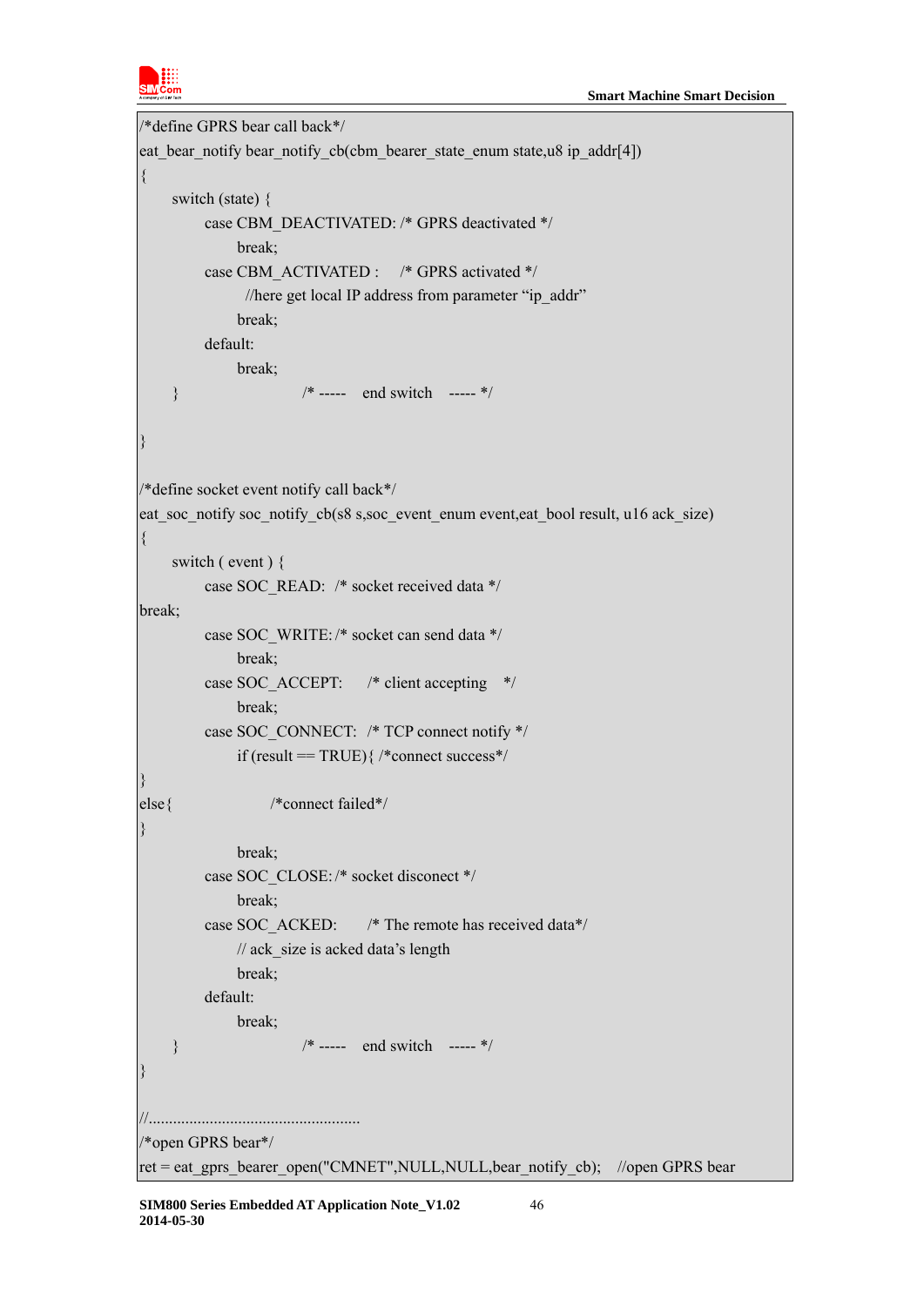```
/*define GPRS bear call back*/
eat_bear_notify bear_notify_cb(cbm_bearer_state_enum state,u8 ip_addr[4])
{
    switch (state) {
        case CBM_DEACTIVATED: /* GPRS deactivated */
            break;
        case CBM_ACTIVATED :    /* GPRS activated */
             //here get local IP address from parameter "ip_addr"
            break;
        default:
            break;
    }                    /* -----   end switch   ----- */

}

/*define socket event notify call back*/
eat_soc_notify soc_notify_cb(s8 s,soc_event_enum event,eat_bool result, u16 ack_size)
{
    switch ( event ) {
        case SOC_READ:  /* socket received data */
break;
        case SOC_WRITE: /* socket can send data */
            break;
        case SOC_ACCEPT:    /* client accepting   */
            break;
        case SOC_CONNECT:  /* TCP connect notify */
            if (result == TRUE){ /*connect success*/
}
else{               /*connect failed*/
}
            break;
        case SOC_CLOSE: /* socket disconect */
            break;
        case SOC_ACKED:     /* The remote has received data*/
            // ack_size is acked data's length
            break;
        default:
            break;
    }                    /* -----   end switch   ----- */
}

//..................................................
/*open GPRS bear*/
ret = eat_gprs_bearer_open("CMNET",NULL,NULL,bear_notify_cb);   //open GPRS bear
```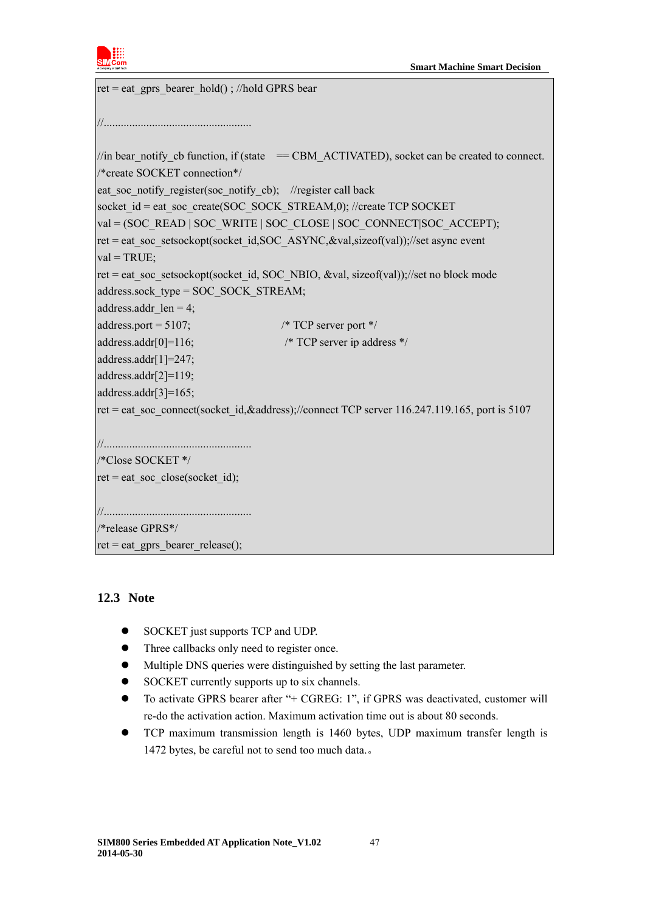```
ret = eat_gprs_bearer_hold() ; //hold GPRS bear

//..................................................

//in bear_notify_cb function, if (state    == CBM_ACTIVATED), socket can be created to connect.
/*create SOCKET connection*/
eat_soc_notify_register(soc_notify_cb);    //register call back
socket_id = eat_soc_create(SOC_SOCK_STREAM,0); //create TCP SOCKET
val = (SOC_READ | SOC_WRITE | SOC_CLOSE | SOC_CONNECT|SOC_ACCEPT);
ret = eat_soc_setsockopt(socket_id,SOC_ASYNC,&val,sizeof(val));//set async event
val = TRUE;
ret = eat_soc_setsockopt(socket_id, SOC_NBIO, &val, sizeof(val));//set no block mode
address.sock_type = SOC_SOCK_STREAM;
address.addr_len = 4;
address.port = 5107;                        /* TCP server port */
address.addr[0]=116;                        /* TCP server ip address */
address.addr[1]=247;
address.addr[2]=119;
address.addr[3]=165;
ret = eat_soc_connect(socket_id,&address);//connect TCP server 116.247.119.165, port is 5107

//..................................................
/*Close SOCKET */
ret = eat_soc_close(socket_id);

//..................................................
/*release GPRS*/
ret = eat_gprs_bearer_release();
```

## 12.3 Note

- SOCKET just supports TCP and UDP.
- Three callbacks only need to register once.
- Multiple DNS queries were distinguished by setting the last parameter.
- SOCKET currently supports up to six channels.
- To activate GPRS bearer after "+ CGREG: 1", if GPRS was deactivated, customer will re-do the activation action. Maximum activation time out is about 80 seconds.
- TCP maximum transmission length is 1460 bytes, UDP maximum transfer length is 1472 bytes, be careful not to send too much data.。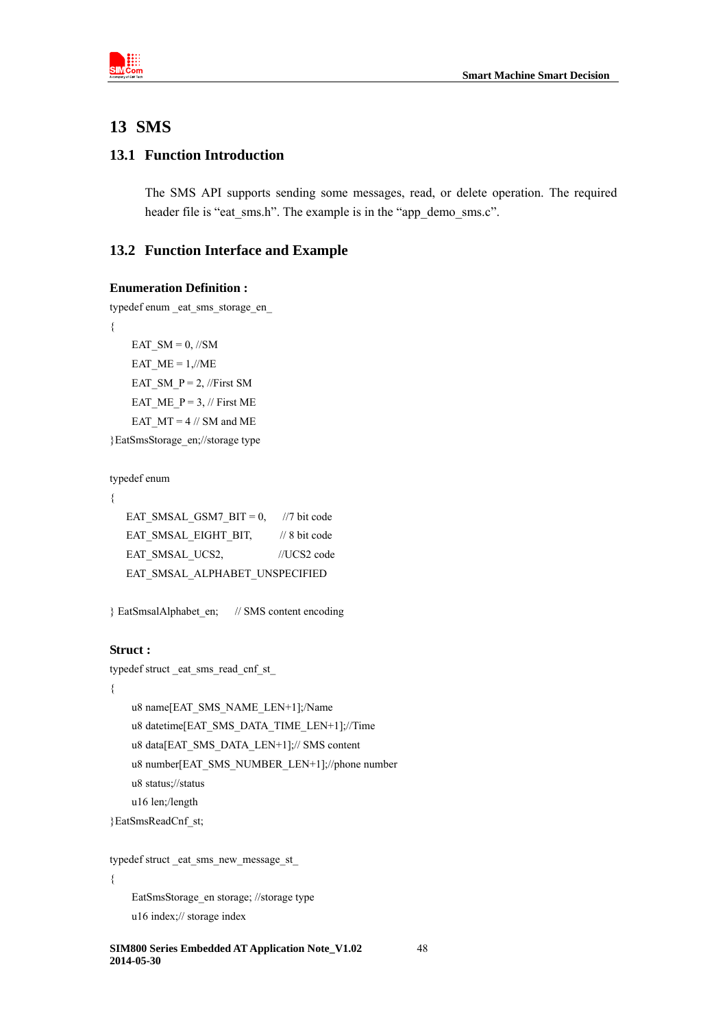# 13 SMS

## 13.1 Function Introduction

The SMS API supports sending some messages, read, or delete operation. The required header file is “eat_sms.h”. The example is in the “app_demo_sms.c”.

## 13.2 Function Interface and Example

**Enumeration Definition :**

```
typedef enum _eat_sms_storage_en_
{
    EAT_SM = 0, //SM
    EAT_ME = 1,//ME
    EAT_SM_P = 2, //First SM
    EAT_ME_P = 3, // First ME
    EAT_MT = 4 // SM and ME
}EatSmsStorage_en;//storage type

typedef enum
{
   EAT_SMSAL_GSM7_BIT = 0,      //7 bit code
   EAT_SMSAL_EIGHT_BIT,         // 8 bit code
   EAT_SMSAL_UCS2,              //UCS2 code
   EAT_SMSAL_ALPHABET_UNSPECIFIED

} EatSmsalAlphabet_en;     // SMS content encoding
```

**Struct :**

```
typedef struct _eat_sms_read_cnf_st_
{
    u8 name[EAT_SMS_NAME_LEN+1];/Name
    u8 datetime[EAT_SMS_DATA_TIME_LEN+1];//Time
    u8 data[EAT_SMS_DATA_LEN+1];// SMS content
    u8 number[EAT_SMS_NUMBER_LEN+1];//phone number
    u8 status;//status
    u16 len;/length
}EatSmsReadCnf_st;

typedef struct _eat_sms_new_message_st_
{
    EatSmsStorage_en storage; //storage type
    u16 index;// storage index
```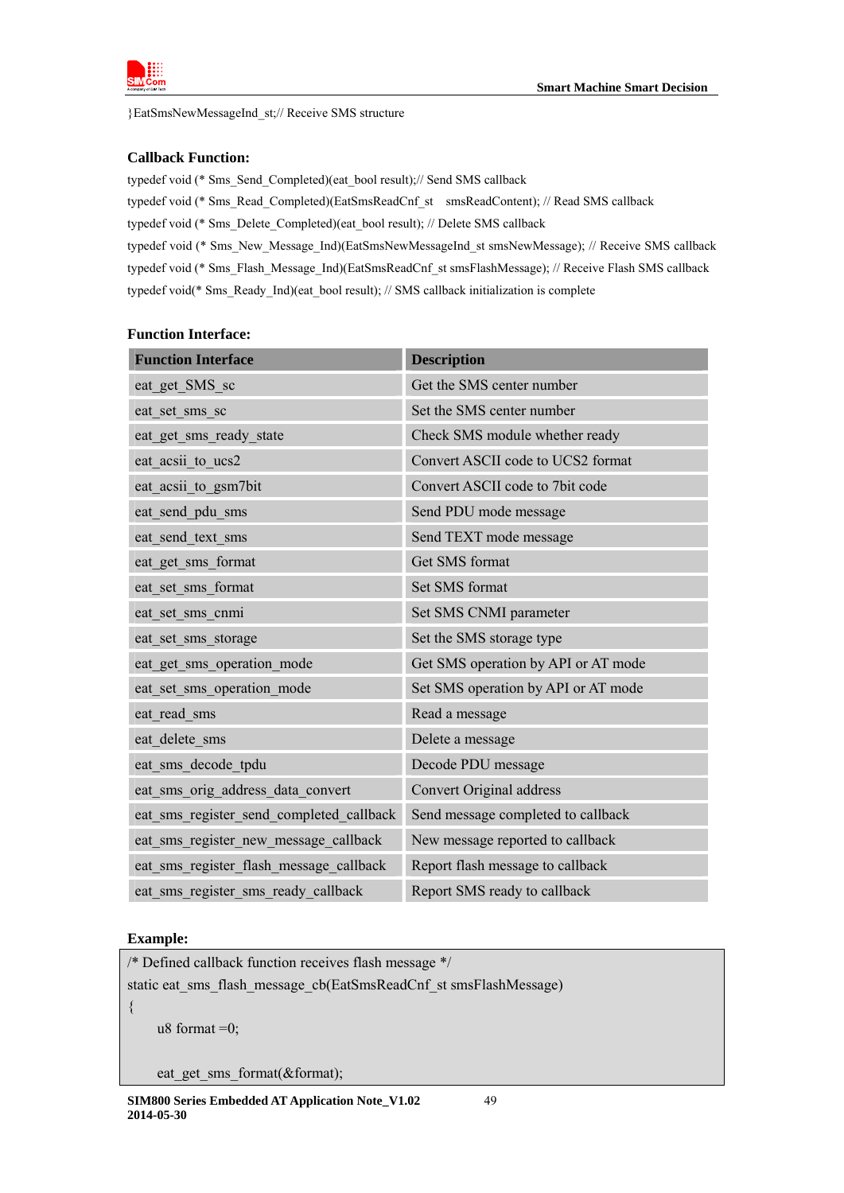}EatSmsNewMessageInd_st;// Receive SMS structure

**Callback Function:**

typedef void (* Sms_Send_Completed)(eat_bool result);// Send SMS callback

typedef void (* Sms_Read_Completed)(EatSmsReadCnf_st smsReadContent); // Read SMS callback

typedef void (* Sms_Delete_Completed)(eat_bool result); // Delete SMS callback

typedef void (* Sms_New_Message_Ind)(EatSmsNewMessageInd_st smsNewMessage); // Receive SMS callback

typedef void (* Sms_Flash_Message_Ind)(EatSmsReadCnf_st smsFlashMessage); // Receive Flash SMS callback

typedef void(* Sms_Ready_Ind)(eat_bool result); // SMS callback initialization is complete

**Function Interface:**

| Function Interface | Description |
|---|---|
| eat_get_SMS_sc | Get the SMS center number |
| eat_set_sms_sc | Set the SMS center number |
| eat_get_sms_ready_state | Check SMS module whether ready |
| eat_acsii_to_ucs2 | Convert ASCII code to UCS2 format |
| eat_acsii_to_gsm7bit | Convert ASCII code to 7bit code |
| eat_send_pdu_sms | Send PDU mode message |
| eat_send_text_sms | Send TEXT mode message |
| eat_get_sms_format | Get SMS format |
| eat_set_sms_format | Set SMS format |
| eat_set_sms_cnmi | Set SMS CNMI parameter |
| eat_set_sms_storage | Set the SMS storage type |
| eat_get_sms_operation_mode | Get SMS operation by API or AT mode |
| eat_set_sms_operation_mode | Set SMS operation by API or AT mode |
| eat_read_sms | Read a message |
| eat_delete_sms | Delete a message |
| eat_sms_decode_tpdu | Decode PDU message |
| eat_sms_orig_address_data_convert | Convert Original address |
| eat_sms_register_send_completed_callback | Send message completed to callback |
| eat_sms_register_new_message_callback | New message reported to callback |
| eat_sms_register_flash_message_callback | Report flash message to callback |
| eat_sms_register_sms_ready_callback | Report SMS ready to callback |

**Example:**

```
/* Defined callback function receives flash message */
static eat_sms_flash_message_cb(EatSmsReadCnf_st smsFlashMessage)
{
    u8 format =0;

    eat_get_sms_format(&format);
```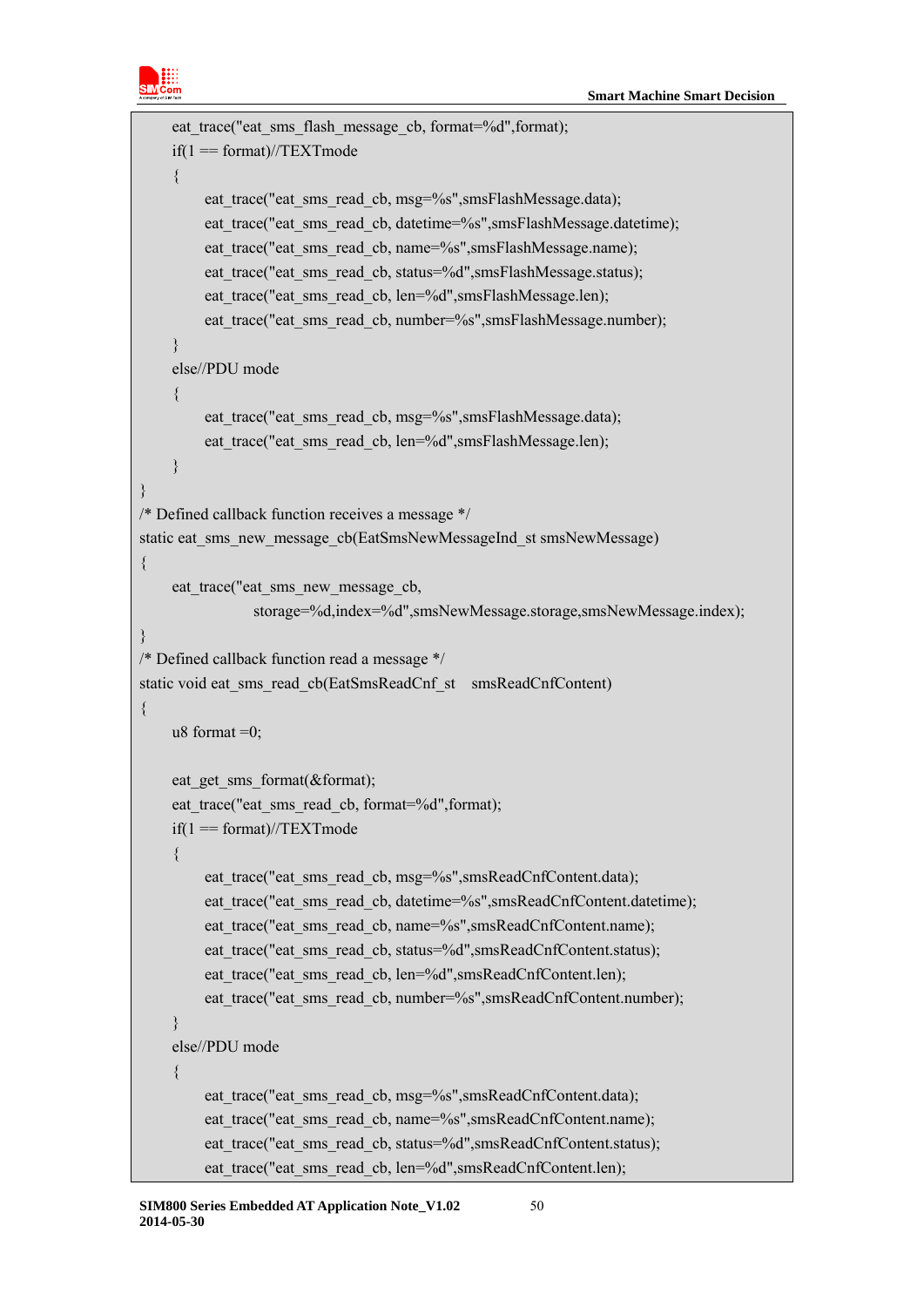```
    eat_trace("eat_sms_flash_message_cb, format=%d",format);
    if(1 == format)//TEXTmode
    {
        eat_trace("eat_sms_read_cb, msg=%s",smsFlashMessage.data);
        eat_trace("eat_sms_read_cb, datetime=%s",smsFlashMessage.datetime);
        eat_trace("eat_sms_read_cb, name=%s",smsFlashMessage.name);
        eat_trace("eat_sms_read_cb, status=%d",smsFlashMessage.status);
        eat_trace("eat_sms_read_cb, len=%d",smsFlashMessage.len);
        eat_trace("eat_sms_read_cb, number=%s",smsFlashMessage.number);
    }
    else//PDU mode
    {
        eat_trace("eat_sms_read_cb, msg=%s",smsFlashMessage.data);
        eat_trace("eat_sms_read_cb, len=%d",smsFlashMessage.len);
    }
}
/* Defined callback function receives a message */
static eat_sms_new_message_cb(EatSmsNewMessageInd_st smsNewMessage)
{
    eat_trace("eat_sms_new_message_cb,
                storage=%d,index=%d",smsNewMessage.storage,smsNewMessage.index);
}
/* Defined callback function read a message */
static void eat_sms_read_cb(EatSmsReadCnf_st    smsReadCnfContent)
{
    u8 format =0;

    eat_get_sms_format(&format);
    eat_trace("eat_sms_read_cb, format=%d",format);
    if(1 == format)//TEXTmode
    {
        eat_trace("eat_sms_read_cb, msg=%s",smsReadCnfContent.data);
        eat_trace("eat_sms_read_cb, datetime=%s",smsReadCnfContent.datetime);
        eat_trace("eat_sms_read_cb, name=%s",smsReadCnfContent.name);
        eat_trace("eat_sms_read_cb, status=%d",smsReadCnfContent.status);
        eat_trace("eat_sms_read_cb, len=%d",smsReadCnfContent.len);
        eat_trace("eat_sms_read_cb, number=%s",smsReadCnfContent.number);
    }
    else//PDU mode
    {
        eat_trace("eat_sms_read_cb, msg=%s",smsReadCnfContent.data);
        eat_trace("eat_sms_read_cb, name=%s",smsReadCnfContent.name);
        eat_trace("eat_sms_read_cb, status=%d",smsReadCnfContent.status);
        eat_trace("eat_sms_read_cb, len=%d",smsReadCnfContent.len);
```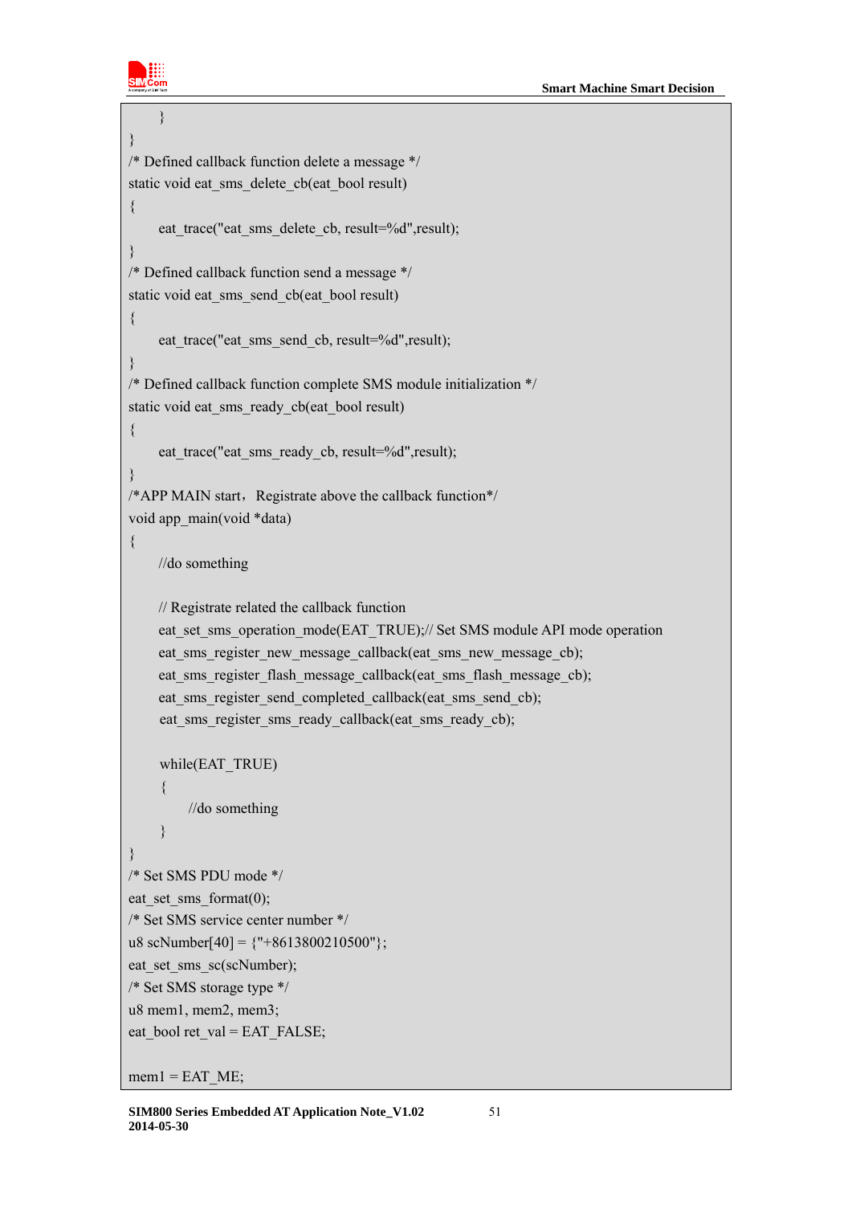```
    }
}
/* Defined callback function delete a message */
static void eat_sms_delete_cb(eat_bool result)
{
    eat_trace("eat_sms_delete_cb, result=%d",result);
}
/* Defined callback function send a message */
static void eat_sms_send_cb(eat_bool result)
{
    eat_trace("eat_sms_send_cb, result=%d",result);
}
/* Defined callback function complete SMS module initialization */
static void eat_sms_ready_cb(eat_bool result)
{
    eat_trace("eat_sms_ready_cb, result=%d",result);
}
/*APP MAIN start，Registrate above the callback function*/
void app_main(void *data)
{
    //do something

    // Registrate related the callback function
    eat_set_sms_operation_mode(EAT_TRUE);// Set SMS module API mode operation
    eat_sms_register_new_message_callback(eat_sms_new_message_cb);
    eat_sms_register_flash_message_callback(eat_sms_flash_message_cb);
    eat_sms_register_send_completed_callback(eat_sms_send_cb);
    eat_sms_register_sms_ready_callback(eat_sms_ready_cb);

    while(EAT_TRUE)
    {
        //do something
    }
}
/* Set SMS PDU mode */
eat_set_sms_format(0);
/* Set SMS service center number */
u8 scNumber[40] = {"+8613800210500"};
eat_set_sms_sc(scNumber);
/* Set SMS storage type */
u8 mem1, mem2, mem3;
eat_bool ret_val = EAT_FALSE;

mem1 = EAT_ME;
```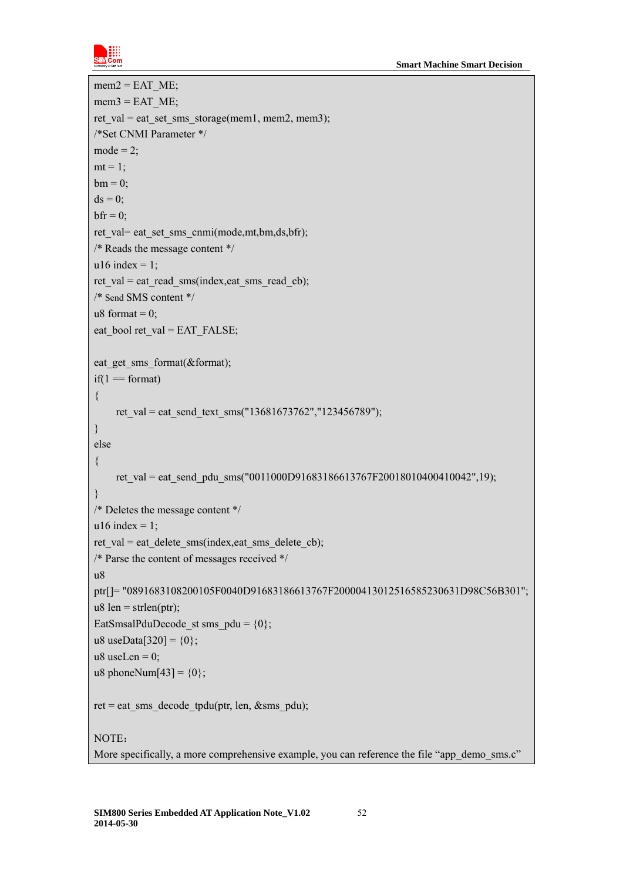```
mem2 = EAT_ME;
mem3 = EAT_ME;
ret_val = eat_set_sms_storage(mem1, mem2, mem3);
/*Set CNMI Parameter */
mode = 2;
mt = 1;
bm = 0;
ds = 0;
bfr = 0;
ret_val= eat_set_sms_cnmi(mode,mt,bm,ds,bfr);
/* Reads the message content */
u16 index = 1;
ret_val = eat_read_sms(index,eat_sms_read_cb);
/* Send SMS content */
u8 format = 0;
eat_bool ret_val = EAT_FALSE;

eat_get_sms_format(&format);
if(1 == format)
{
    ret_val = eat_send_text_sms("13681673762","123456789");
}
else
{
    ret_val = eat_send_pdu_sms("0011000D91683186613767F20018010400410042",19);
}
/* Deletes the message content */
u16 index = 1;
ret_val = eat_delete_sms(index,eat_sms_delete_cb);
/* Parse the content of messages received */
u8
ptr[]= "0891683108200105F0040D91683186613767F20000413012516585230631D98C56B301";
u8 len = strlen(ptr);
EatSmsalPduDecode_st sms_pdu = {0};
u8 useData[320] = {0};
u8 useLen = 0;
u8 phoneNum[43] = {0};

ret = eat_sms_decode_tpdu(ptr, len, &sms_pdu);

NOTE：
More specifically, a more comprehensive example, you can reference the file “app_demo_sms.c”
```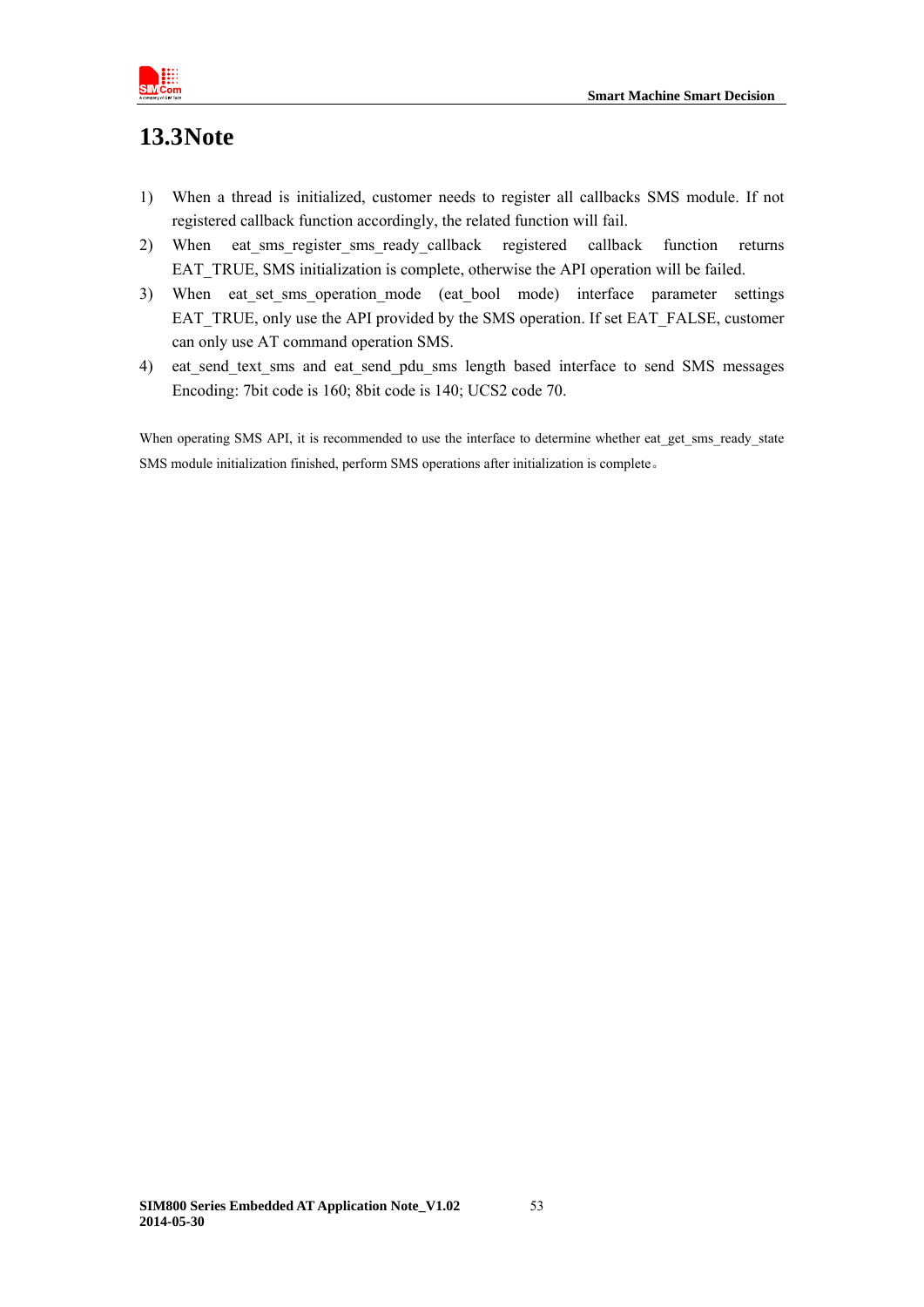## 13.3Note

1) When a thread is initialized, customer needs to register all callbacks SMS module. If not registered callback function accordingly, the related function will fail.
2) When eat_sms_register_sms_ready_callback registered callback function returns EAT_TRUE, SMS initialization is complete, otherwise the API operation will be failed.
3) When eat_set_sms_operation_mode (eat_bool mode) interface parameter settings EAT_TRUE, only use the API provided by the SMS operation. If set EAT_FALSE, customer can only use AT command operation SMS.
4) eat_send_text_sms and eat_send_pdu_sms length based interface to send SMS messages Encoding: 7bit code is 160; 8bit code is 140; UCS2 code 70.

When operating SMS API, it is recommended to use the interface to determine whether eat_get_sms_ready_state SMS module initialization finished, perform SMS operations after initialization is complete。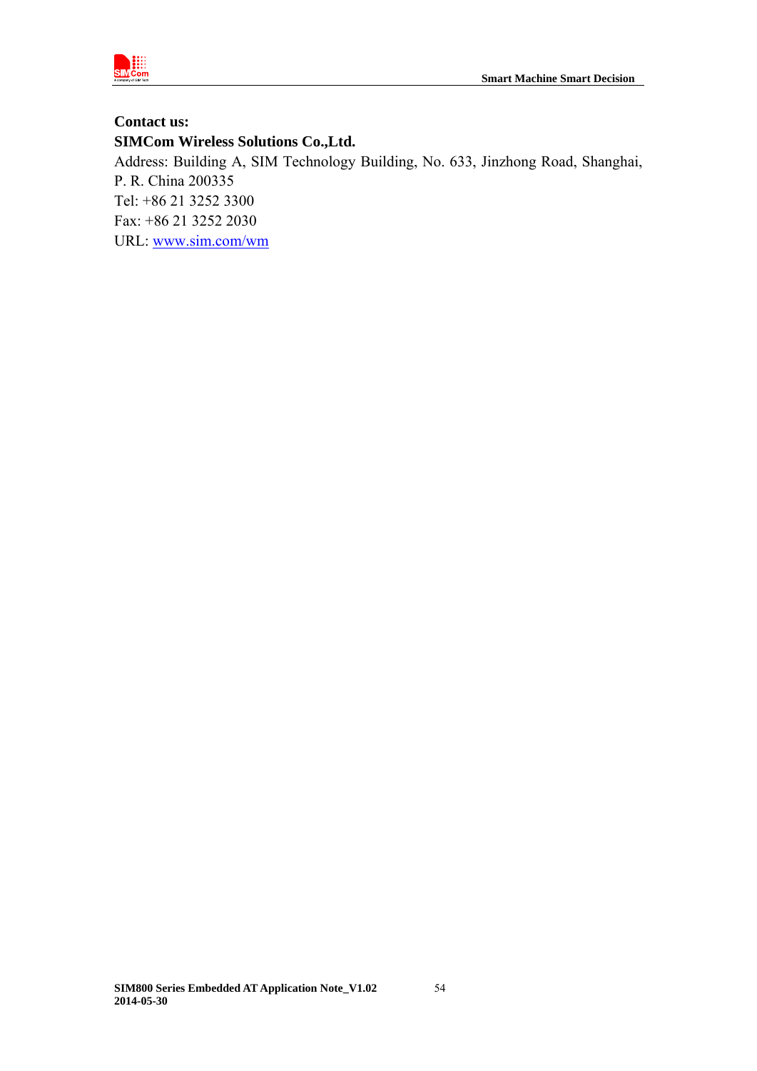**Contact us:**

**SIMCom Wireless Solutions Co.,Ltd.**

Address: Building A, SIM Technology Building, No. 633, Jinzhong Road, Shanghai, P. R. China 200335

Tel: +86 21 3252 3300

Fax: +86 21 3252 2030

URL: www.sim.com/wm